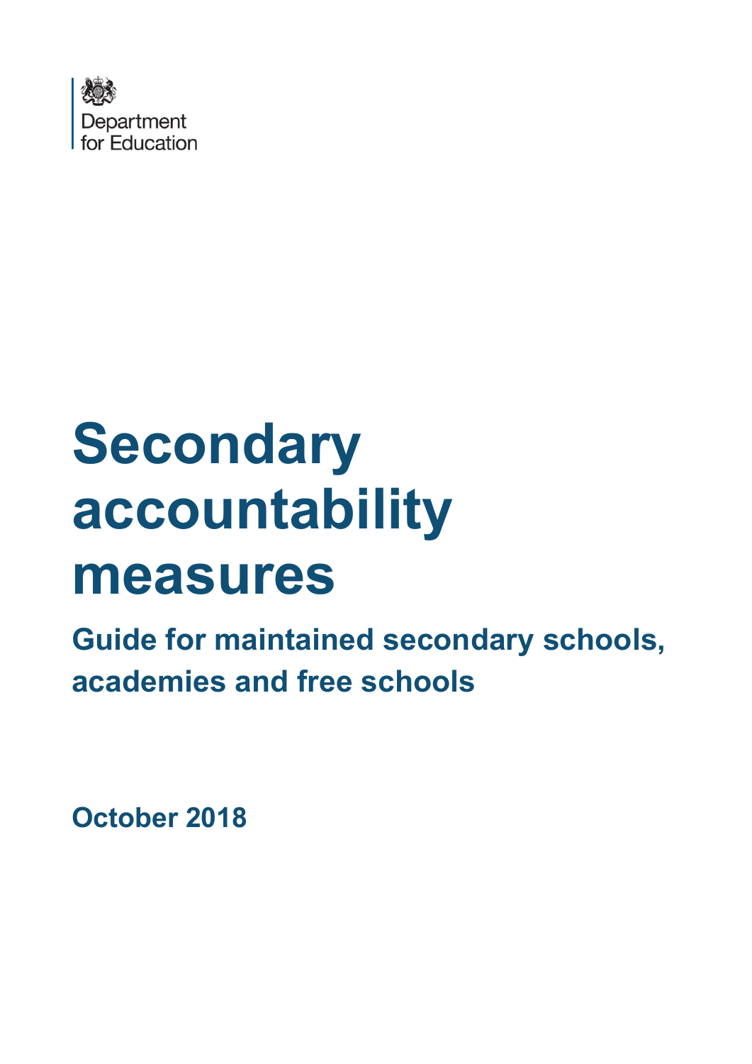Department for Education

# Secondary accountability measures

## Guide for maintained secondary schools, academies and free schools

**October 2018**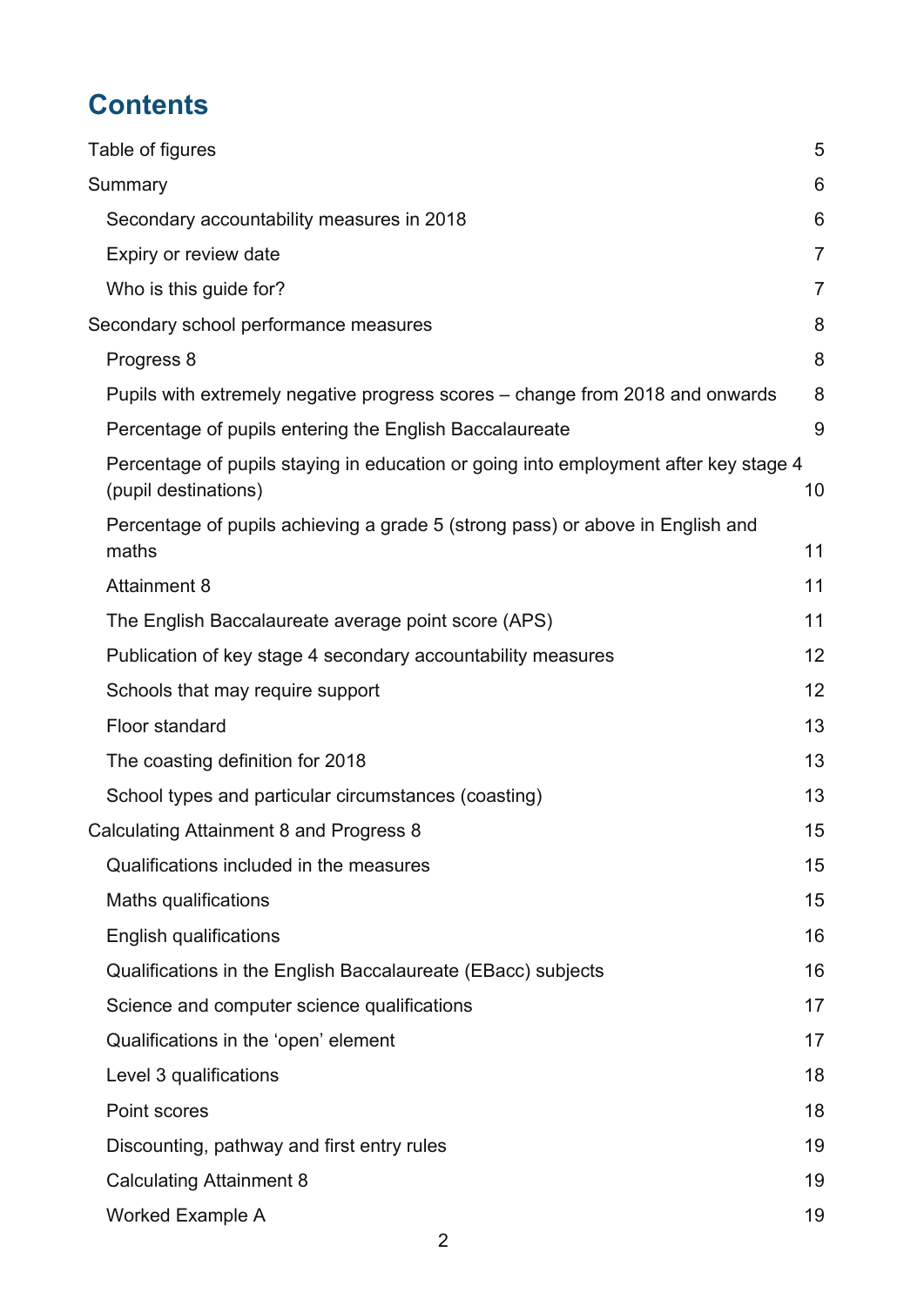# Contents

- Table of figures 5
- Summary 6
  - Secondary accountability measures in 2018 6
  - Expiry or review date 7
  - Who is this guide for? 7
- Secondary school performance measures 8
  - Progress 8 8
  - Pupils with extremely negative progress scores – change from 2018 and onwards 8
  - Percentage of pupils entering the English Baccalaureate 9
  - Percentage of pupils staying in education or going into employment after key stage 4 (pupil destinations) 10
  - Percentage of pupils achieving a grade 5 (strong pass) or above in English and maths 11
  - Attainment 8 11
  - The English Baccalaureate average point score (APS) 11
  - Publication of key stage 4 secondary accountability measures 12
  - Schools that may require support 12
  - Floor standard 13
  - The coasting definition for 2018 13
  - School types and particular circumstances (coasting) 13
- Calculating Attainment 8 and Progress 8 15
  - Qualifications included in the measures 15
  - Maths qualifications 15
  - English qualifications 16
  - Qualifications in the English Baccalaureate (EBacc) subjects 16
  - Science and computer science qualifications 17
  - Qualifications in the ‘open’ element 17
  - Level 3 qualifications 18
  - Point scores 18
  - Discounting, pathway and first entry rules 19
  - Calculating Attainment 8 19
  - Worked Example A 19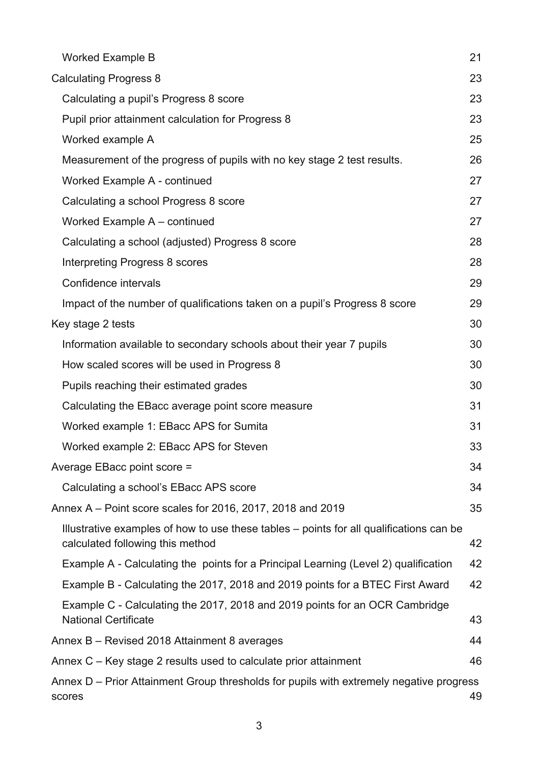Worked Example B 21

Calculating Progress 8 23

Calculating a pupil's Progress 8 score 23

Pupil prior attainment calculation for Progress 8 23

Worked example A 25

Measurement of the progress of pupils with no key stage 2 test results. 26

Worked Example A - continued 27

Calculating a school Progress 8 score 27

Worked Example A – continued 27

Calculating a school (adjusted) Progress 8 score 28

Interpreting Progress 8 scores 28

Confidence intervals 29

Impact of the number of qualifications taken on a pupil's Progress 8 score 29

Key stage 2 tests 30

Information available to secondary schools about their year 7 pupils 30

How scaled scores will be used in Progress 8 30

Pupils reaching their estimated grades 30

Calculating the EBacc average point score measure 31

Worked example 1: EBacc APS for Sumita 31

Worked example 2: EBacc APS for Steven 33

Average EBacc point score = 34

Calculating a school's EBacc APS score 34

Annex A – Point score scales for 2016, 2017, 2018 and 2019 35

Illustrative examples of how to use these tables – points for all qualifications can be calculated following this method 42

Example A - Calculating the points for a Principal Learning (Level 2) qualification 42

Example B - Calculating the 2017, 2018 and 2019 points for a BTEC First Award 42

Example C - Calculating the 2017, 2018 and 2019 points for an OCR Cambridge National Certificate 43

Annex B – Revised 2018 Attainment 8 averages 44

Annex C – Key stage 2 results used to calculate prior attainment 46

Annex D – Prior Attainment Group thresholds for pupils with extremely negative progress scores 49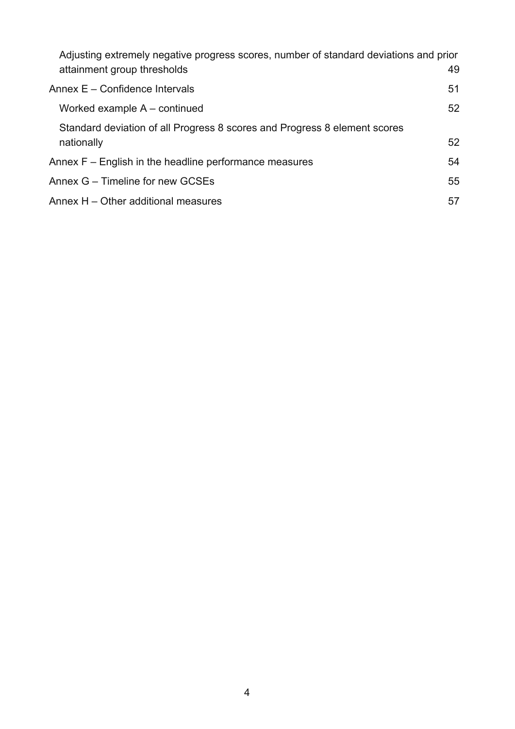Adjusting extremely negative progress scores, number of standard deviations and prior attainment group thresholds 49

Annex E – Confidence Intervals 51

Worked example A – continued 52

Standard deviation of all Progress 8 scores and Progress 8 element scores nationally 52

Annex F – English in the headline performance measures 54

Annex G – Timeline for new GCSEs 55

Annex H – Other additional measures 57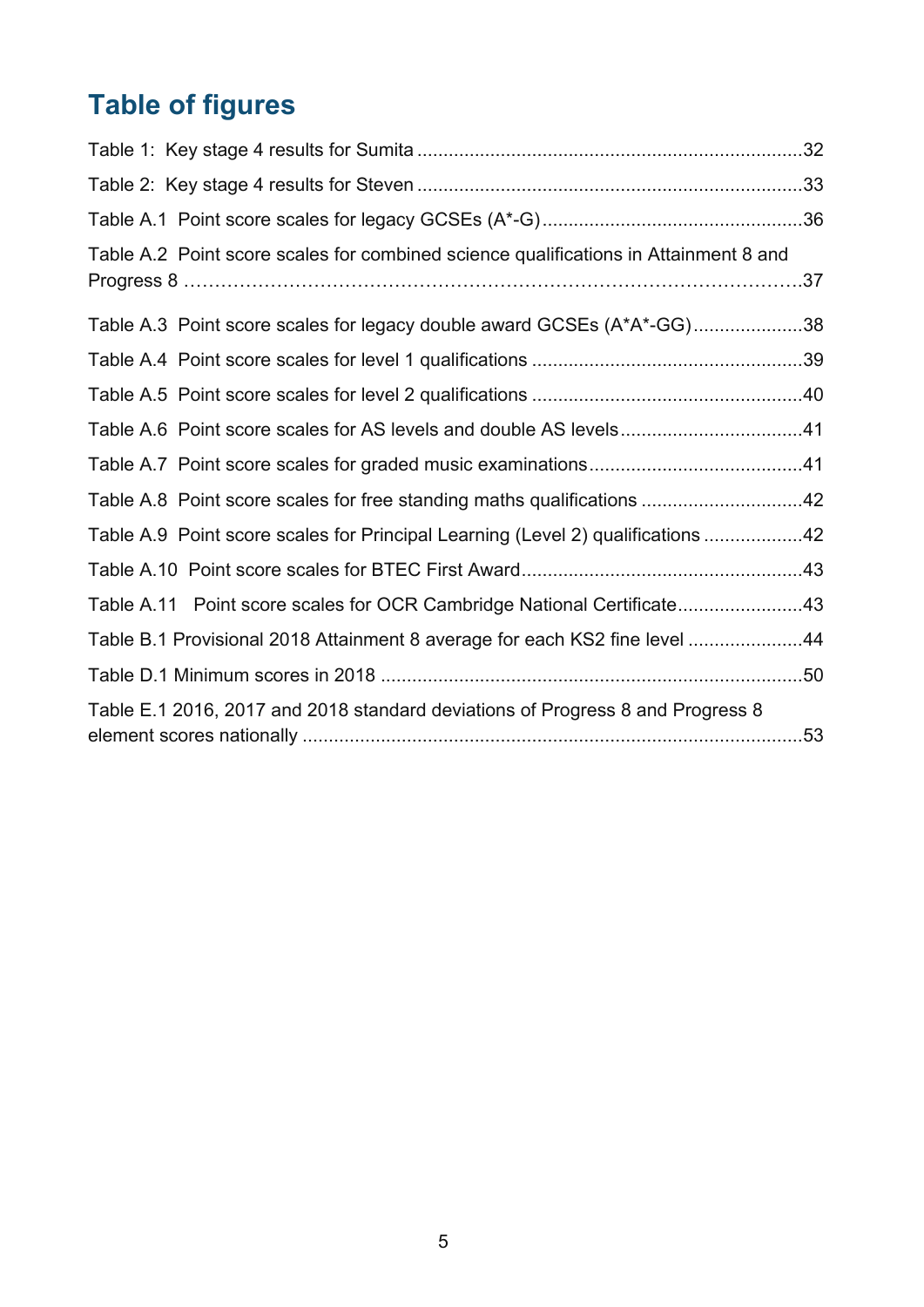## Table of figures

Table 1: Key stage 4 results for Sumita .......................................................................32

Table 2: Key stage 4 results for Steven .......................................................................33

Table A.1 Point score scales for legacy GCSEs (A*-G).................................................36

Table A.2 Point score scales for combined science qualifications in Attainment 8 and Progress 8 …………………………………………………………………………………….37

Table A.3 Point score scales for legacy double award GCSEs (A*A*-GG).....................38

Table A.4 Point score scales for level 1 qualifications ...................................................39

Table A.5 Point score scales for level 2 qualifications ...................................................40

Table A.6 Point score scales for AS levels and double AS levels..................................41

Table A.7 Point score scales for graded music examinations........................................41

Table A.8 Point score scales for free standing maths qualifications ..............................42

Table A.9 Point score scales for Principal Learning (Level 2) qualifications ..................42

Table A.10 Point score scales for BTEC First Award.....................................................43

Table A.11 Point score scales for OCR Cambridge National Certificate........................43

Table B.1 Provisional 2018 Attainment 8 average for each KS2 fine level ......................44

Table D.1 Minimum scores in 2018 ...............................................................................50

Table E.1 2016, 2017 and 2018 standard deviations of Progress 8 and Progress 8 element scores nationally ...............................................................................................53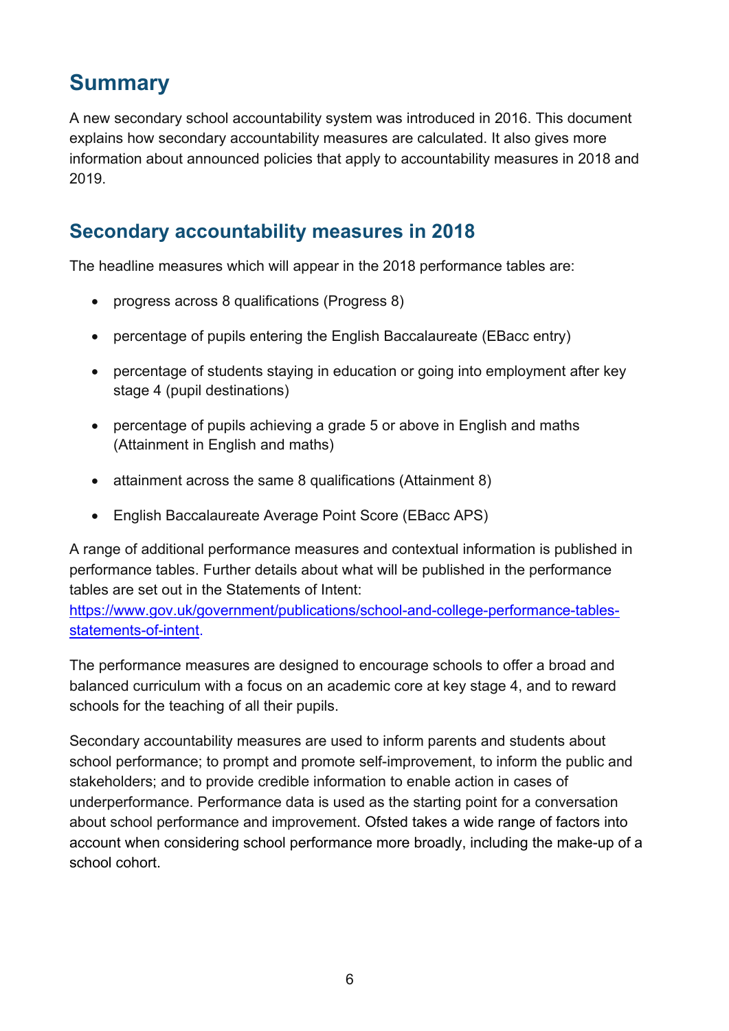# Summary

A new secondary school accountability system was introduced in 2016. This document explains how secondary accountability measures are calculated. It also gives more information about announced policies that apply to accountability measures in 2018 and 2019.

## Secondary accountability measures in 2018

The headline measures which will appear in the 2018 performance tables are:

- progress across 8 qualifications (Progress 8)
- percentage of pupils entering the English Baccalaureate (EBacc entry)
- percentage of students staying in education or going into employment after key stage 4 (pupil destinations)
- percentage of pupils achieving a grade 5 or above in English and maths (Attainment in English and maths)
- attainment across the same 8 qualifications (Attainment 8)
- English Baccalaureate Average Point Score (EBacc APS)

A range of additional performance measures and contextual information is published in performance tables. Further details about what will be published in the performance tables are set out in the Statements of Intent: [https://www.gov.uk/government/publications/school-and-college-performance-tables-statements-of-intent](https://www.gov.uk/government/publications/school-and-college-performance-tables-statements-of-intent).

The performance measures are designed to encourage schools to offer a broad and balanced curriculum with a focus on an academic core at key stage 4, and to reward schools for the teaching of all their pupils.

Secondary accountability measures are used to inform parents and students about school performance; to prompt and promote self-improvement, to inform the public and stakeholders; and to provide credible information to enable action in cases of underperformance. Performance data is used as the starting point for a conversation about school performance and improvement. Ofsted takes a wide range of factors into account when considering school performance more broadly, including the make-up of a school cohort.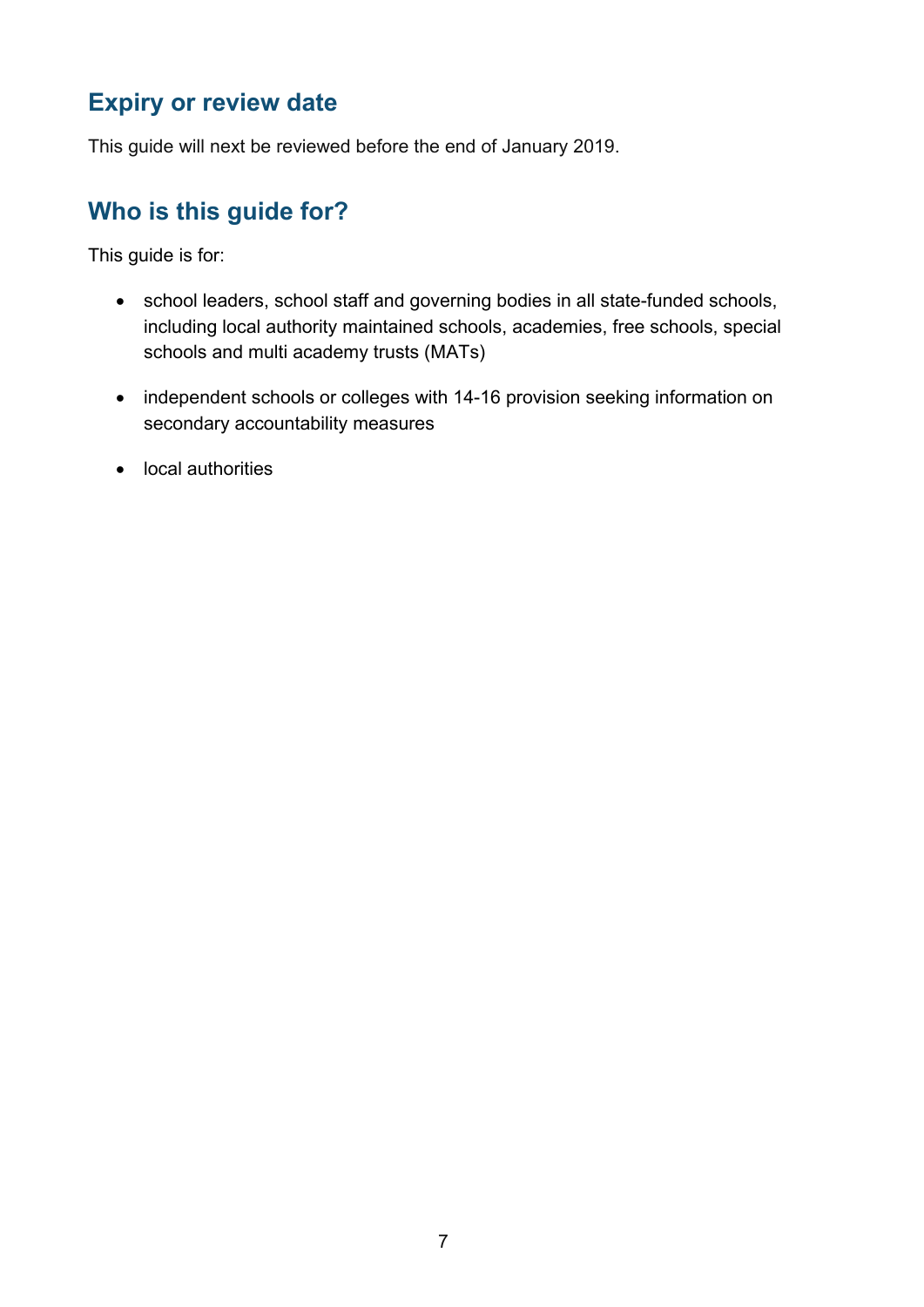## Expiry or review date

This guide will next be reviewed before the end of January 2019.

## Who is this guide for?

This guide is for:

- school leaders, school staff and governing bodies in all state-funded schools, including local authority maintained schools, academies, free schools, special schools and multi academy trusts (MATs)
- independent schools or colleges with 14-16 provision seeking information on secondary accountability measures
- local authorities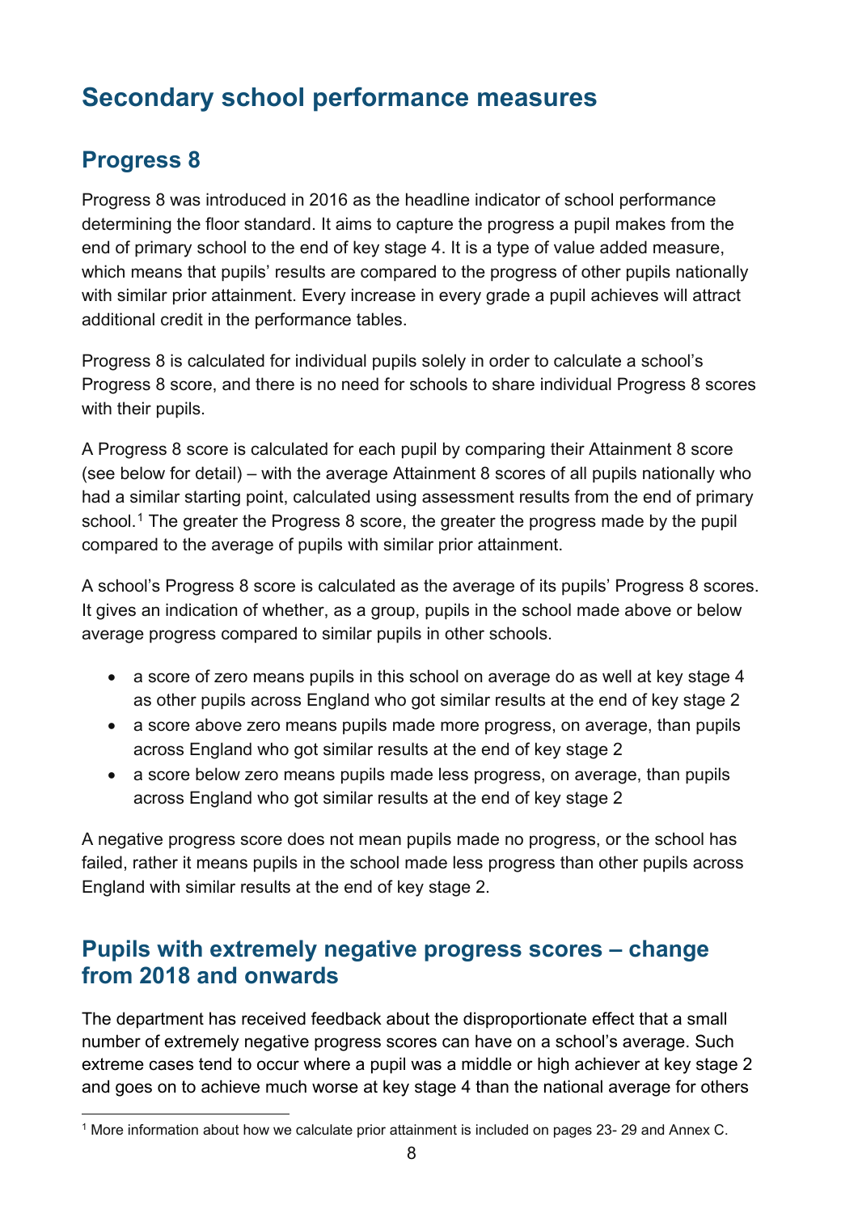# Secondary school performance measures

## Progress 8

Progress 8 was introduced in 2016 as the headline indicator of school performance determining the floor standard. It aims to capture the progress a pupil makes from the end of primary school to the end of key stage 4. It is a type of value added measure, which means that pupils' results are compared to the progress of other pupils nationally with similar prior attainment. Every increase in every grade a pupil achieves will attract additional credit in the performance tables.

Progress 8 is calculated for individual pupils solely in order to calculate a school's Progress 8 score, and there is no need for schools to share individual Progress 8 scores with their pupils.

A Progress 8 score is calculated for each pupil by comparing their Attainment 8 score (see below for detail) – with the average Attainment 8 scores of all pupils nationally who had a similar starting point, calculated using assessment results from the end of primary school.[1] The greater the Progress 8 score, the greater the progress made by the pupil compared to the average of pupils with similar prior attainment.

A school's Progress 8 score is calculated as the average of its pupils' Progress 8 scores. It gives an indication of whether, as a group, pupils in the school made above or below average progress compared to similar pupils in other schools.

- a score of zero means pupils in this school on average do as well at key stage 4 as other pupils across England who got similar results at the end of key stage 2
- a score above zero means pupils made more progress, on average, than pupils across England who got similar results at the end of key stage 2
- a score below zero means pupils made less progress, on average, than pupils across England who got similar results at the end of key stage 2

A negative progress score does not mean pupils made no progress, or the school has failed, rather it means pupils in the school made less progress than other pupils across England with similar results at the end of key stage 2.

## Pupils with extremely negative progress scores – change from 2018 and onwards

The department has received feedback about the disproportionate effect that a small number of extremely negative progress scores can have on a school's average. Such extreme cases tend to occur where a pupil was a middle or high achiever at key stage 2 and goes on to achieve much worse at key stage 4 than the national average for others

[1] More information about how we calculate prior attainment is included on pages 23- 29 and Annex C.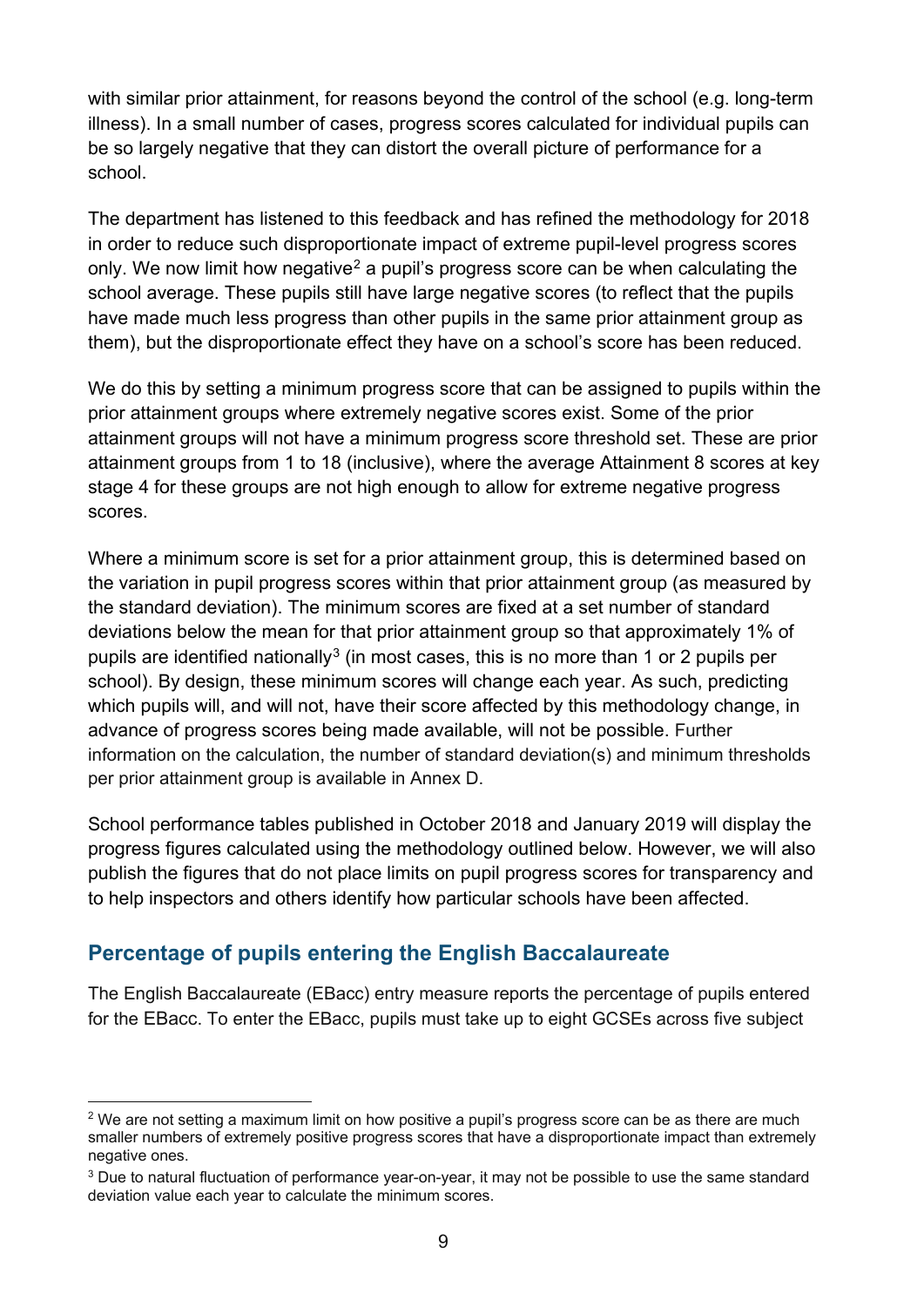with similar prior attainment, for reasons beyond the control of the school (e.g. long-term illness). In a small number of cases, progress scores calculated for individual pupils can be so largely negative that they can distort the overall picture of performance for a school.

The department has listened to this feedback and has refined the methodology for 2018 in order to reduce such disproportionate impact of extreme pupil-level progress scores only. We now limit how negative[2] a pupil's progress score can be when calculating the school average. These pupils still have large negative scores (to reflect that the pupils have made much less progress than other pupils in the same prior attainment group as them), but the disproportionate effect they have on a school's score has been reduced.

We do this by setting a minimum progress score that can be assigned to pupils within the prior attainment groups where extremely negative scores exist. Some of the prior attainment groups will not have a minimum progress score threshold set. These are prior attainment groups from 1 to 18 (inclusive), where the average Attainment 8 scores at key stage 4 for these groups are not high enough to allow for extreme negative progress scores.

Where a minimum score is set for a prior attainment group, this is determined based on the variation in pupil progress scores within that prior attainment group (as measured by the standard deviation). The minimum scores are fixed at a set number of standard deviations below the mean for that prior attainment group so that approximately 1% of pupils are identified nationally[3] (in most cases, this is no more than 1 or 2 pupils per school). By design, these minimum scores will change each year. As such, predicting which pupils will, and will not, have their score affected by this methodology change, in advance of progress scores being made available, will not be possible. Further information on the calculation, the number of standard deviation(s) and minimum thresholds per prior attainment group is available in Annex D.

School performance tables published in October 2018 and January 2019 will display the progress figures calculated using the methodology outlined below. However, we will also publish the figures that do not place limits on pupil progress scores for transparency and to help inspectors and others identify how particular schools have been affected.

## Percentage of pupils entering the English Baccalaureate

The English Baccalaureate (EBacc) entry measure reports the percentage of pupils entered for the EBacc. To enter the EBacc, pupils must take up to eight GCSEs across five subject

---

[2] We are not setting a maximum limit on how positive a pupil's progress score can be as there are much smaller numbers of extremely positive progress scores that have a disproportionate impact than extremely negative ones.

[3] Due to natural fluctuation of performance year-on-year, it may not be possible to use the same standard deviation value each year to calculate the minimum scores.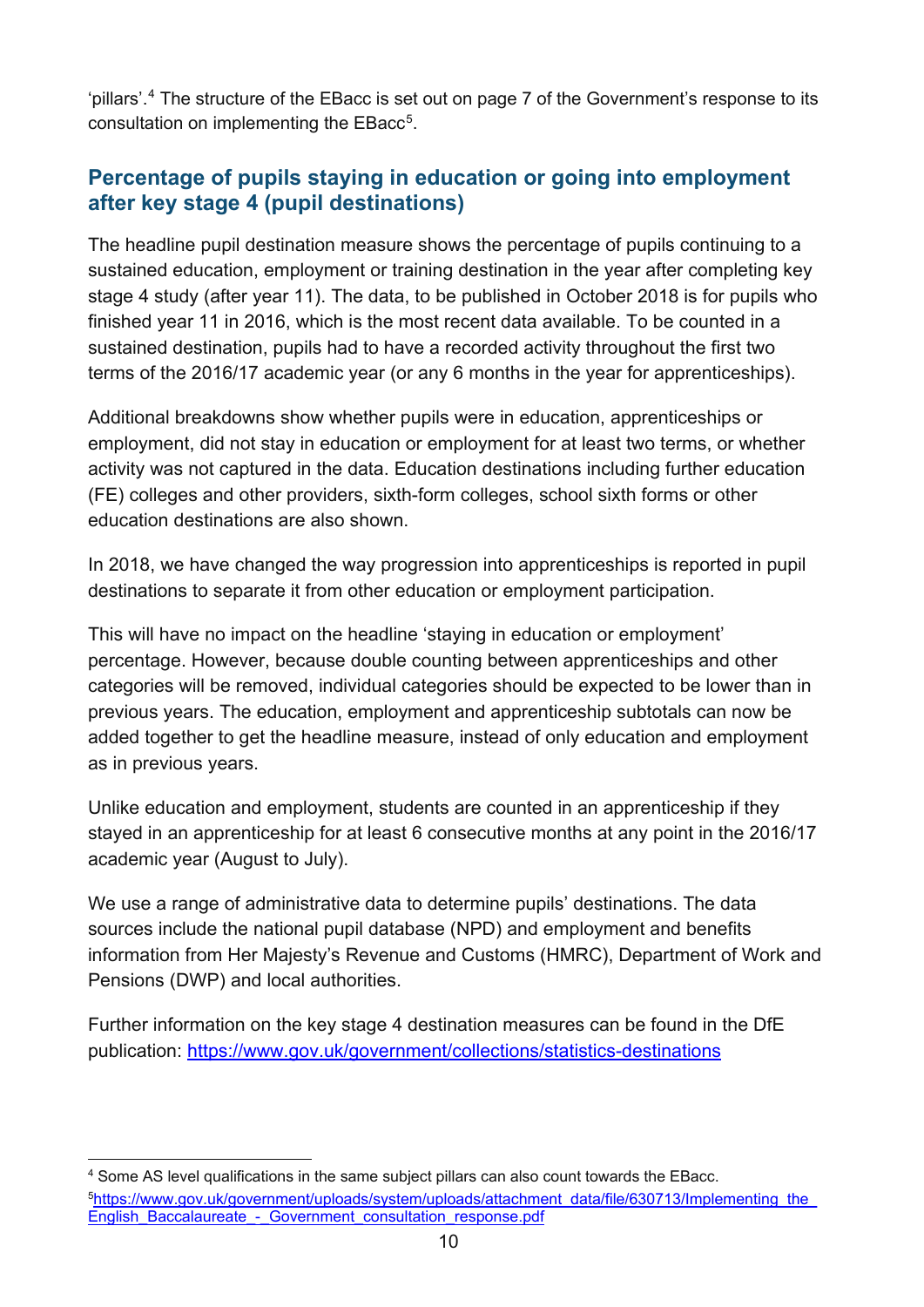'pillars'.[4] The structure of the EBacc is set out on page 7 of the Government's response to its consultation on implementing the EBacc[5].

## Percentage of pupils staying in education or going into employment after key stage 4 (pupil destinations)

The headline pupil destination measure shows the percentage of pupils continuing to a sustained education, employment or training destination in the year after completing key stage 4 study (after year 11). The data, to be published in October 2018 is for pupils who finished year 11 in 2016, which is the most recent data available. To be counted in a sustained destination, pupils had to have a recorded activity throughout the first two terms of the 2016/17 academic year (or any 6 months in the year for apprenticeships).

Additional breakdowns show whether pupils were in education, apprenticeships or employment, did not stay in education or employment for at least two terms, or whether activity was not captured in the data. Education destinations including further education (FE) colleges and other providers, sixth-form colleges, school sixth forms or other education destinations are also shown.

In 2018, we have changed the way progression into apprenticeships is reported in pupil destinations to separate it from other education or employment participation.

This will have no impact on the headline 'staying in education or employment' percentage. However, because double counting between apprenticeships and other categories will be removed, individual categories should be expected to be lower than in previous years. The education, employment and apprenticeship subtotals can now be added together to get the headline measure, instead of only education and employment as in previous years.

Unlike education and employment, students are counted in an apprenticeship if they stayed in an apprenticeship for at least 6 consecutive months at any point in the 2016/17 academic year (August to July).

We use a range of administrative data to determine pupils' destinations. The data sources include the national pupil database (NPD) and employment and benefits information from Her Majesty's Revenue and Customs (HMRC), Department of Work and Pensions (DWP) and local authorities.

Further information on the key stage 4 destination measures can be found in the DfE publication: https://www.gov.uk/government/collections/statistics-destinations

---

[4] Some AS level qualifications in the same subject pillars can also count towards the EBacc.

[5] https://www.gov.uk/government/uploads/system/uploads/attachment_data/file/630713/Implementing_the_English_Baccalaureate_-_Government_consultation_response.pdf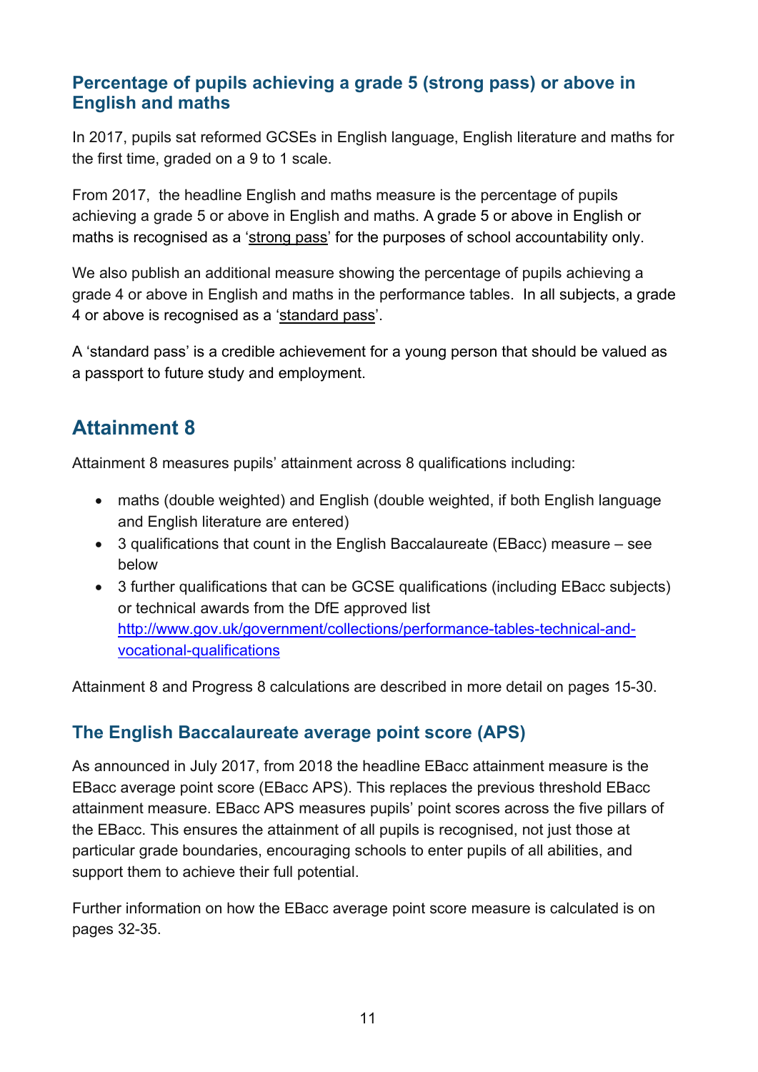### Percentage of pupils achieving a grade 5 (strong pass) or above in English and maths

In 2017, pupils sat reformed GCSEs in English language, English literature and maths for the first time, graded on a 9 to 1 scale.

From 2017, the headline English and maths measure is the percentage of pupils achieving a grade 5 or above in English and maths. A grade 5 or above in English or maths is recognised as a 'strong pass' for the purposes of school accountability only.

We also publish an additional measure showing the percentage of pupils achieving a grade 4 or above in English and maths in the performance tables. In all subjects, a grade 4 or above is recognised as a 'standard pass'.

A 'standard pass' is a credible achievement for a young person that should be valued as a passport to future study and employment.

## Attainment 8

Attainment 8 measures pupils' attainment across 8 qualifications including:

- maths (double weighted) and English (double weighted, if both English language and English literature are entered)
- 3 qualifications that count in the English Baccalaureate (EBacc) measure – see below
- 3 further qualifications that can be GCSE qualifications (including EBacc subjects) or technical awards from the DfE approved list [http://www.gov.uk/government/collections/performance-tables-technical-and-vocational-qualifications](http://www.gov.uk/government/collections/performance-tables-technical-and-vocational-qualifications)

Attainment 8 and Progress 8 calculations are described in more detail on pages 15-30.

### The English Baccalaureate average point score (APS)

As announced in July 2017, from 2018 the headline EBacc attainment measure is the EBacc average point score (EBacc APS). This replaces the previous threshold EBacc attainment measure. EBacc APS measures pupils' point scores across the five pillars of the EBacc. This ensures the attainment of all pupils is recognised, not just those at particular grade boundaries, encouraging schools to enter pupils of all abilities, and support them to achieve their full potential.

Further information on how the EBacc average point score measure is calculated is on pages 32-35.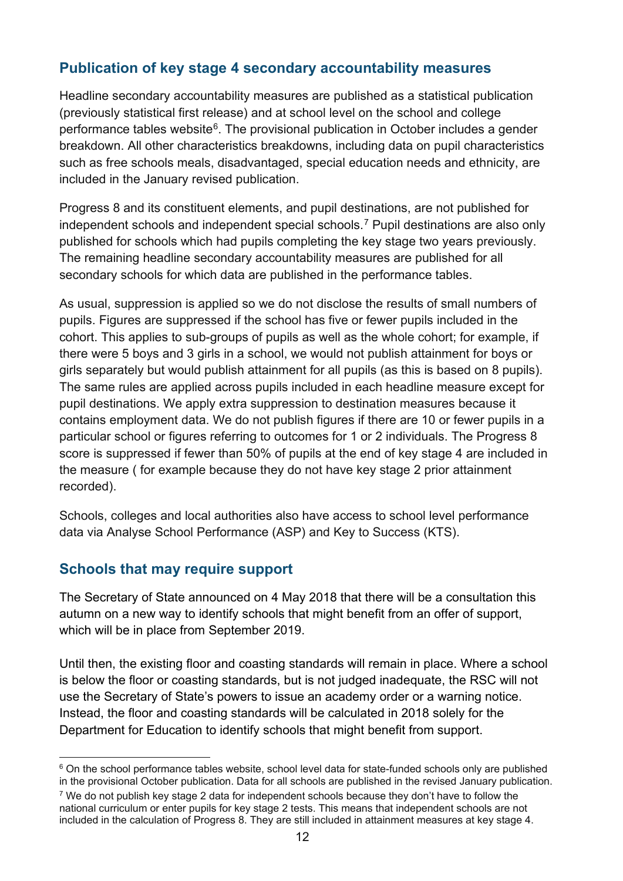## Publication of key stage 4 secondary accountability measures

Headline secondary accountability measures are published as a statistical publication (previously statistical first release) and at school level on the school and college performance tables website[6]. The provisional publication in October includes a gender breakdown. All other characteristics breakdowns, including data on pupil characteristics such as free schools meals, disadvantaged, special education needs and ethnicity, are included in the January revised publication.

Progress 8 and its constituent elements, and pupil destinations, are not published for independent schools and independent special schools.[7] Pupil destinations are also only published for schools which had pupils completing the key stage two years previously. The remaining headline secondary accountability measures are published for all secondary schools for which data are published in the performance tables.

As usual, suppression is applied so we do not disclose the results of small numbers of pupils. Figures are suppressed if the school has five or fewer pupils included in the cohort. This applies to sub-groups of pupils as well as the whole cohort; for example, if there were 5 boys and 3 girls in a school, we would not publish attainment for boys or girls separately but would publish attainment for all pupils (as this is based on 8 pupils). The same rules are applied across pupils included in each headline measure except for pupil destinations. We apply extra suppression to destination measures because it contains employment data. We do not publish figures if there are 10 or fewer pupils in a particular school or figures referring to outcomes for 1 or 2 individuals. The Progress 8 score is suppressed if fewer than 50% of pupils at the end of key stage 4 are included in the measure ( for example because they do not have key stage 2 prior attainment recorded).

Schools, colleges and local authorities also have access to school level performance data via Analyse School Performance (ASP) and Key to Success (KTS).

## Schools that may require support

The Secretary of State announced on 4 May 2018 that there will be a consultation this autumn on a new way to identify schools that might benefit from an offer of support, which will be in place from September 2019.

Until then, the existing floor and coasting standards will remain in place. Where a school is below the floor or coasting standards, but is not judged inadequate, the RSC will not use the Secretary of State's powers to issue an academy order or a warning notice. Instead, the floor and coasting standards will be calculated in 2018 solely for the Department for Education to identify schools that might benefit from support.

---

[6] On the school performance tables website, school level data for state-funded schools only are published in the provisional October publication. Data for all schools are published in the revised January publication.

[7] We do not publish key stage 2 data for independent schools because they don't have to follow the national curriculum or enter pupils for key stage 2 tests. This means that independent schools are not included in the calculation of Progress 8. They are still included in attainment measures at key stage 4.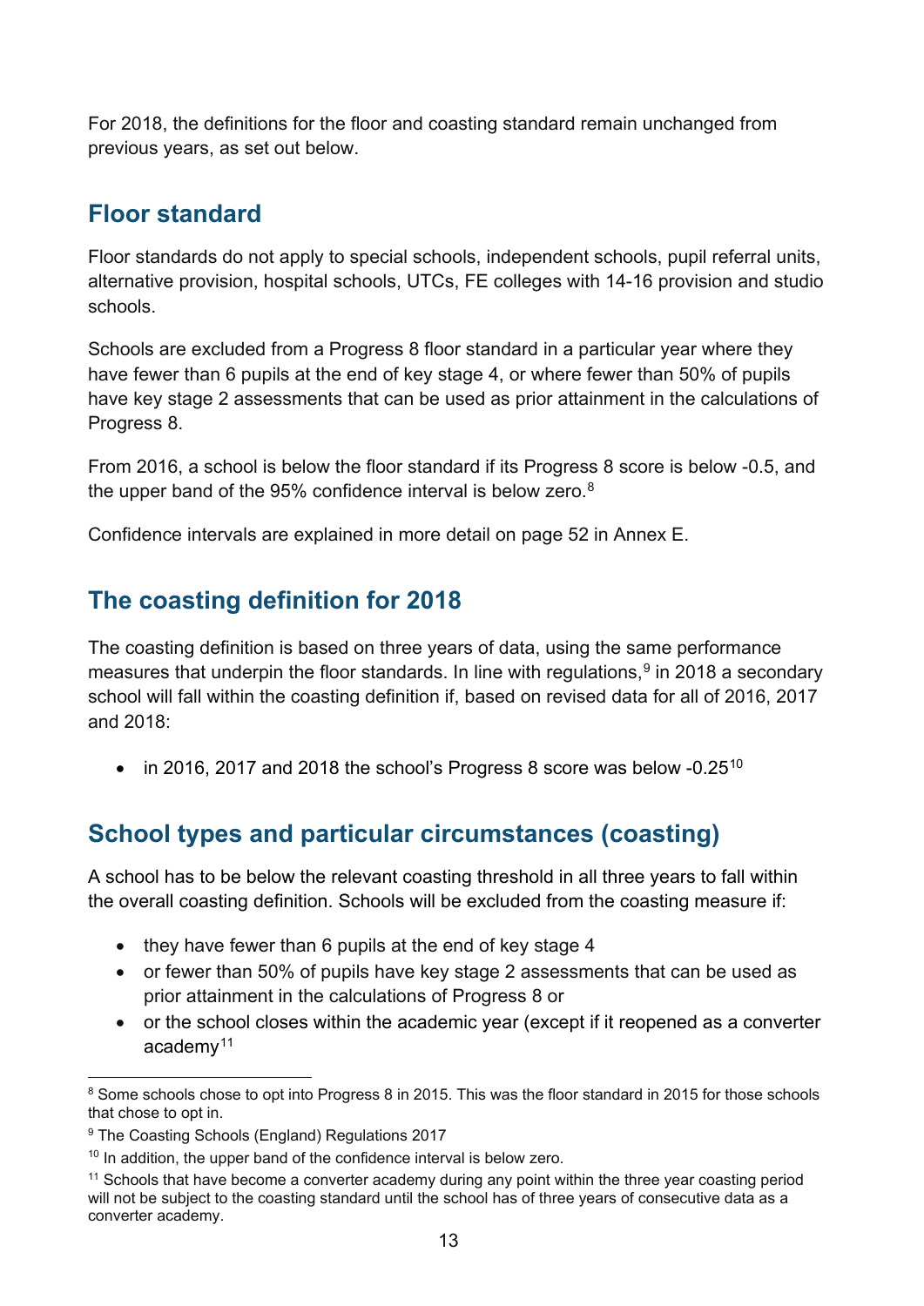For 2018, the definitions for the floor and coasting standard remain unchanged from previous years, as set out below.

## Floor standard

Floor standards do not apply to special schools, independent schools, pupil referral units, alternative provision, hospital schools, UTCs, FE colleges with 14-16 provision and studio schools.

Schools are excluded from a Progress 8 floor standard in a particular year where they have fewer than 6 pupils at the end of key stage 4, or where fewer than 50% of pupils have key stage 2 assessments that can be used as prior attainment in the calculations of Progress 8.

From 2016, a school is below the floor standard if its Progress 8 score is below -0.5, and the upper band of the 95% confidence interval is below zero.[8]

Confidence intervals are explained in more detail on page 52 in Annex E.

## The coasting definition for 2018

The coasting definition is based on three years of data, using the same performance measures that underpin the floor standards. In line with regulations,[9] in 2018 a secondary school will fall within the coasting definition if, based on revised data for all of 2016, 2017 and 2018:

- in 2016, 2017 and 2018 the school's Progress 8 score was below -0.25[10]

## School types and particular circumstances (coasting)

A school has to be below the relevant coasting threshold in all three years to fall within the overall coasting definition. Schools will be excluded from the coasting measure if:

- they have fewer than 6 pupils at the end of key stage 4
- or fewer than 50% of pupils have key stage 2 assessments that can be used as prior attainment in the calculations of Progress 8 or
- or the school closes within the academic year (except if it reopened as a converter academy[11]

---

[8] Some schools chose to opt into Progress 8 in 2015. This was the floor standard in 2015 for those schools that chose to opt in.

[9] The Coasting Schools (England) Regulations 2017

[10] In addition, the upper band of the confidence interval is below zero.

[11] Schools that have become a converter academy during any point within the three year coasting period will not be subject to the coasting standard until the school has of three years of consecutive data as a converter academy.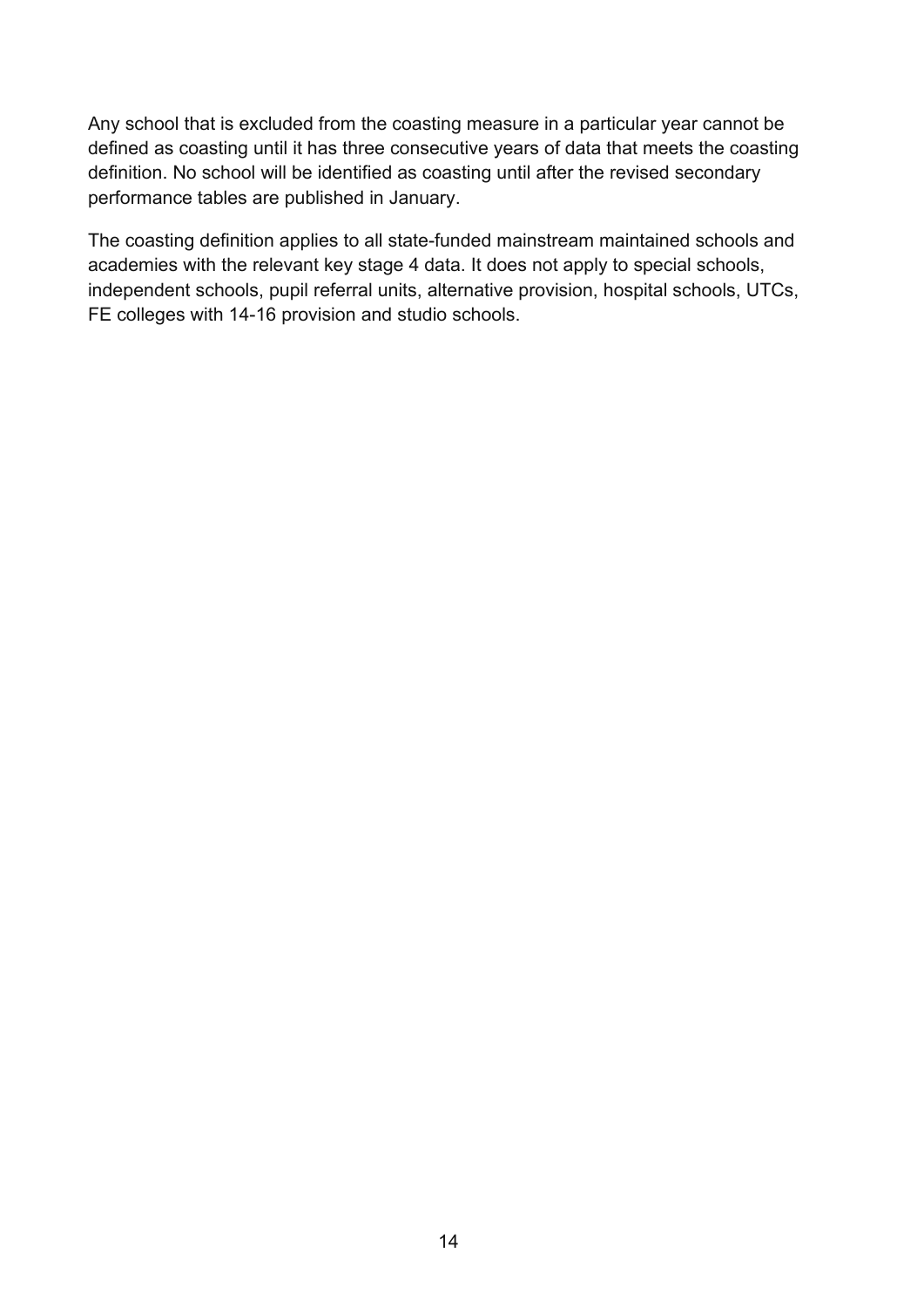Any school that is excluded from the coasting measure in a particular year cannot be defined as coasting until it has three consecutive years of data that meets the coasting definition. No school will be identified as coasting until after the revised secondary performance tables are published in January.

The coasting definition applies to all state-funded mainstream maintained schools and academies with the relevant key stage 4 data. It does not apply to special schools, independent schools, pupil referral units, alternative provision, hospital schools, UTCs, FE colleges with 14-16 provision and studio schools.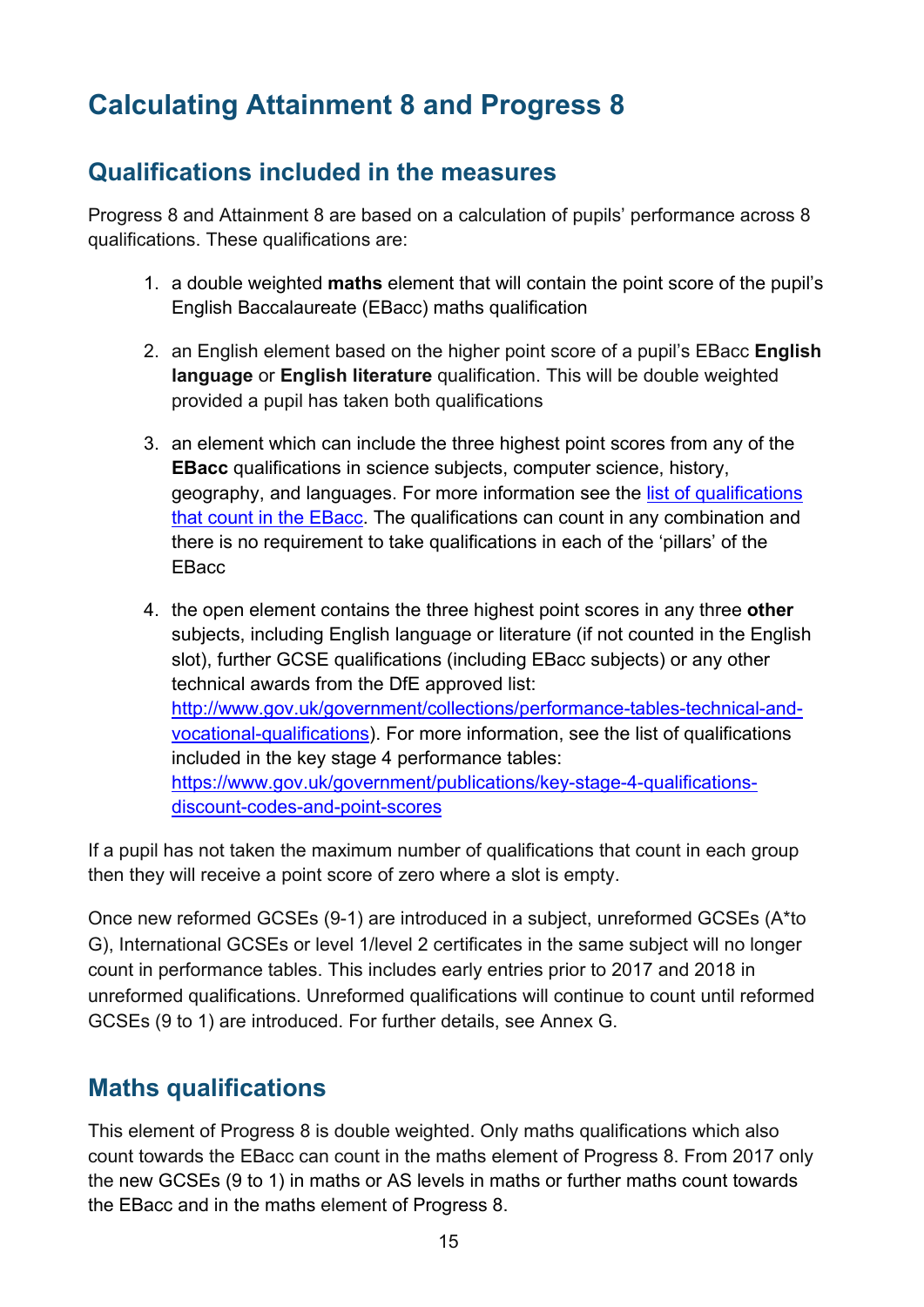# Calculating Attainment 8 and Progress 8

## Qualifications included in the measures

Progress 8 and Attainment 8 are based on a calculation of pupils' performance across 8 qualifications. These qualifications are:

1. a double weighted **maths** element that will contain the point score of the pupil's English Baccalaureate (EBacc) maths qualification

2. an English element based on the higher point score of a pupil's EBacc **English language** or **English literature** qualification. This will be double weighted provided a pupil has taken both qualifications

3. an element which can include the three highest point scores from any of the **EBacc** qualifications in science subjects, computer science, history, geography, and languages. For more information see the [list of qualifications that count in the EBacc](list of qualifications that count in the EBacc). The qualifications can count in any combination and there is no requirement to take qualifications in each of the 'pillars' of the EBacc

4. the open element contains the three highest point scores in any three **other** subjects, including English language or literature (if not counted in the English slot), further GCSE qualifications (including EBacc subjects) or any other technical awards from the DfE approved list: [http://www.gov.uk/government/collections/performance-tables-technical-and-vocational-qualifications](http://www.gov.uk/government/collections/performance-tables-technical-and-vocational-qualifications)). For more information, see the list of qualifications included in the key stage 4 performance tables: [https://www.gov.uk/government/publications/key-stage-4-qualifications-discount-codes-and-point-scores](https://www.gov.uk/government/publications/key-stage-4-qualifications-discount-codes-and-point-scores)

If a pupil has not taken the maximum number of qualifications that count in each group then they will receive a point score of zero where a slot is empty.

Once new reformed GCSEs (9-1) are introduced in a subject, unreformed GCSEs (A*to G), International GCSEs or level 1/level 2 certificates in the same subject will no longer count in performance tables. This includes early entries prior to 2017 and 2018 in unreformed qualifications. Unreformed qualifications will continue to count until reformed GCSEs (9 to 1) are introduced. For further details, see Annex G.

## Maths qualifications

This element of Progress 8 is double weighted. Only maths qualifications which also count towards the EBacc can count in the maths element of Progress 8. From 2017 only the new GCSEs (9 to 1) in maths or AS levels in maths or further maths count towards the EBacc and in the maths element of Progress 8.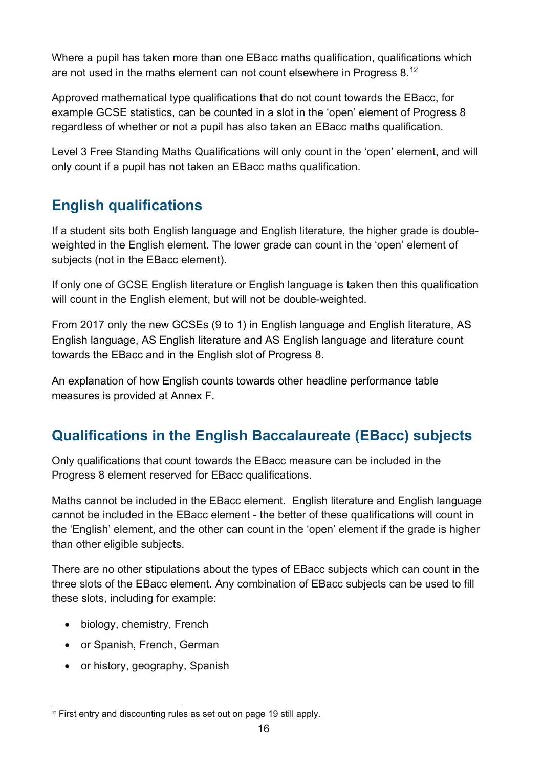Where a pupil has taken more than one EBacc maths qualification, qualifications which are not used in the maths element can not count elsewhere in Progress 8.[12]

Approved mathematical type qualifications that do not count towards the EBacc, for example GCSE statistics, can be counted in a slot in the 'open' element of Progress 8 regardless of whether or not a pupil has also taken an EBacc maths qualification.

Level 3 Free Standing Maths Qualifications will only count in the 'open' element, and will only count if a pupil has not taken an EBacc maths qualification.

## English qualifications

If a student sits both English language and English literature, the higher grade is double-weighted in the English element. The lower grade can count in the 'open' element of subjects (not in the EBacc element).

If only one of GCSE English literature or English language is taken then this qualification will count in the English element, but will not be double-weighted.

From 2017 only the new GCSEs (9 to 1) in English language and English literature, AS English language, AS English literature and AS English language and literature count towards the EBacc and in the English slot of Progress 8.

An explanation of how English counts towards other headline performance table measures is provided at Annex F.

## Qualifications in the English Baccalaureate (EBacc) subjects

Only qualifications that count towards the EBacc measure can be included in the Progress 8 element reserved for EBacc qualifications.

Maths cannot be included in the EBacc element. English literature and English language cannot be included in the EBacc element - the better of these qualifications will count in the 'English' element, and the other can count in the 'open' element if the grade is higher than other eligible subjects.

There are no other stipulations about the types of EBacc subjects which can count in the three slots of the EBacc element. Any combination of EBacc subjects can be used to fill these slots, including for example:

- biology, chemistry, French
- or Spanish, French, German
- or history, geography, Spanish

[12] First entry and discounting rules as set out on page 19 still apply.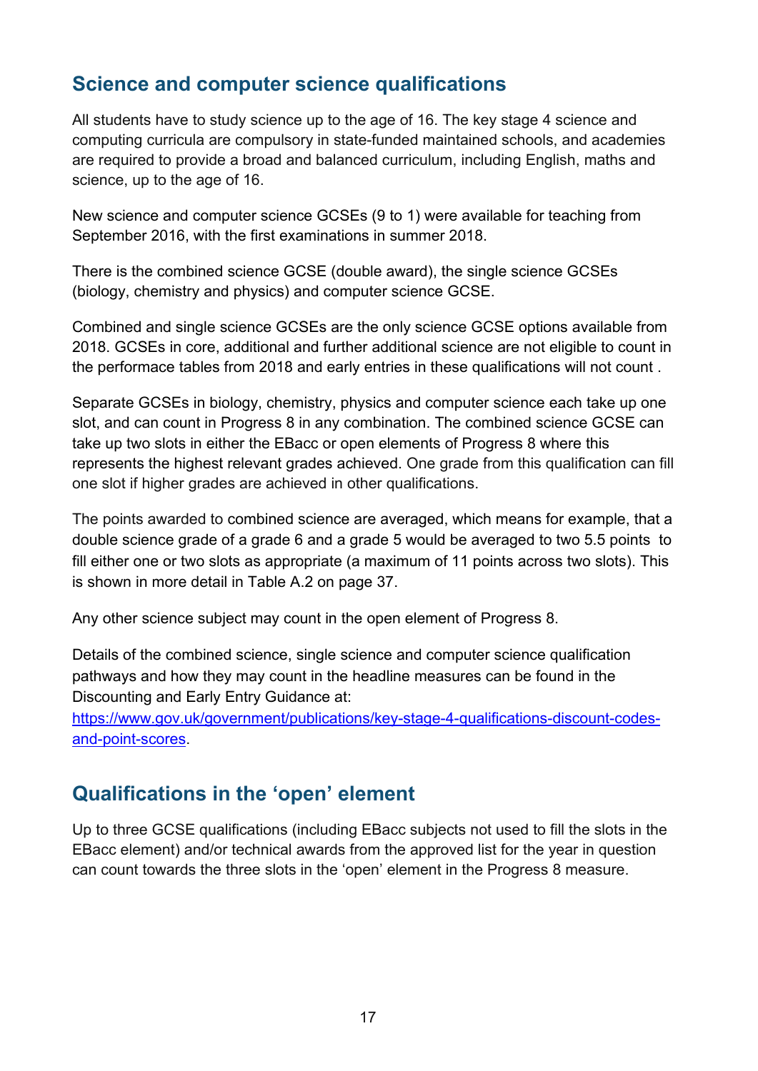## Science and computer science qualifications

All students have to study science up to the age of 16. The key stage 4 science and computing curricula are compulsory in state-funded maintained schools, and academies are required to provide a broad and balanced curriculum, including English, maths and science, up to the age of 16.

New science and computer science GCSEs (9 to 1) were available for teaching from September 2016, with the first examinations in summer 2018.

There is the combined science GCSE (double award), the single science GCSEs (biology, chemistry and physics) and computer science GCSE.

Combined and single science GCSEs are the only science GCSE options available from 2018. GCSEs in core, additional and further additional science are not eligible to count in the performace tables from 2018 and early entries in these qualifications will not count .

Separate GCSEs in biology, chemistry, physics and computer science each take up one slot, and can count in Progress 8 in any combination. The combined science GCSE can take up two slots in either the EBacc or open elements of Progress 8 where this represents the highest relevant grades achieved. One grade from this qualification can fill one slot if higher grades are achieved in other qualifications.

The points awarded to combined science are averaged, which means for example, that a double science grade of a grade 6 and a grade 5 would be averaged to two 5.5 points to fill either one or two slots as appropriate (a maximum of 11 points across two slots). This is shown in more detail in Table A.2 on page 37.

Any other science subject may count in the open element of Progress 8.

Details of the combined science, single science and computer science qualification pathways and how they may count in the headline measures can be found in the Discounting and Early Entry Guidance at: [https://www.gov.uk/government/publications/key-stage-4-qualifications-discount-codes-and-point-scores](https://www.gov.uk/government/publications/key-stage-4-qualifications-discount-codes-and-point-scores).

## Qualifications in the 'open' element

Up to three GCSE qualifications (including EBacc subjects not used to fill the slots in the EBacc element) and/or technical awards from the approved list for the year in question can count towards the three slots in the 'open' element in the Progress 8 measure.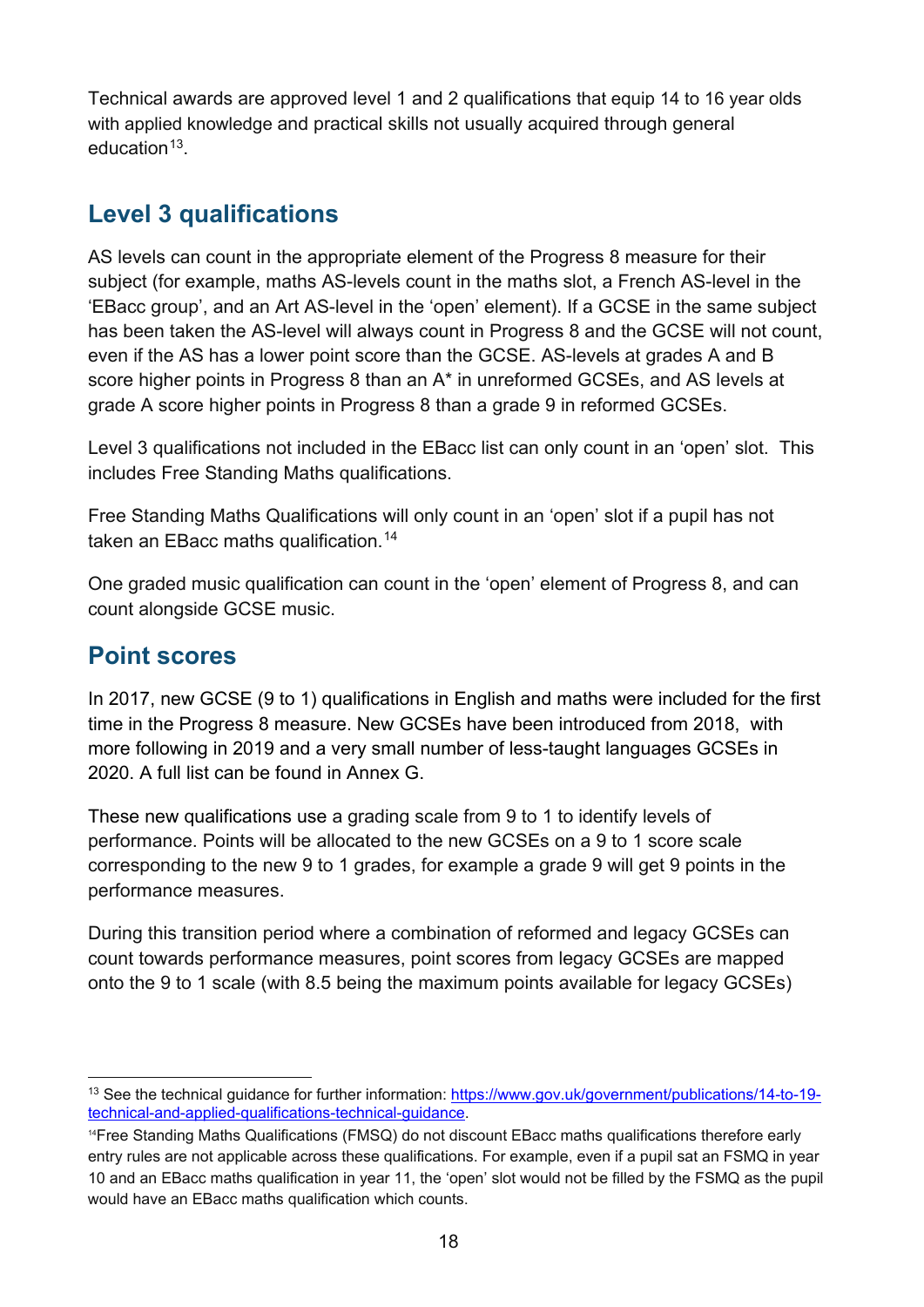Technical awards are approved level 1 and 2 qualifications that equip 14 to 16 year olds with applied knowledge and practical skills not usually acquired through general education[13].

## Level 3 qualifications

AS levels can count in the appropriate element of the Progress 8 measure for their subject (for example, maths AS-levels count in the maths slot, a French AS-level in the 'EBacc group', and an Art AS-level in the 'open' element). If a GCSE in the same subject has been taken the AS-level will always count in Progress 8 and the GCSE will not count, even if the AS has a lower point score than the GCSE. AS-levels at grades A and B score higher points in Progress 8 than an A* in unreformed GCSEs, and AS levels at grade A score higher points in Progress 8 than a grade 9 in reformed GCSEs.

Level 3 qualifications not included in the EBacc list can only count in an 'open' slot. This includes Free Standing Maths qualifications.

Free Standing Maths Qualifications will only count in an 'open' slot if a pupil has not taken an EBacc maths qualification.[14]

One graded music qualification can count in the 'open' element of Progress 8, and can count alongside GCSE music.

## Point scores

In 2017, new GCSE (9 to 1) qualifications in English and maths were included for the first time in the Progress 8 measure. New GCSEs have been introduced from 2018, with more following in 2019 and a very small number of less-taught languages GCSEs in 2020. A full list can be found in Annex G.

These new qualifications use a grading scale from 9 to 1 to identify levels of performance. Points will be allocated to the new GCSEs on a 9 to 1 score scale corresponding to the new 9 to 1 grades, for example a grade 9 will get 9 points in the performance measures.

During this transition period where a combination of reformed and legacy GCSEs can count towards performance measures, point scores from legacy GCSEs are mapped onto the 9 to 1 scale (with 8.5 being the maximum points available for legacy GCSEs)

---

[13] See the technical guidance for further information: [https://www.gov.uk/government/publications/14-to-19-technical-and-applied-qualifications-technical-guidance](https://www.gov.uk/government/publications/14-to-19-technical-and-applied-qualifications-technical-guidance).

[14] Free Standing Maths Qualifications (FMSQ) do not discount EBacc maths qualifications therefore early entry rules are not applicable across these qualifications. For example, even if a pupil sat an FSMQ in year 10 and an EBacc maths qualification in year 11, the 'open' slot would not be filled by the FSMQ as the pupil would have an EBacc maths qualification which counts.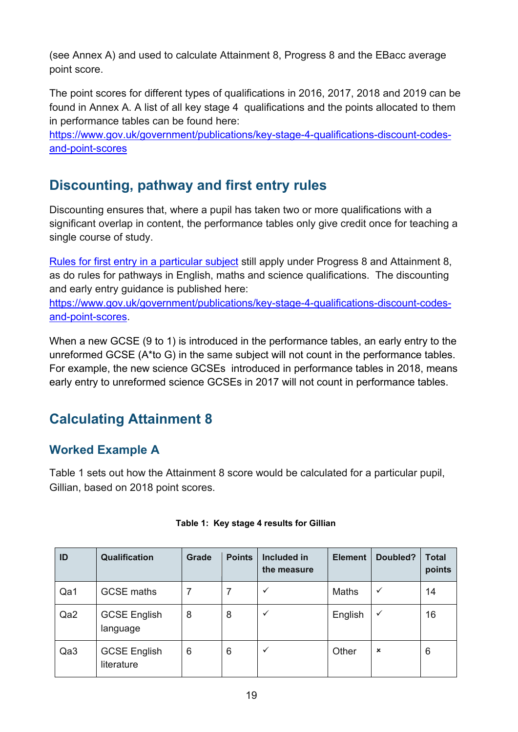(see Annex A) and used to calculate Attainment 8, Progress 8 and the EBacc average point score.

The point scores for different types of qualifications in 2016, 2017, 2018 and 2019 can be found in Annex A. A list of all key stage 4 qualifications and the points allocated to them in performance tables can be found here: [https://www.gov.uk/government/publications/key-stage-4-qualifications-discount-codes-and-point-scores](https://www.gov.uk/government/publications/key-stage-4-qualifications-discount-codes-and-point-scores)

## Discounting, pathway and first entry rules

Discounting ensures that, where a pupil has taken two or more qualifications with a significant overlap in content, the performance tables only give credit once for teaching a single course of study.

Rules for first entry in a particular subject still apply under Progress 8 and Attainment 8, as do rules for pathways in English, maths and science qualifications. The discounting and early entry guidance is published here: [https://www.gov.uk/government/publications/key-stage-4-qualifications-discount-codes-and-point-scores](https://www.gov.uk/government/publications/key-stage-4-qualifications-discount-codes-and-point-scores).

When a new GCSE (9 to 1) is introduced in the performance tables, an early entry to the unreformed GCSE (A*to G) in the same subject will not count in the performance tables. For example, the new science GCSEs introduced in performance tables in 2018, means early entry to unreformed science GCSEs in 2017 will not count in performance tables.

## Calculating Attainment 8

### Worked Example A

Table 1 sets out how the Attainment 8 score would be calculated for a particular pupil, Gillian, based on 2018 point scores.

**Table 1: Key stage 4 results for Gillian**

| ID | Qualification | Grade | Points | Included in the measure | Element | Doubled? | Total points |
|---|---|---|---|---|---|---|---|
| Qa1 | GCSE maths | 7 | 7 | ✓ | Maths | ✓ | 14 |
| Qa2 | GCSE English language | 8 | 8 | ✓ | English | ✓ | 16 |
| Qa3 | GCSE English literature | 6 | 6 | ✓ | Other | × | 6 |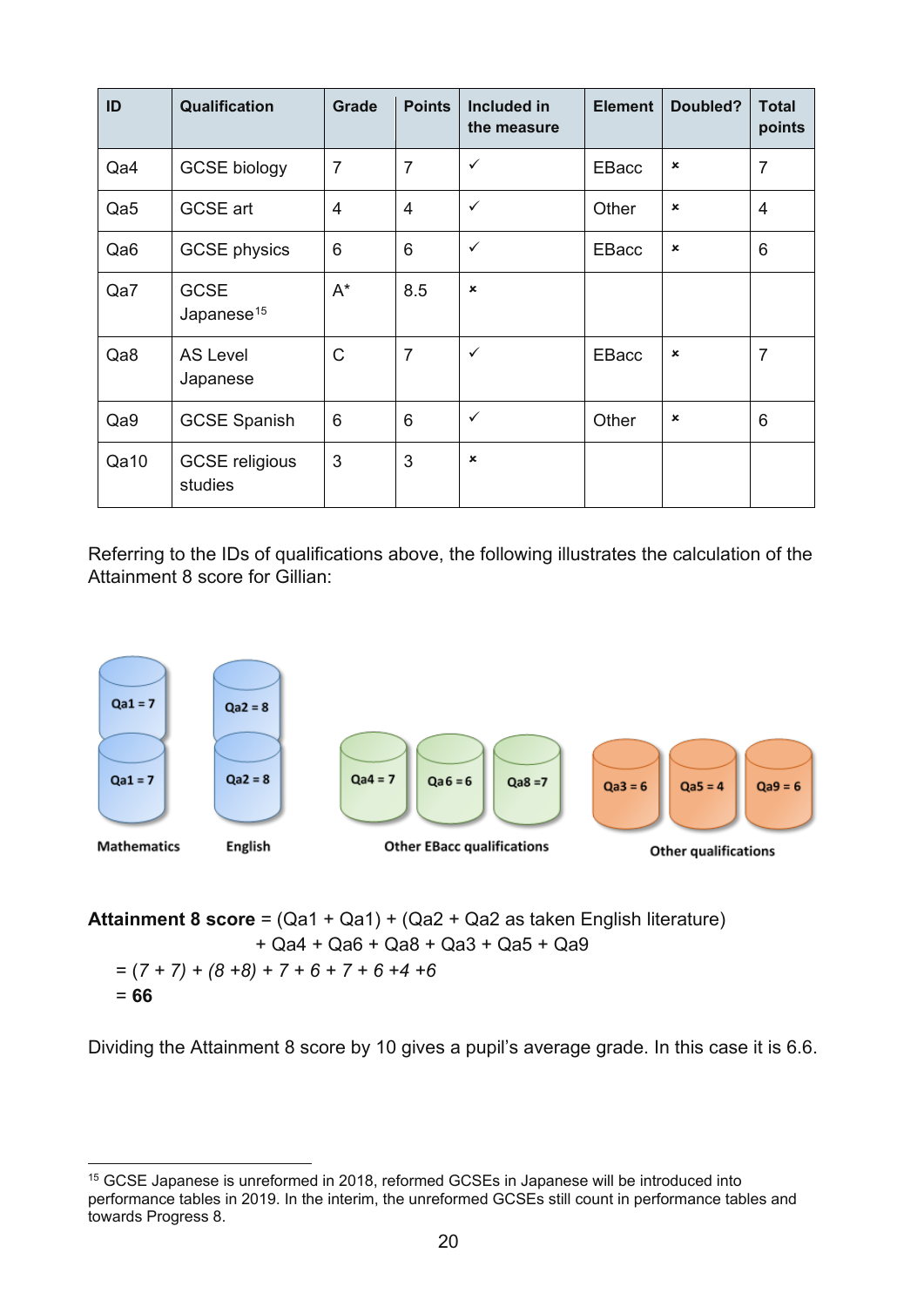| ID | Qualification | Grade | Points | Included in the measure | Element | Doubled? | Total points |
|---|---|---|---|---|---|---|---|
| Qa4 | GCSE biology | 7 | 7 | ✓ | EBacc | × | 7 |
| Qa5 | GCSE art | 4 | 4 | ✓ | Other | × | 4 |
| Qa6 | GCSE physics | 6 | 6 | ✓ | EBacc | × | 6 |
| Qa7 | GCSE Japanese[15] | A* | 8.5 | × | | | |
| Qa8 | AS Level Japanese | C | 7 | ✓ | EBacc | × | 7 |
| Qa9 | GCSE Spanish | 6 | 6 | ✓ | Other | × | 6 |
| Qa10 | GCSE religious studies | 3 | 3 | × | | | |

Referring to the IDs of qualifications above, the following illustrates the calculation of the Attainment 8 score for Gillian:

| Mathematics | English | Other EBacc qualifications | | | Other qualifications | | |
|---|---|---|---|---|---|---|---|
| Qa1 = 7 | Qa2 = 8 | | | | | | |
| Qa1 = 7 | Qa2 = 8 | Qa4 = 7 | Qa6 = 6 | Qa8 = 7 | Qa3 = 6 | Qa5 = 4 | Qa9 = 6 |

**Attainment 8 score** = (Qa1 + Qa1) + (Qa2 + Qa2 as taken English literature) + Qa4 + Qa6 + Qa8 + Qa3 + Qa5 + Qa9

= *(7 + 7) + (8 +8) + 7 + 6 + 7 + 6 +4 +6*

= **66**

Dividing the Attainment 8 score by 10 gives a pupil's average grade. In this case it is 6.6.

[15] GCSE Japanese is unreformed in 2018, reformed GCSEs in Japanese will be introduced into performance tables in 2019. In the interim, the unreformed GCSEs still count in performance tables and towards Progress 8.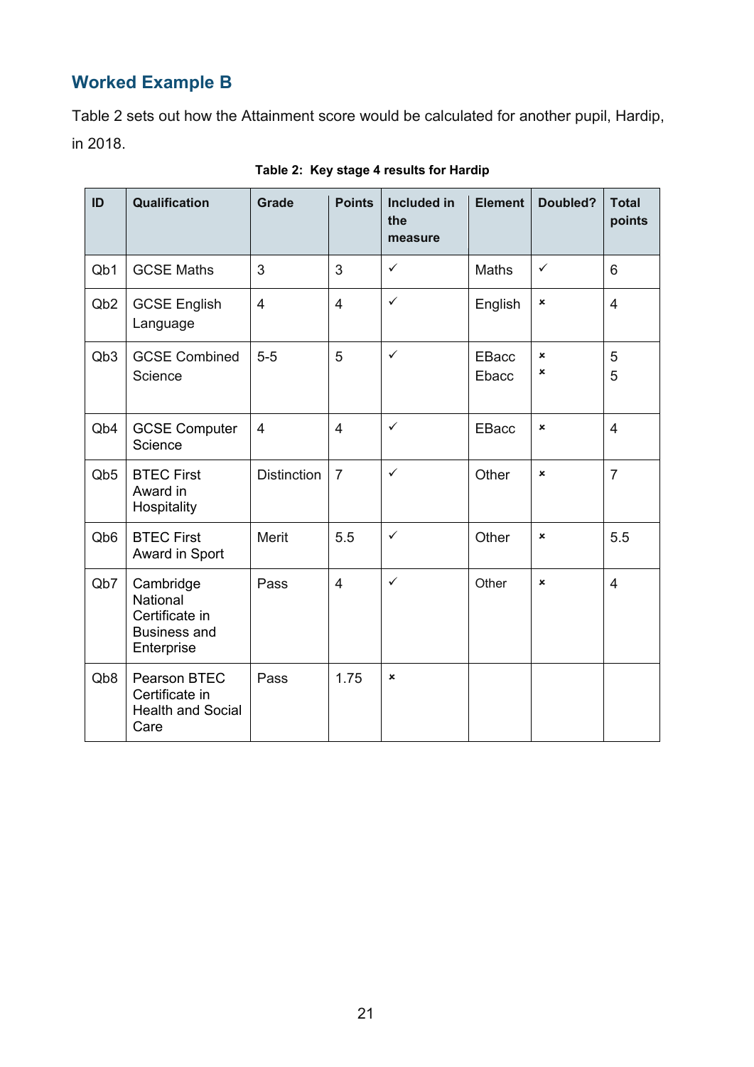## Worked Example B

Table 2 sets out how the Attainment score would be calculated for another pupil, Hardip, in 2018.

**Table 2: Key stage 4 results for Hardip**

| ID | Qualification | Grade | Points | Included in the measure | Element | Doubled? | Total points |
|---|---|---|---|---|---|---|---|
| Qb1 | GCSE Maths | 3 | 3 | ✓ | Maths | ✓ | 6 |
| Qb2 | GCSE English Language | 4 | 4 | ✓ | English | × | 4 |
| Qb3 | GCSE Combined Science | 5-5 | 5 | ✓ | EBacc<br>Ebacc | ×<br>× | 5<br>5 |
| Qb4 | GCSE Computer Science | 4 | 4 | ✓ | EBacc | × | 4 |
| Qb5 | BTEC First Award in Hospitality | Distinction | 7 | ✓ | Other | × | 7 |
| Qb6 | BTEC First Award in Sport | Merit | 5.5 | ✓ | Other | × | 5.5 |
| Qb7 | Cambridge National Certificate in Business and Enterprise | Pass | 4 | ✓ | Other | × | 4 |
| Qb8 | Pearson BTEC Certificate in Health and Social Care | Pass | 1.75 | × | | | |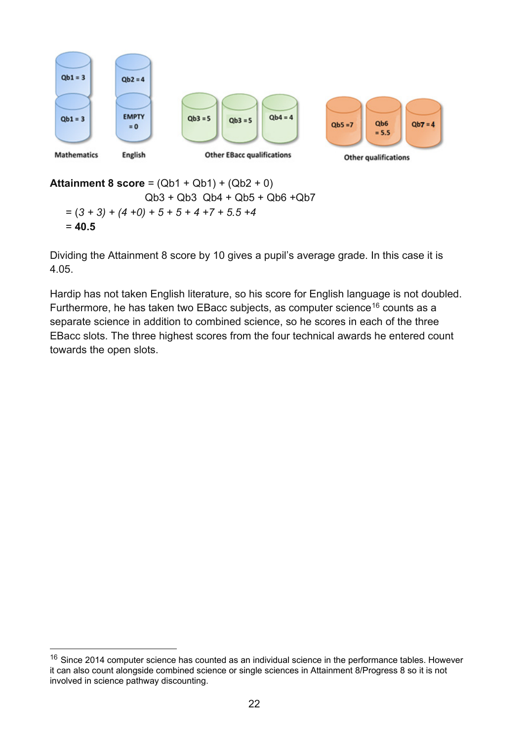| Mathematics | English | Other EBacc qualifications | | | Other qualifications | | |
|---|---|---|---|---|---|---|---|
| Qb1 = 3 | Qb2 = 4 | Qb3 = 5 | Qb3 = 5 | Qb4 = 4 | Qb5 = 7 | Qb6 = 5.5 | Qb7 = 4 |
| Qb1 = 3 | EMPTY = 0 | | | | | | |

**Attainment 8 score** = (Qb1 + Qb1) + (Qb2 + 0)
Qb3 + Qb3  Qb4 + Qb5 + Qb6 +Qb7

= *(3 + 3) + (4 +0) + 5 + 5 + 4 +7 + 5.5 +4*

= **40.5**

Dividing the Attainment 8 score by 10 gives a pupil's average grade. In this case it is 4.05.

Hardip has not taken English literature, so his score for English language is not doubled. Furthermore, he has taken two EBacc subjects, as computer science[16] counts as a separate science in addition to combined science, so he scores in each of the three EBacc slots. The three highest scores from the four technical awards he entered count towards the open slots.

[16] Since 2014 computer science has counted as an individual science in the performance tables. However it can also count alongside combined science or single sciences in Attainment 8/Progress 8 so it is not involved in science pathway discounting.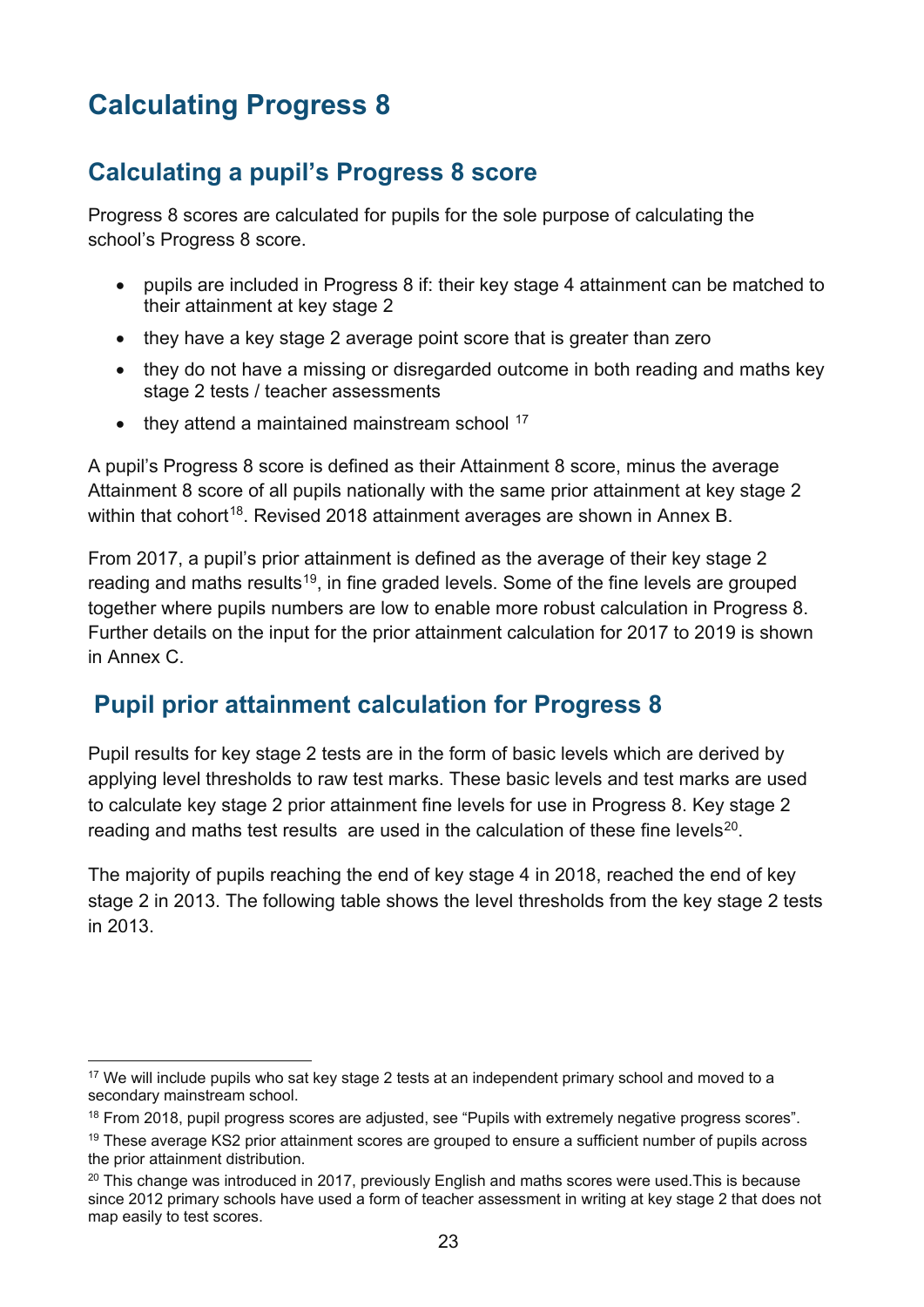# Calculating Progress 8

## Calculating a pupil's Progress 8 score

Progress 8 scores are calculated for pupils for the sole purpose of calculating the school's Progress 8 score.

- pupils are included in Progress 8 if: their key stage 4 attainment can be matched to their attainment at key stage 2
- they have a key stage 2 average point score that is greater than zero
- they do not have a missing or disregarded outcome in both reading and maths key stage 2 tests / teacher assessments
- they attend a maintained mainstream school [17]

A pupil's Progress 8 score is defined as their Attainment 8 score, minus the average Attainment 8 score of all pupils nationally with the same prior attainment at key stage 2 within that cohort[18]. Revised 2018 attainment averages are shown in Annex B.

From 2017, a pupil's prior attainment is defined as the average of their key stage 2 reading and maths results[19], in fine graded levels. Some of the fine levels are grouped together where pupils numbers are low to enable more robust calculation in Progress 8. Further details on the input for the prior attainment calculation for 2017 to 2019 is shown in Annex C.

## Pupil prior attainment calculation for Progress 8

Pupil results for key stage 2 tests are in the form of basic levels which are derived by applying level thresholds to raw test marks. These basic levels and test marks are used to calculate key stage 2 prior attainment fine levels for use in Progress 8. Key stage 2 reading and maths test results are used in the calculation of these fine levels[20].

The majority of pupils reaching the end of key stage 4 in 2018, reached the end of key stage 2 in 2013. The following table shows the level thresholds from the key stage 2 tests in 2013.

---

[17] We will include pupils who sat key stage 2 tests at an independent primary school and moved to a secondary mainstream school.

[18] From 2018, pupil progress scores are adjusted, see "Pupils with extremely negative progress scores".

[19] These average KS2 prior attainment scores are grouped to ensure a sufficient number of pupils across the prior attainment distribution.

[20] This change was introduced in 2017, previously English and maths scores were used.This is because since 2012 primary schools have used a form of teacher assessment in writing at key stage 2 that does not map easily to test scores.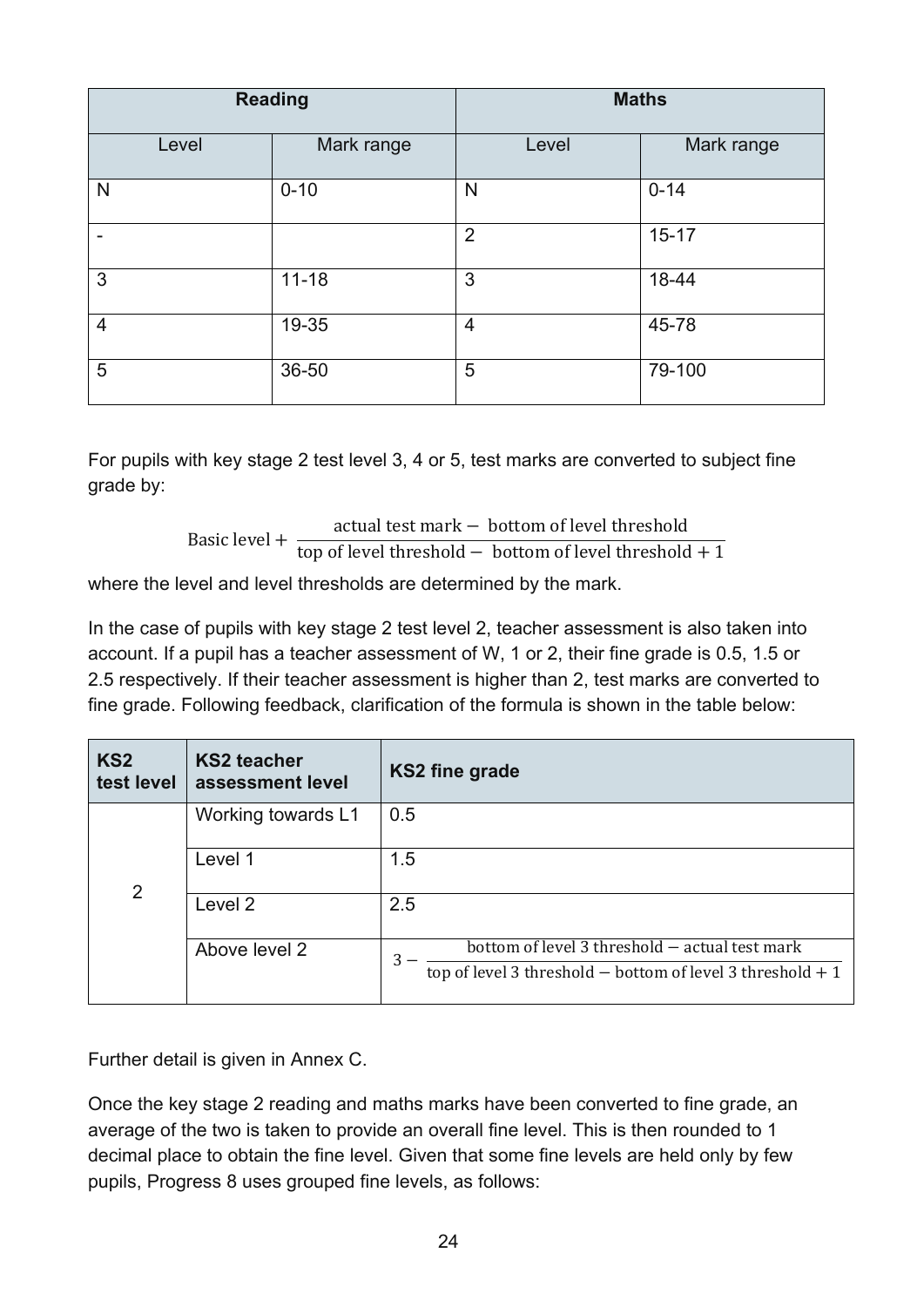| Reading | | Maths | |
|---|---|---|---|
| Level | Mark range | Level | Mark range |
| N | 0-10 | N | 0-14 |
| - | | 2 | 15-17 |
| 3 | 11-18 | 3 | 18-44 |
| 4 | 19-35 | 4 | 45-78 |
| 5 | 36-50 | 5 | 79-100 |

For pupils with key stage 2 test level 3, 4 or 5, test marks are converted to subject fine grade by:

$$\text{Basic level} + \frac{\text{actual test mark} - \text{bottom of level threshold}}{\text{top of level threshold} - \text{bottom of level threshold} + 1}$$

where the level and level thresholds are determined by the mark.

In the case of pupils with key stage 2 test level 2, teacher assessment is also taken into account. If a pupil has a teacher assessment of W, 1 or 2, their fine grade is 0.5, 1.5 or 2.5 respectively. If their teacher assessment is higher than 2, test marks are converted to fine grade. Following feedback, clarification of the formula is shown in the table below:

| KS2 test level | KS2 teacher assessment level | KS2 fine grade |
|---|---|---|
| 2 | Working towards L1 | 0.5 |
| | Level 1 | 1.5 |
| | Level 2 | 2.5 |
| | Above level 2 | $3 - \frac{\text{bottom of level 3 threshold} - \text{actual test mark}}{\text{top of level 3 threshold} - \text{bottom of level 3 threshold} + 1}$ |

Further detail is given in Annex C.

Once the key stage 2 reading and maths marks have been converted to fine grade, an average of the two is taken to provide an overall fine level. This is then rounded to 1 decimal place to obtain the fine level. Given that some fine levels are held only by few pupils, Progress 8 uses grouped fine levels, as follows: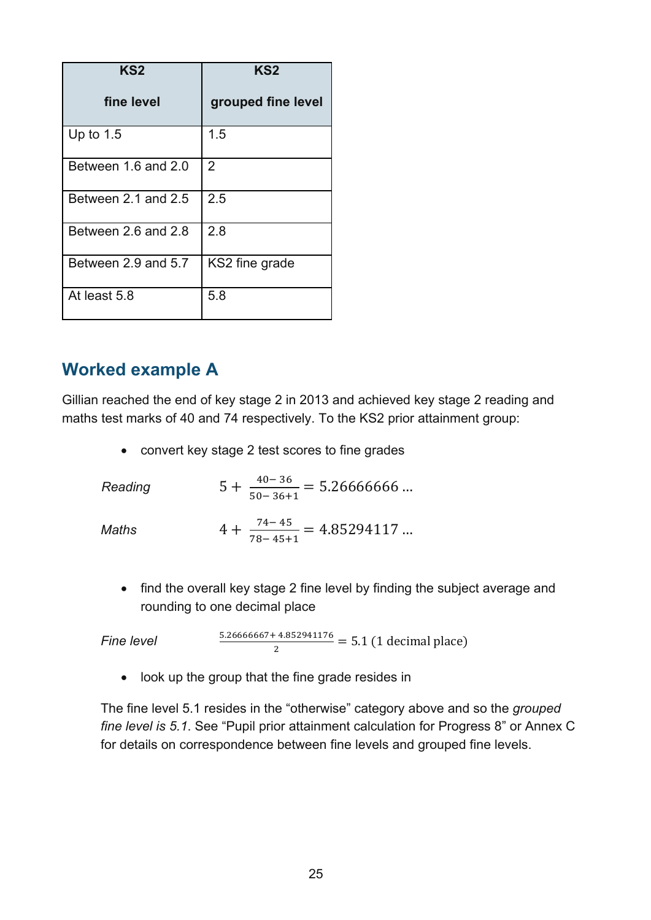| KS2<br><br>fine level | KS2<br><br>grouped fine level |
|---|---|
| Up to 1.5 | 1.5 |
| Between 1.6 and 2.0 | 2 |
| Between 2.1 and 2.5 | 2.5 |
| Between 2.6 and 2.8 | 2.8 |
| Between 2.9 and 5.7 | KS2 fine grade |
| At least 5.8 | 5.8 |

## Worked example A

Gillian reached the end of key stage 2 in 2013 and achieved key stage 2 reading and maths test marks of 40 and 74 respectively. To the KS2 prior attainment group:

- convert key stage 2 test scores to fine grades

*Reading* $$5 + \frac{40-36}{50-36+1} = 5.26666666\ldots$$

*Maths* $$4 + \frac{74-45}{78-45+1} = 4.85294117\ldots$$

- find the overall key stage 2 fine level by finding the subject average and rounding to one decimal place

*Fine level* $$\frac{5.26666667 + 4.852941176}{2} = 5.1 \text{ (1 decimal place)}$$

- look up the group that the fine grade resides in

The fine level 5.1 resides in the "otherwise" category above and so the *grouped fine level is 5.1*. See "Pupil prior attainment calculation for Progress 8" or Annex C for details on correspondence between fine levels and grouped fine levels.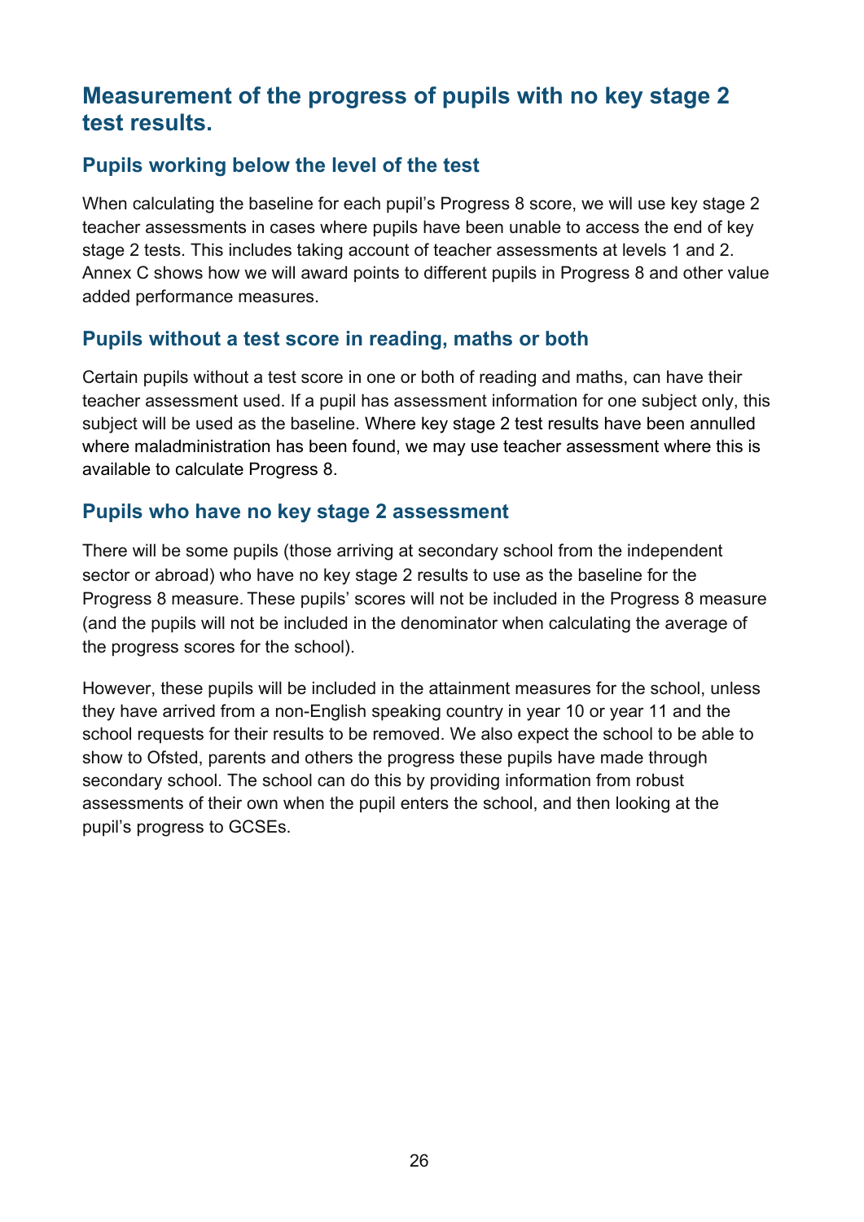## Measurement of the progress of pupils with no key stage 2 test results.

### Pupils working below the level of the test

When calculating the baseline for each pupil's Progress 8 score, we will use key stage 2 teacher assessments in cases where pupils have been unable to access the end of key stage 2 tests. This includes taking account of teacher assessments at levels 1 and 2. Annex C shows how we will award points to different pupils in Progress 8 and other value added performance measures.

### Pupils without a test score in reading, maths or both

Certain pupils without a test score in one or both of reading and maths, can have their teacher assessment used. If a pupil has assessment information for one subject only, this subject will be used as the baseline. Where key stage 2 test results have been annulled where maladministration has been found, we may use teacher assessment where this is available to calculate Progress 8.

### Pupils who have no key stage 2 assessment

There will be some pupils (those arriving at secondary school from the independent sector or abroad) who have no key stage 2 results to use as the baseline for the Progress 8 measure. These pupils' scores will not be included in the Progress 8 measure (and the pupils will not be included in the denominator when calculating the average of the progress scores for the school).

However, these pupils will be included in the attainment measures for the school, unless they have arrived from a non-English speaking country in year 10 or year 11 and the school requests for their results to be removed. We also expect the school to be able to show to Ofsted, parents and others the progress these pupils have made through secondary school. The school can do this by providing information from robust assessments of their own when the pupil enters the school, and then looking at the pupil's progress to GCSEs.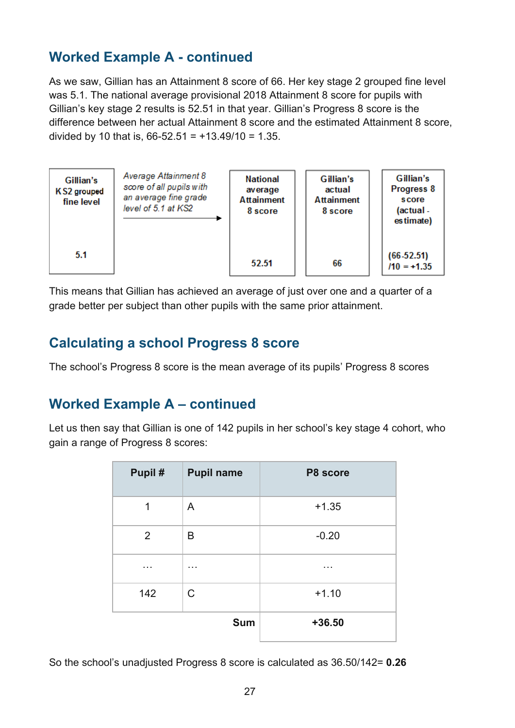## Worked Example A - continued

As we saw, Gillian has an Attainment 8 score of 66. Her key stage 2 grouped fine level was 5.1. The national average provisional 2018 Attainment 8 score for pupils with Gillian's key stage 2 results is 52.51 in that year. Gillian's Progress 8 score is the difference between her actual Attainment 8 score and the estimated Attainment 8 score, divided by 10 that is, 66-52.51 = +13.49/10 = 1.35.

| Gillian's KS2 grouped fine level | *Average Attainment 8 score of all pupils with an average fine grade level of 5.1 at KS2* → | National average Attainment 8 score | Gillian's actual Attainment 8 score | Gillian's Progress 8 score (actual - estimate) |
|---|---|---|---|---|
| 5.1 | | 52.51 | 66 | (66-52.51) /10 = +1.35 |

This means that Gillian has achieved an average of just over one and a quarter of a grade better per subject than other pupils with the same prior attainment.

## Calculating a school Progress 8 score

The school's Progress 8 score is the mean average of its pupils' Progress 8 scores

## Worked Example A – continued

Let us then say that Gillian is one of 142 pupils in her school's key stage 4 cohort, who gain a range of Progress 8 scores:

| Pupil # | Pupil name | P8 score |
|---|---|---|
| 1 | A | +1.35 |
| 2 | B | -0.20 |
| … | … | … |
| 142 | C | +1.10 |
| | **Sum** | **+36.50** |

So the school's unadjusted Progress 8 score is calculated as 36.50/142= **0.26**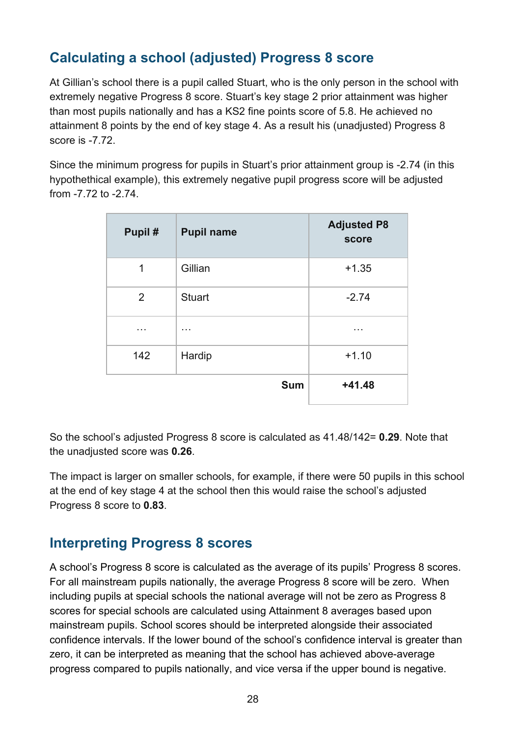## Calculating a school (adjusted) Progress 8 score

At Gillian's school there is a pupil called Stuart, who is the only person in the school with extremely negative Progress 8 score. Stuart's key stage 2 prior attainment was higher than most pupils nationally and has a KS2 fine points score of 5.8. He achieved no attainment 8 points by the end of key stage 4. As a result his (unadjusted) Progress 8 score is -7.72.

Since the minimum progress for pupils in Stuart's prior attainment group is -2.74 (in this hypothethical example), this extremely negative pupil progress score will be adjusted from -7.72 to -2.74.

| Pupil # | Pupil name | Adjusted P8 score |
|---|---|---|
| 1 | Gillian | +1.35 |
| 2 | Stuart | -2.74 |
| … | … | … |
| 142 | Hardip | +1.10 |
| | **Sum** | **+41.48** |

So the school's adjusted Progress 8 score is calculated as 41.48/142= **0.29**. Note that the unadjusted score was **0.26**.

The impact is larger on smaller schools, for example, if there were 50 pupils in this school at the end of key stage 4 at the school then this would raise the school's adjusted Progress 8 score to **0.83**.

## Interpreting Progress 8 scores

A school's Progress 8 score is calculated as the average of its pupils' Progress 8 scores. For all mainstream pupils nationally, the average Progress 8 score will be zero. When including pupils at special schools the national average will not be zero as Progress 8 scores for special schools are calculated using Attainment 8 averages based upon mainstream pupils. School scores should be interpreted alongside their associated confidence intervals. If the lower bound of the school's confidence interval is greater than zero, it can be interpreted as meaning that the school has achieved above-average progress compared to pupils nationally, and vice versa if the upper bound is negative.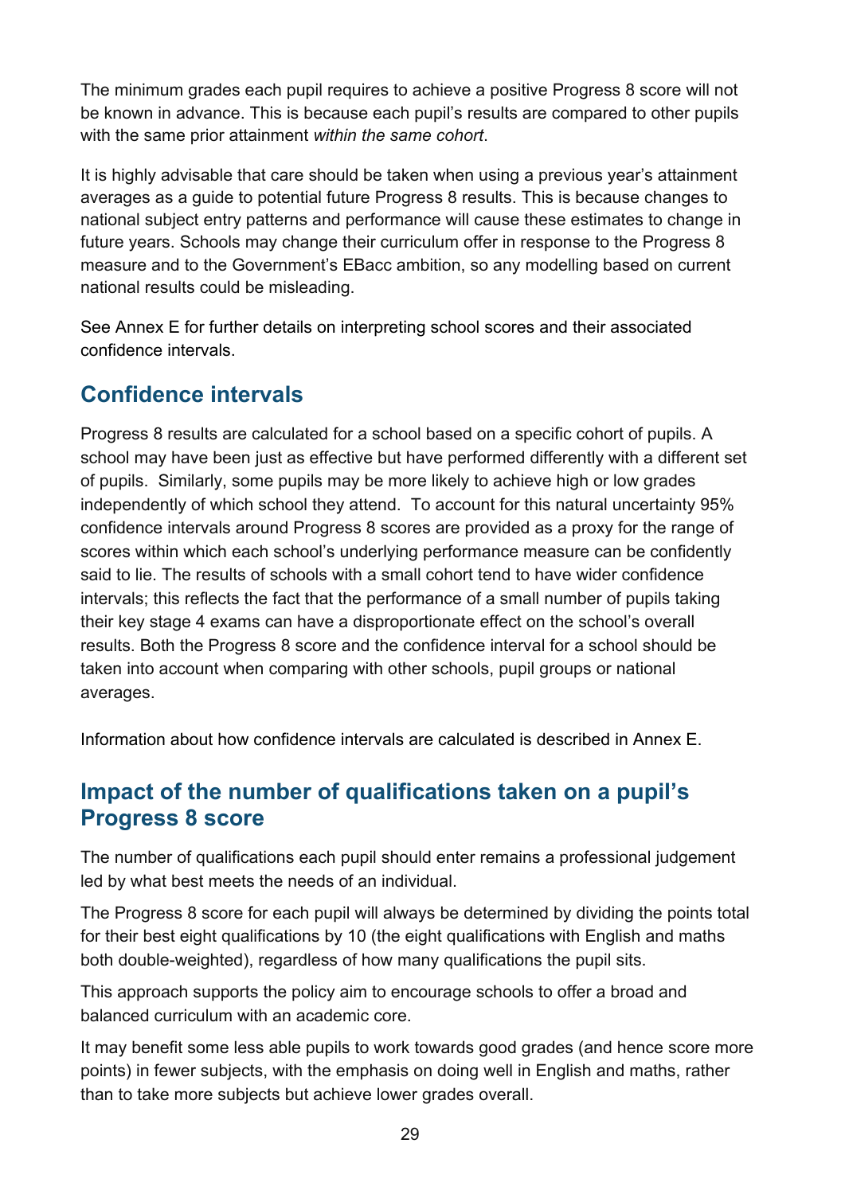The minimum grades each pupil requires to achieve a positive Progress 8 score will not be known in advance. This is because each pupil's results are compared to other pupils with the same prior attainment *within the same cohort*.

It is highly advisable that care should be taken when using a previous year's attainment averages as a guide to potential future Progress 8 results. This is because changes to national subject entry patterns and performance will cause these estimates to change in future years. Schools may change their curriculum offer in response to the Progress 8 measure and to the Government's EBacc ambition, so any modelling based on current national results could be misleading.

See Annex E for further details on interpreting school scores and their associated confidence intervals.

## Confidence intervals

Progress 8 results are calculated for a school based on a specific cohort of pupils. A school may have been just as effective but have performed differently with a different set of pupils. Similarly, some pupils may be more likely to achieve high or low grades independently of which school they attend. To account for this natural uncertainty 95% confidence intervals around Progress 8 scores are provided as a proxy for the range of scores within which each school's underlying performance measure can be confidently said to lie. The results of schools with a small cohort tend to have wider confidence intervals; this reflects the fact that the performance of a small number of pupils taking their key stage 4 exams can have a disproportionate effect on the school's overall results. Both the Progress 8 score and the confidence interval for a school should be taken into account when comparing with other schools, pupil groups or national averages.

Information about how confidence intervals are calculated is described in Annex E.

## Impact of the number of qualifications taken on a pupil's Progress 8 score

The number of qualifications each pupil should enter remains a professional judgement led by what best meets the needs of an individual.

The Progress 8 score for each pupil will always be determined by dividing the points total for their best eight qualifications by 10 (the eight qualifications with English and maths both double-weighted), regardless of how many qualifications the pupil sits.

This approach supports the policy aim to encourage schools to offer a broad and balanced curriculum with an academic core.

It may benefit some less able pupils to work towards good grades (and hence score more points) in fewer subjects, with the emphasis on doing well in English and maths, rather than to take more subjects but achieve lower grades overall.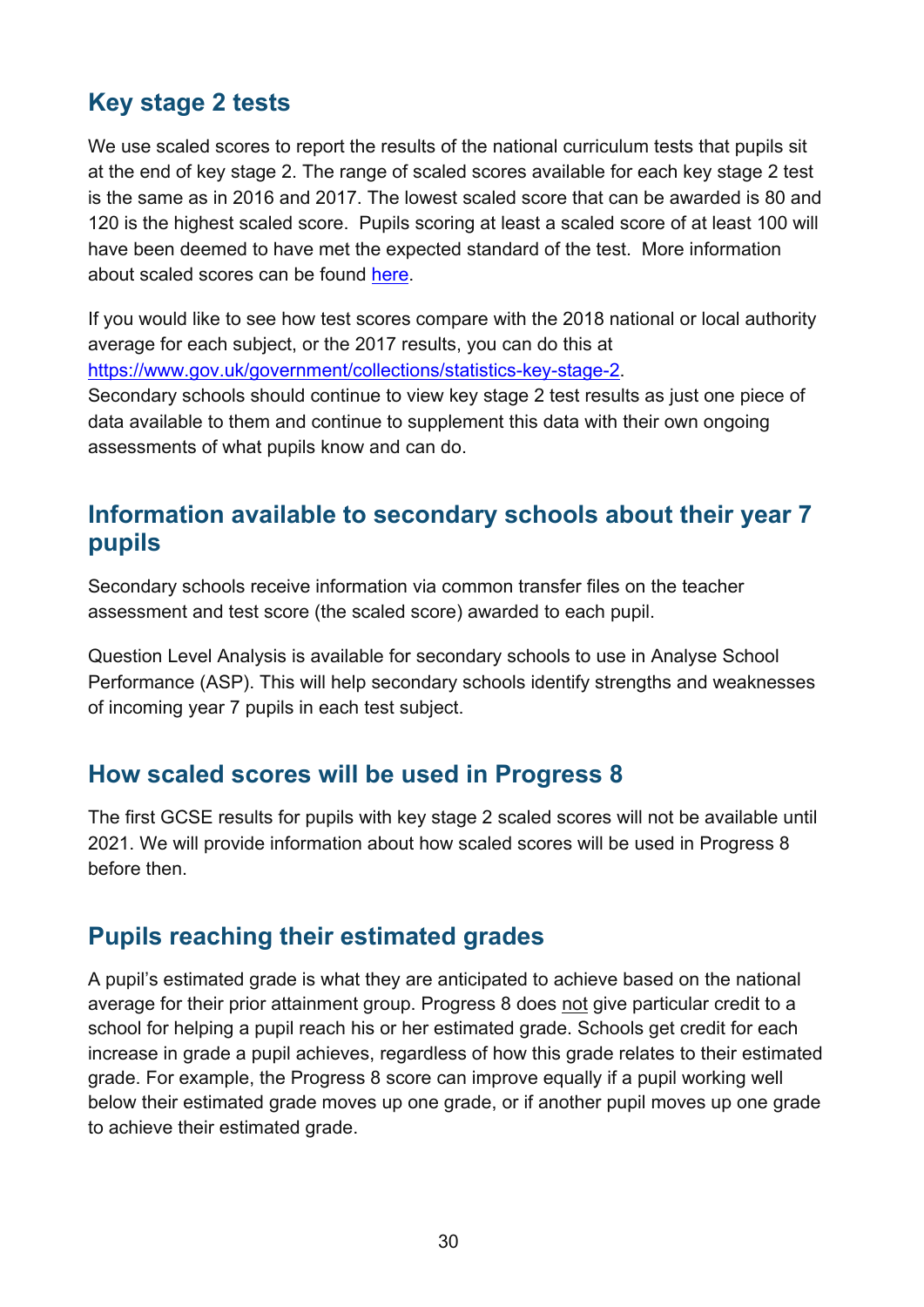## Key stage 2 tests

We use scaled scores to report the results of the national curriculum tests that pupils sit at the end of key stage 2. The range of scaled scores available for each key stage 2 test is the same as in 2016 and 2017. The lowest scaled score that can be awarded is 80 and 120 is the highest scaled score. Pupils scoring at least a scaled score of at least 100 will have been deemed to have met the expected standard of the test. More information about scaled scores can be found [here](#).

If you would like to see how test scores compare with the 2018 national or local authority average for each subject, or the 2017 results, you can do this at [https://www.gov.uk/government/collections/statistics-key-stage-2](https://www.gov.uk/government/collections/statistics-key-stage-2).
Secondary schools should continue to view key stage 2 test results as just one piece of data available to them and continue to supplement this data with their own ongoing assessments of what pupils know and can do.

## Information available to secondary schools about their year 7 pupils

Secondary schools receive information via common transfer files on the teacher assessment and test score (the scaled score) awarded to each pupil.

Question Level Analysis is available for secondary schools to use in Analyse School Performance (ASP). This will help secondary schools identify strengths and weaknesses of incoming year 7 pupils in each test subject.

## How scaled scores will be used in Progress 8

The first GCSE results for pupils with key stage 2 scaled scores will not be available until 2021. We will provide information about how scaled scores will be used in Progress 8 before then.

## Pupils reaching their estimated grades

A pupil's estimated grade is what they are anticipated to achieve based on the national average for their prior attainment group. Progress 8 does not give particular credit to a school for helping a pupil reach his or her estimated grade. Schools get credit for each increase in grade a pupil achieves, regardless of how this grade relates to their estimated grade. For example, the Progress 8 score can improve equally if a pupil working well below their estimated grade moves up one grade, or if another pupil moves up one grade to achieve their estimated grade.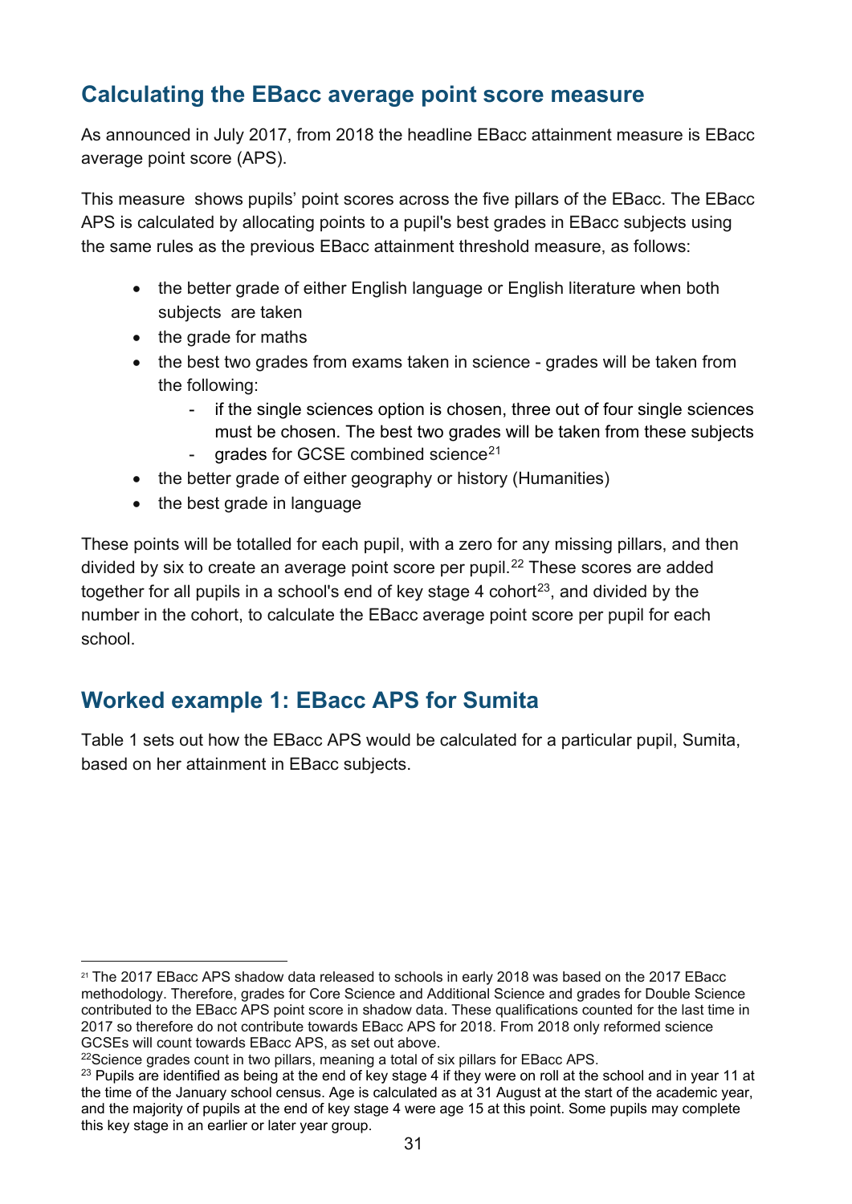## Calculating the EBacc average point score measure

As announced in July 2017, from 2018 the headline EBacc attainment measure is EBacc average point score (APS).

This measure shows pupils' point scores across the five pillars of the EBacc. The EBacc APS is calculated by allocating points to a pupil's best grades in EBacc subjects using the same rules as the previous EBacc attainment threshold measure, as follows:

- the better grade of either English language or English literature when both subjects are taken
- the grade for maths
- the best two grades from exams taken in science - grades will be taken from the following:
  - if the single sciences option is chosen, three out of four single sciences must be chosen. The best two grades will be taken from these subjects
  - grades for GCSE combined science[21]
- the better grade of either geography or history (Humanities)
- the best grade in language

These points will be totalled for each pupil, with a zero for any missing pillars, and then divided by six to create an average point score per pupil.[22] These scores are added together for all pupils in a school's end of key stage 4 cohort[23], and divided by the number in the cohort, to calculate the EBacc average point score per pupil for each school.

## Worked example 1: EBacc APS for Sumita

Table 1 sets out how the EBacc APS would be calculated for a particular pupil, Sumita, based on her attainment in EBacc subjects.

---

[21] The 2017 EBacc APS shadow data released to schools in early 2018 was based on the 2017 EBacc methodology. Therefore, grades for Core Science and Additional Science and grades for Double Science contributed to the EBacc APS point score in shadow data. These qualifications counted for the last time in 2017 so therefore do not contribute towards EBacc APS for 2018. From 2018 only reformed science GCSEs will count towards EBacc APS, as set out above.

[22] Science grades count in two pillars, meaning a total of six pillars for EBacc APS.

[23] Pupils are identified as being at the end of key stage 4 if they were on roll at the school and in year 11 at the time of the January school census. Age is calculated as at 31 August at the start of the academic year, and the majority of pupils at the end of key stage 4 were age 15 at this point. Some pupils may complete this key stage in an earlier or later year group.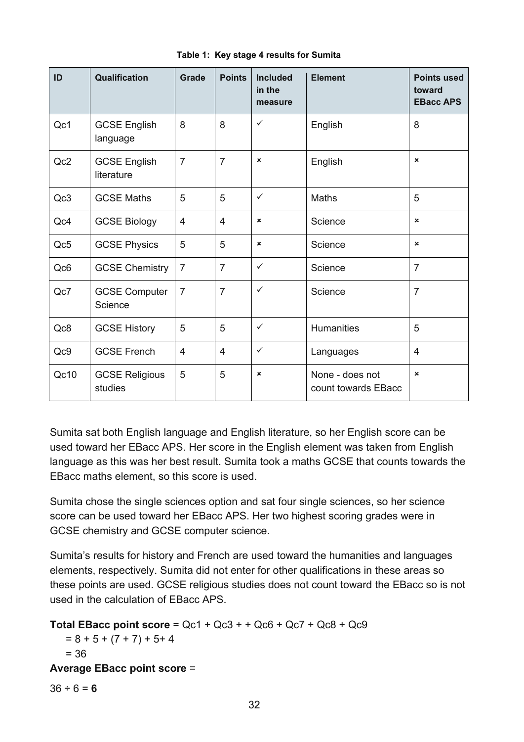**Table 1: Key stage 4 results for Sumita**

| ID | Qualification | Grade | Points | Included in the measure | Element | Points used toward EBacc APS |
|---|---|---|---|---|---|---|
| Qc1 | GCSE English language | 8 | 8 | ✓ | English | 8 |
| Qc2 | GCSE English literature | 7 | 7 | × | English | × |
| Qc3 | GCSE Maths | 5 | 5 | ✓ | Maths | 5 |
| Qc4 | GCSE Biology | 4 | 4 | × | Science | × |
| Qc5 | GCSE Physics | 5 | 5 | × | Science | × |
| Qc6 | GCSE Chemistry | 7 | 7 | ✓ | Science | 7 |
| Qc7 | GCSE Computer Science | 7 | 7 | ✓ | Science | 7 |
| Qc8 | GCSE History | 5 | 5 | ✓ | Humanities | 5 |
| Qc9 | GCSE French | 4 | 4 | ✓ | Languages | 4 |
| Qc10 | GCSE Religious studies | 5 | 5 | × | None - does not count towards EBacc | × |

Sumita sat both English language and English literature, so her English score can be used toward her EBacc APS. Her score in the English element was taken from English language as this was her best result. Sumita took a maths GCSE that counts towards the EBacc maths element, so this score is used.

Sumita chose the single sciences option and sat four single sciences, so her science score can be used toward her EBacc APS. Her two highest scoring grades were in GCSE chemistry and GCSE computer science.

Sumita's results for history and French are used toward the humanities and languages elements, respectively. Sumita did not enter for other qualifications in these areas so these points are used. GCSE religious studies does not count toward the EBacc so is not used in the calculation of EBacc APS.

**Total EBacc point score** = Qc1 + Qc3 + + Qc6 + Qc7 + Qc8 + Qc9

= 8 + 5 + (7 + 7) + 5+ 4

= 36

**Average EBacc point score** =

36 ÷ 6 = **6**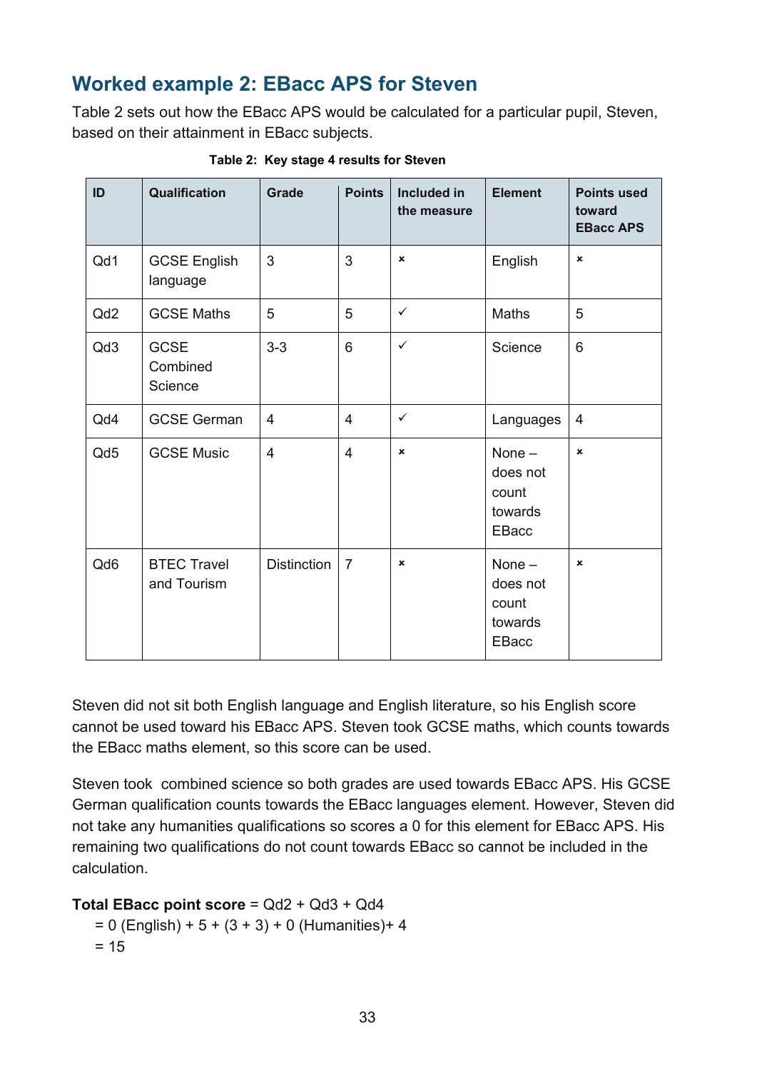## Worked example 2: EBacc APS for Steven

Table 2 sets out how the EBacc APS would be calculated for a particular pupil, Steven, based on their attainment in EBacc subjects.

**Table 2: Key stage 4 results for Steven**

| ID | Qualification | Grade | Points | Included in the measure | Element | Points used toward EBacc APS |
|---|---|---|---|---|---|---|
| Qd1 | GCSE English language | 3 | 3 | × | English | × |
| Qd2 | GCSE Maths | 5 | 5 | ✓ | Maths | 5 |
| Qd3 | GCSE Combined Science | 3-3 | 6 | ✓ | Science | 6 |
| Qd4 | GCSE German | 4 | 4 | ✓ | Languages | 4 |
| Qd5 | GCSE Music | 4 | 4 | × | None – does not count towards EBacc | × |
| Qd6 | BTEC Travel and Tourism | Distinction | 7 | × | None – does not count towards EBacc | × |

Steven did not sit both English language and English literature, so his English score cannot be used toward his EBacc APS. Steven took GCSE maths, which counts towards the EBacc maths element, so this score can be used.

Steven took combined science so both grades are used towards EBacc APS. His GCSE German qualification counts towards the EBacc languages element. However, Steven did not take any humanities qualifications so scores a 0 for this element for EBacc APS. His remaining two qualifications do not count towards EBacc so cannot be included in the calculation.

**Total EBacc point score** = Qd2 + Qd3 + Qd4

= 0 (English) + 5 + (3 + 3) + 0 (Humanities)+ 4

= 15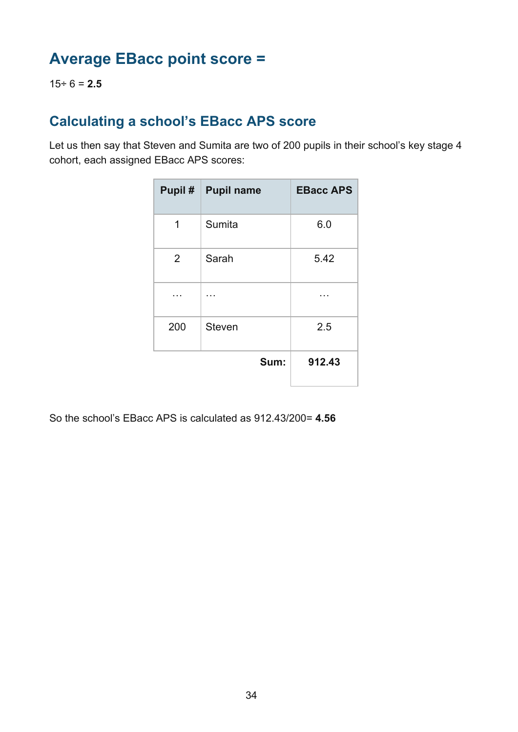## Average EBacc point score =

15÷ 6 = **2.5**

## Calculating a school's EBacc APS score

Let us then say that Steven and Sumita are two of 200 pupils in their school's key stage 4 cohort, each assigned EBacc APS scores:

| Pupil # | Pupil name | EBacc APS |
|---|---|---|
| 1 | Sumita | 6.0 |
| 2 | Sarah | 5.42 |
| … | … | … |
| 200 | Steven | 2.5 |
| | **Sum:** | **912.43** |

So the school's EBacc APS is calculated as 912.43/200= **4.56**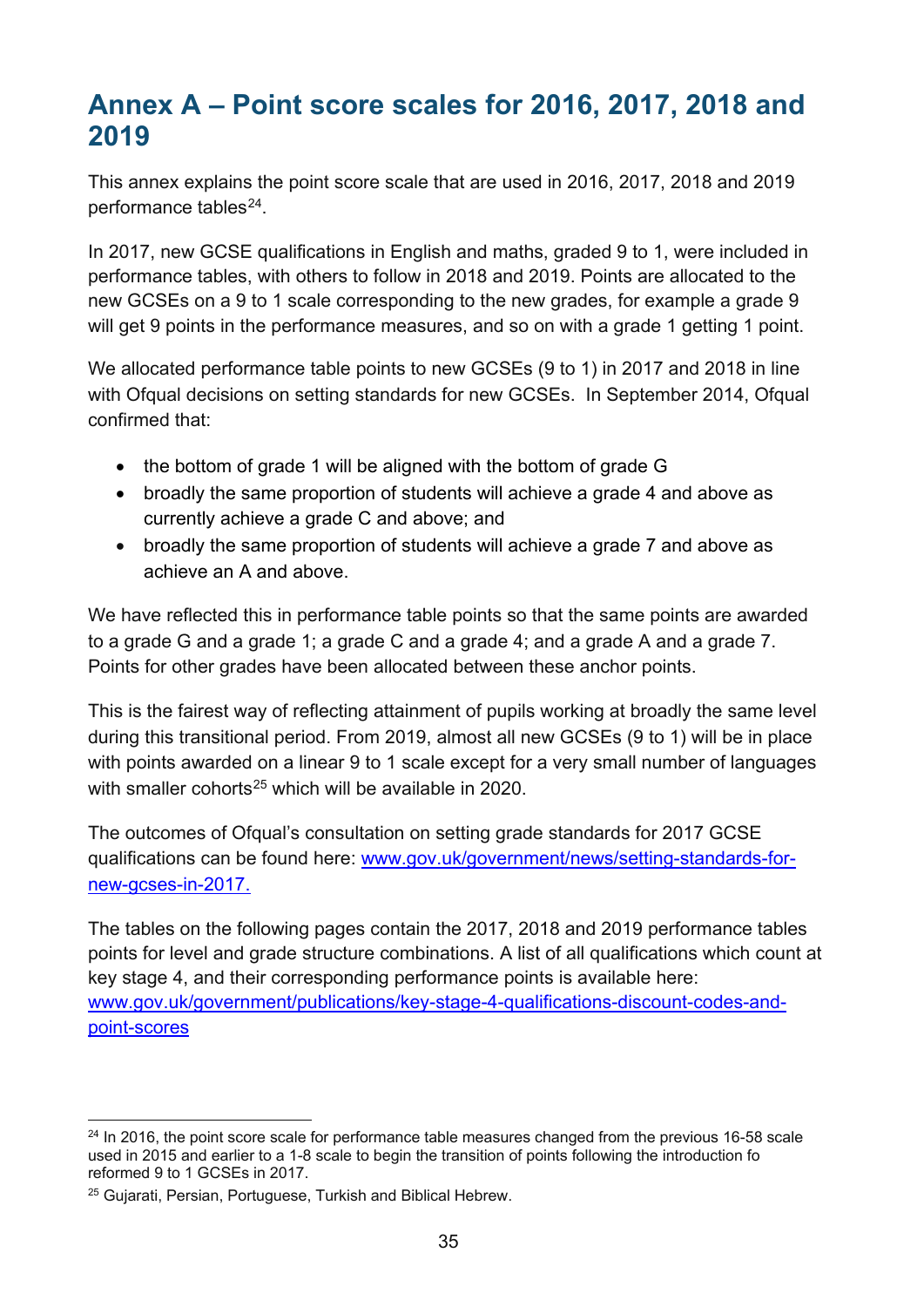# Annex A – Point score scales for 2016, 2017, 2018 and 2019

This annex explains the point score scale that are used in 2016, 2017, 2018 and 2019 performance tables[24].

In 2017, new GCSE qualifications in English and maths, graded 9 to 1, were included in performance tables, with others to follow in 2018 and 2019. Points are allocated to the new GCSEs on a 9 to 1 scale corresponding to the new grades, for example a grade 9 will get 9 points in the performance measures, and so on with a grade 1 getting 1 point.

We allocated performance table points to new GCSEs (9 to 1) in 2017 and 2018 in line with Ofqual decisions on setting standards for new GCSEs. In September 2014, Ofqual confirmed that:

- the bottom of grade 1 will be aligned with the bottom of grade G
- broadly the same proportion of students will achieve a grade 4 and above as currently achieve a grade C and above; and
- broadly the same proportion of students will achieve a grade 7 and above as achieve an A and above.

We have reflected this in performance table points so that the same points are awarded to a grade G and a grade 1; a grade C and a grade 4; and a grade A and a grade 7. Points for other grades have been allocated between these anchor points.

This is the fairest way of reflecting attainment of pupils working at broadly the same level during this transitional period. From 2019, almost all new GCSEs (9 to 1) will be in place with points awarded on a linear 9 to 1 scale except for a very small number of languages with smaller cohorts[25] which will be available in 2020.

The outcomes of Ofqual's consultation on setting grade standards for 2017 GCSE qualifications can be found here: [www.gov.uk/government/news/setting-standards-for-new-gcses-in-2017.](https://www.gov.uk/government/news/setting-standards-for-new-gcses-in-2017)

The tables on the following pages contain the 2017, 2018 and 2019 performance tables points for level and grade structure combinations. A list of all qualifications which count at key stage 4, and their corresponding performance points is available here: [www.gov.uk/government/publications/key-stage-4-qualifications-discount-codes-and-point-scores](https://www.gov.uk/government/publications/key-stage-4-qualifications-discount-codes-and-point-scores)

---

[24] In 2016, the point score scale for performance table measures changed from the previous 16-58 scale used in 2015 and earlier to a 1-8 scale to begin the transition of points following the introduction fo reformed 9 to 1 GCSEs in 2017.

[25] Gujarati, Persian, Portuguese, Turkish and Biblical Hebrew.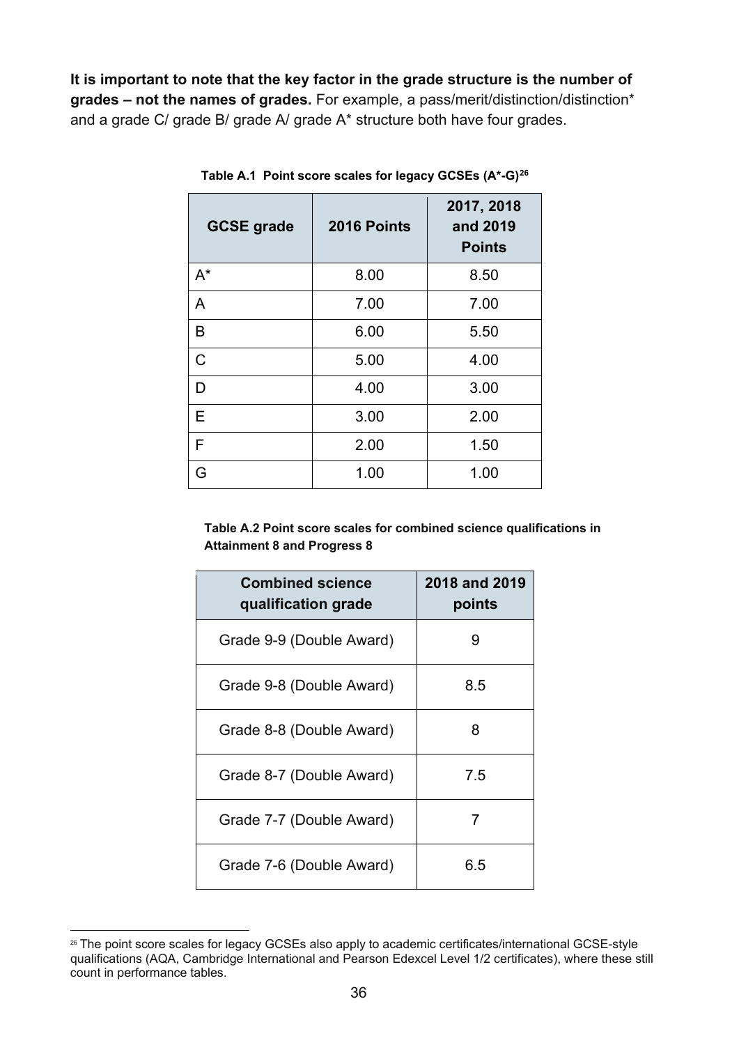**It is important to note that the key factor in the grade structure is the number of grades – not the names of grades.** For example, a pass/merit/distinction/distinction* and a grade C/ grade B/ grade A/ grade A* structure both have four grades.

**Table A.1 Point score scales for legacy GCSEs (A*-G)[26]**

| GCSE grade | 2016 Points | 2017, 2018 and 2019 Points |
|---|---|---|
| A* | 8.00 | 8.50 |
| A | 7.00 | 7.00 |
| B | 6.00 | 5.50 |
| C | 5.00 | 4.00 |
| D | 4.00 | 3.00 |
| E | 3.00 | 2.00 |
| F | 2.00 | 1.50 |
| G | 1.00 | 1.00 |

**Table A.2 Point score scales for combined science qualifications in Attainment 8 and Progress 8**

| Combined science qualification grade | 2018 and 2019 points |
|---|---|
| Grade 9-9 (Double Award) | 9 |
| Grade 9-8 (Double Award) | 8.5 |
| Grade 8-8 (Double Award) | 8 |
| Grade 8-7 (Double Award) | 7.5 |
| Grade 7-7 (Double Award) | 7 |
| Grade 7-6 (Double Award) | 6.5 |

[26] The point score scales for legacy GCSEs also apply to academic certificates/international GCSE-style qualifications (AQA, Cambridge International and Pearson Edexcel Level 1/2 certificates), where these still count in performance tables.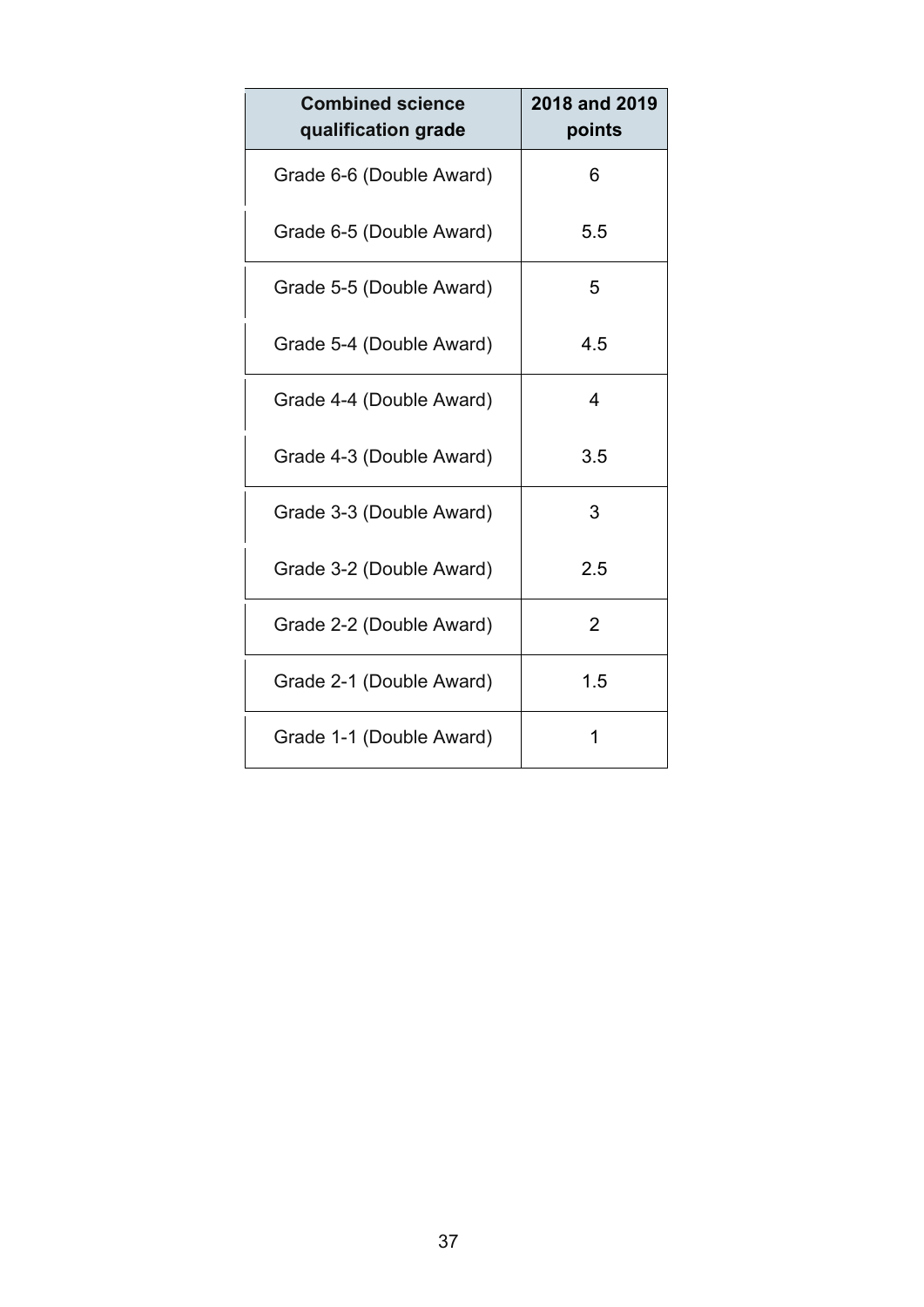| Combined science qualification grade | 2018 and 2019 points |
| --- | --- |
| Grade 6-6 (Double Award) | 6 |
| Grade 6-5 (Double Award) | 5.5 |
| Grade 5-5 (Double Award) | 5 |
| Grade 5-4 (Double Award) | 4.5 |
| Grade 4-4 (Double Award) | 4 |
| Grade 4-3 (Double Award) | 3.5 |
| Grade 3-3 (Double Award) | 3 |
| Grade 3-2 (Double Award) | 2.5 |
| Grade 2-2 (Double Award) | 2 |
| Grade 2-1 (Double Award) | 1.5 |
| Grade 1-1 (Double Award) | 1 |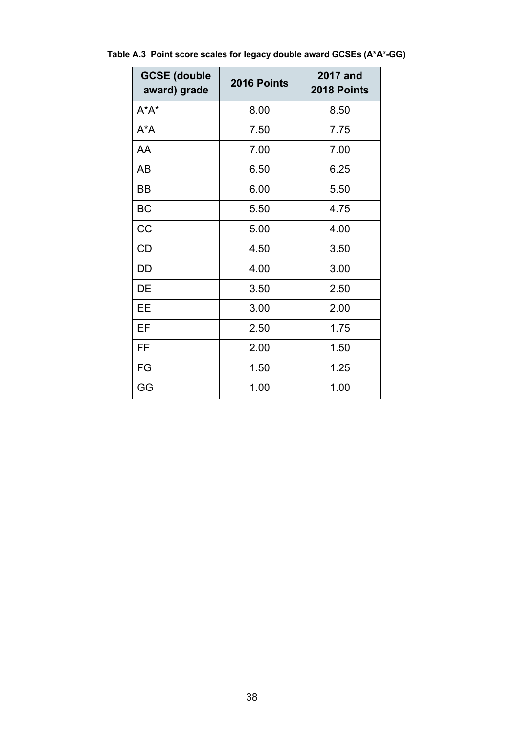**Table A.3 Point score scales for legacy double award GCSEs (A*A*-GG)**

| GCSE (double award) grade | 2016 Points | 2017 and 2018 Points |
|---|---|---|
| A*A* | 8.00 | 8.50 |
| A*A | 7.50 | 7.75 |
| AA | 7.00 | 7.00 |
| AB | 6.50 | 6.25 |
| BB | 6.00 | 5.50 |
| BC | 5.50 | 4.75 |
| CC | 5.00 | 4.00 |
| CD | 4.50 | 3.50 |
| DD | 4.00 | 3.00 |
| DE | 3.50 | 2.50 |
| EE | 3.00 | 2.00 |
| EF | 2.50 | 1.75 |
| FF | 2.00 | 1.50 |
| FG | 1.50 | 1.25 |
| GG | 1.00 | 1.00 |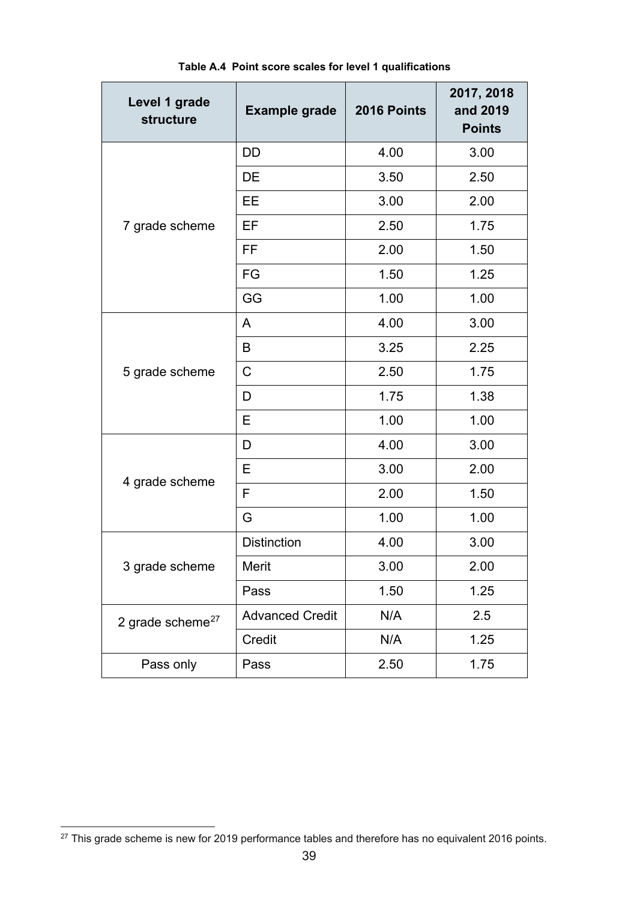**Table A.4 Point score scales for level 1 qualifications**

| Level 1 grade structure | Example grade | 2016 Points | 2017, 2018 and 2019 Points |
|---|---|---|---|
| 7 grade scheme | DD | 4.00 | 3.00 |
| | DE | 3.50 | 2.50 |
| | EE | 3.00 | 2.00 |
| | EF | 2.50 | 1.75 |
| | FF | 2.00 | 1.50 |
| | FG | 1.50 | 1.25 |
| | GG | 1.00 | 1.00 |
| 5 grade scheme | A | 4.00 | 3.00 |
| | B | 3.25 | 2.25 |
| | C | 2.50 | 1.75 |
| | D | 1.75 | 1.38 |
| | E | 1.00 | 1.00 |
| 4 grade scheme | D | 4.00 | 3.00 |
| | E | 3.00 | 2.00 |
| | F | 2.00 | 1.50 |
| | G | 1.00 | 1.00 |
| 3 grade scheme | Distinction | 4.00 | 3.00 |
| | Merit | 3.00 | 2.00 |
| | Pass | 1.50 | 1.25 |
| 2 grade scheme[27] | Advanced Credit | N/A | 2.5 |
| | Credit | N/A | 1.25 |
| Pass only | Pass | 2.50 | 1.75 |

[27] This grade scheme is new for 2019 performance tables and therefore has no equivalent 2016 points.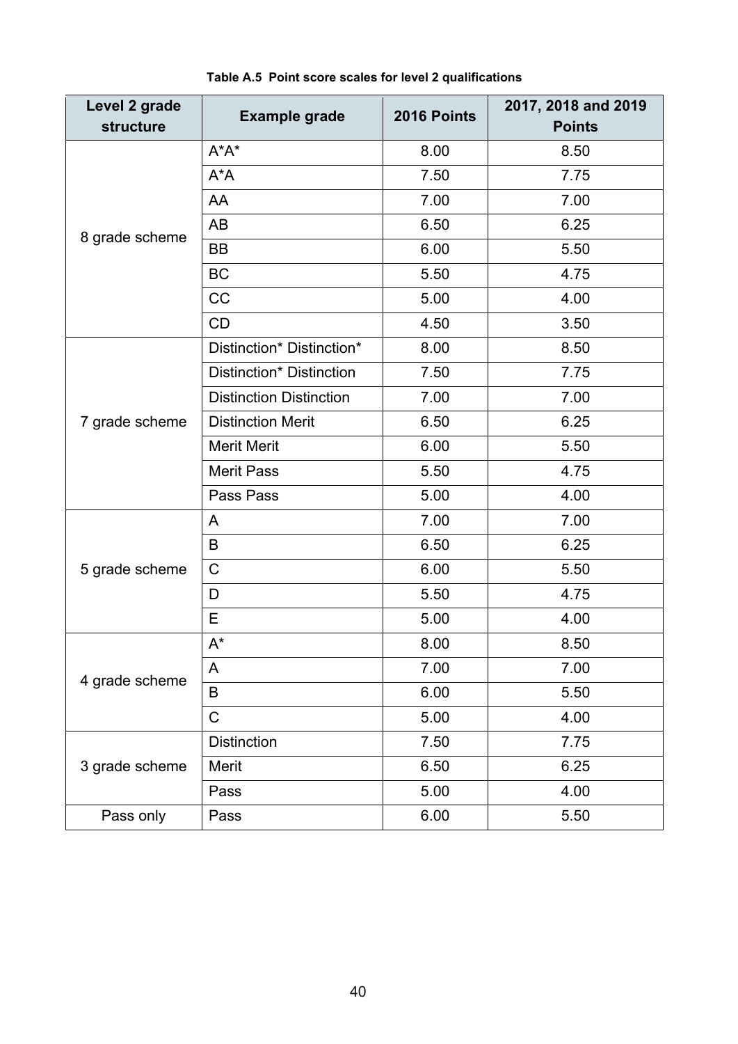**Table A.5 Point score scales for level 2 qualifications**

| Level 2 grade structure | Example grade | 2016 Points | 2017, 2018 and 2019 Points |
|---|---|---|---|
| 8 grade scheme | A*A* | 8.00 | 8.50 |
| | A*A | 7.50 | 7.75 |
| | AA | 7.00 | 7.00 |
| | AB | 6.50 | 6.25 |
| | BB | 6.00 | 5.50 |
| | BC | 5.50 | 4.75 |
| | CC | 5.00 | 4.00 |
| | CD | 4.50 | 3.50 |
| 7 grade scheme | Distinction* Distinction* | 8.00 | 8.50 |
| | Distinction* Distinction | 7.50 | 7.75 |
| | Distinction Distinction | 7.00 | 7.00 |
| | Distinction Merit | 6.50 | 6.25 |
| | Merit Merit | 6.00 | 5.50 |
| | Merit Pass | 5.50 | 4.75 |
| | Pass Pass | 5.00 | 4.00 |
| 5 grade scheme | A | 7.00 | 7.00 |
| | B | 6.50 | 6.25 |
| | C | 6.00 | 5.50 |
| | D | 5.50 | 4.75 |
| | E | 5.00 | 4.00 |
| 4 grade scheme | A* | 8.00 | 8.50 |
| | A | 7.00 | 7.00 |
| | B | 6.00 | 5.50 |
| | C | 5.00 | 4.00 |
| 3 grade scheme | Distinction | 7.50 | 7.75 |
| | Merit | 6.50 | 6.25 |
| | Pass | 5.00 | 4.00 |
| Pass only | Pass | 6.00 | 5.50 |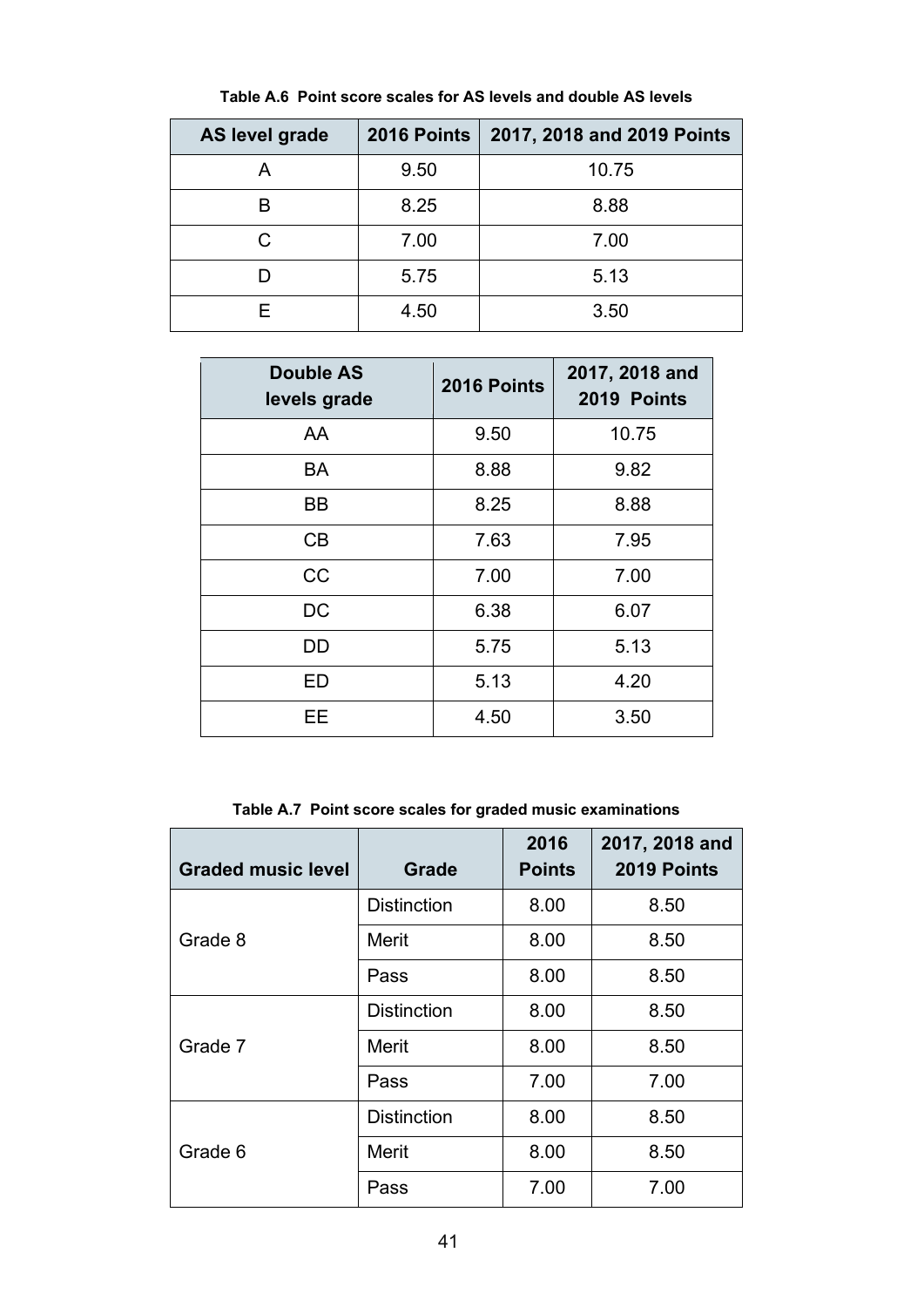**Table A.6 Point score scales for AS levels and double AS levels**

| AS level grade | 2016 Points | 2017, 2018 and 2019 Points |
|---|---|---|
| A | 9.50 | 10.75 |
| B | 8.25 | 8.88 |
| C | 7.00 | 7.00 |
| D | 5.75 | 5.13 |
| E | 4.50 | 3.50 |

| Double AS levels grade | 2016 Points | 2017, 2018 and 2019 Points |
|---|---|---|
| AA | 9.50 | 10.75 |
| BA | 8.88 | 9.82 |
| BB | 8.25 | 8.88 |
| CB | 7.63 | 7.95 |
| CC | 7.00 | 7.00 |
| DC | 6.38 | 6.07 |
| DD | 5.75 | 5.13 |
| ED | 5.13 | 4.20 |
| EE | 4.50 | 3.50 |

**Table A.7 Point score scales for graded music examinations**

| Graded music level | Grade | 2016 Points | 2017, 2018 and 2019 Points |
|---|---|---|---|
| Grade 8 | Distinction | 8.00 | 8.50 |
| | Merit | 8.00 | 8.50 |
| | Pass | 8.00 | 8.50 |
| Grade 7 | Distinction | 8.00 | 8.50 |
| | Merit | 8.00 | 8.50 |
| | Pass | 7.00 | 7.00 |
| Grade 6 | Distinction | 8.00 | 8.50 |
| | Merit | 8.00 | 8.50 |
| | Pass | 7.00 | 7.00 |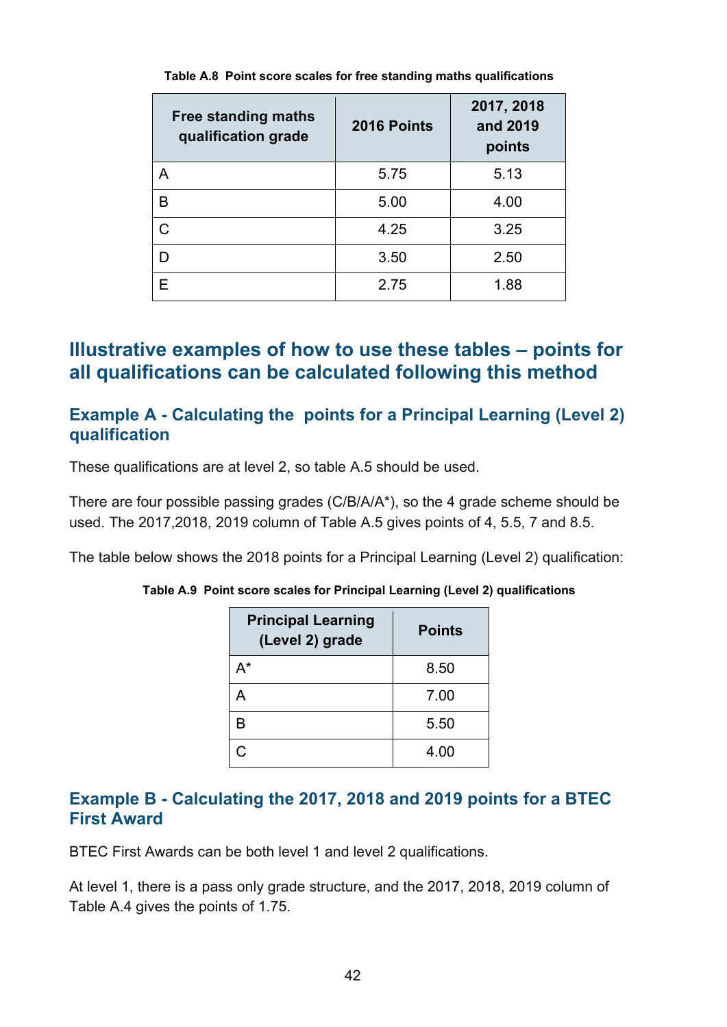**Table A.8 Point score scales for free standing maths qualifications**

| Free standing maths qualification grade | 2016 Points | 2017, 2018 and 2019 points |
|---|---|---|
| A | 5.75 | 5.13 |
| B | 5.00 | 4.00 |
| C | 4.25 | 3.25 |
| D | 3.50 | 2.50 |
| E | 2.75 | 1.88 |

## Illustrative examples of how to use these tables – points for all qualifications can be calculated following this method

### Example A - Calculating the points for a Principal Learning (Level 2) qualification

These qualifications are at level 2, so table A.5 should be used.

There are four possible passing grades (C/B/A/A*), so the 4 grade scheme should be used. The 2017,2018, 2019 column of Table A.5 gives points of 4, 5.5, 7 and 8.5.

The table below shows the 2018 points for a Principal Learning (Level 2) qualification:

**Table A.9 Point score scales for Principal Learning (Level 2) qualifications**

| Principal Learning (Level 2) grade | Points |
|---|---|
| A* | 8.50 |
| A | 7.00 |
| B | 5.50 |
| C | 4.00 |

### Example B - Calculating the 2017, 2018 and 2019 points for a BTEC First Award

BTEC First Awards can be both level 1 and level 2 qualifications.

At level 1, there is a pass only grade structure, and the 2017, 2018, 2019 column of Table A.4 gives the points of 1.75.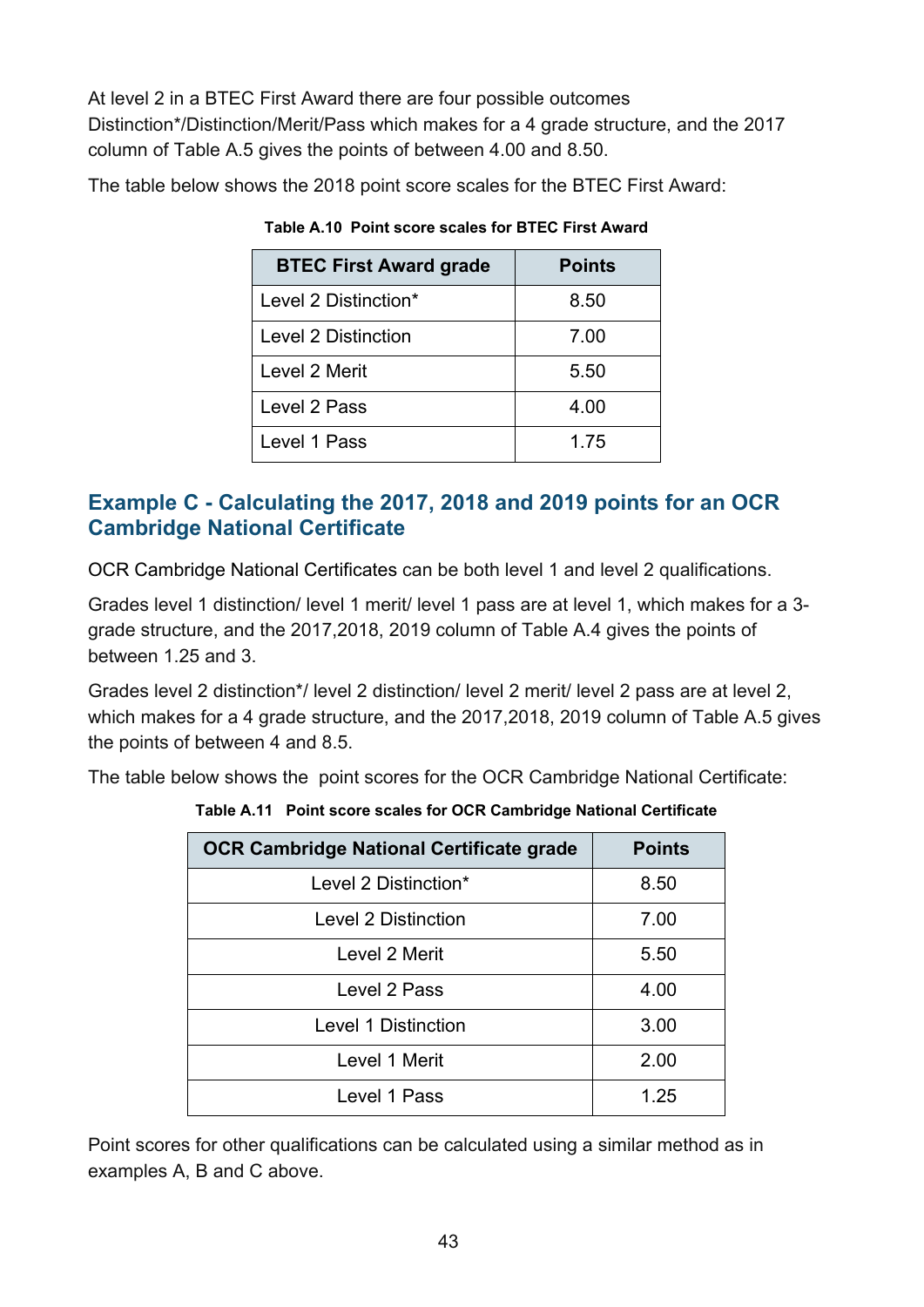At level 2 in a BTEC First Award there are four possible outcomes Distinction*/Distinction/Merit/Pass which makes for a 4 grade structure, and the 2017 column of Table A.5 gives the points of between 4.00 and 8.50.

The table below shows the 2018 point score scales for the BTEC First Award:

**Table A.10 Point score scales for BTEC First Award**

| BTEC First Award grade | Points |
| --- | --- |
| Level 2 Distinction* | 8.50 |
| Level 2 Distinction | 7.00 |
| Level 2 Merit | 5.50 |
| Level 2 Pass | 4.00 |
| Level 1 Pass | 1.75 |

## Example C - Calculating the 2017, 2018 and 2019 points for an OCR Cambridge National Certificate

OCR Cambridge National Certificates can be both level 1 and level 2 qualifications.

Grades level 1 distinction/ level 1 merit/ level 1 pass are at level 1, which makes for a 3-grade structure, and the 2017,2018, 2019 column of Table A.4 gives the points of between 1.25 and 3.

Grades level 2 distinction*/ level 2 distinction/ level 2 merit/ level 2 pass are at level 2, which makes for a 4 grade structure, and the 2017,2018, 2019 column of Table A.5 gives the points of between 4 and 8.5.

The table below shows the point scores for the OCR Cambridge National Certificate:

**Table A.11 Point score scales for OCR Cambridge National Certificate**

| OCR Cambridge National Certificate grade | Points |
| --- | --- |
| Level 2 Distinction* | 8.50 |
| Level 2 Distinction | 7.00 |
| Level 2 Merit | 5.50 |
| Level 2 Pass | 4.00 |
| Level 1 Distinction | 3.00 |
| Level 1 Merit | 2.00 |
| Level 1 Pass | 1.25 |

Point scores for other qualifications can be calculated using a similar method as in examples A, B and C above.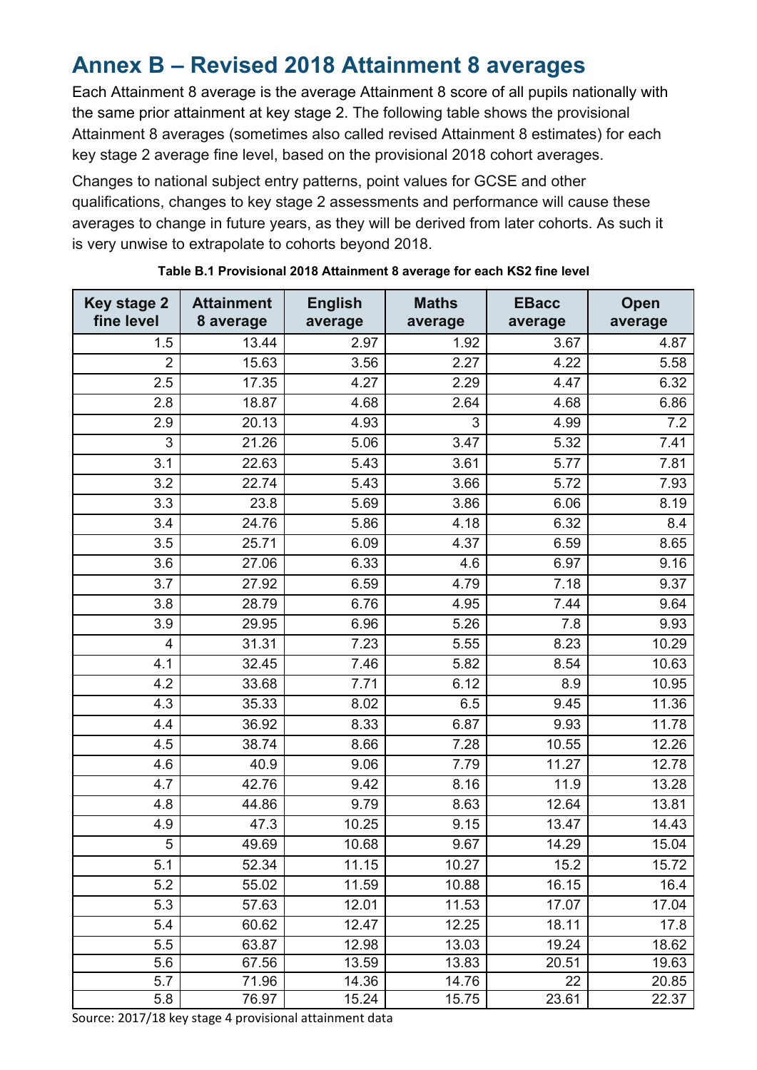## Annex B – Revised 2018 Attainment 8 averages

Each Attainment 8 average is the average Attainment 8 score of all pupils nationally with the same prior attainment at key stage 2. The following table shows the provisional Attainment 8 averages (sometimes also called revised Attainment 8 estimates) for each key stage 2 average fine level, based on the provisional 2018 cohort averages.

Changes to national subject entry patterns, point values for GCSE and other qualifications, changes to key stage 2 assessments and performance will cause these averages to change in future years, as they will be derived from later cohorts. As such it is very unwise to extrapolate to cohorts beyond 2018.

**Table B.1 Provisional 2018 Attainment 8 average for each KS2 fine level**

| Key stage 2 fine level | Attainment 8 average | English average | Maths average | EBacc average | Open average |
|---|---|---|---|---|---|
| 1.5 | 13.44 | 2.97 | 1.92 | 3.67 | 4.87 |
| 2 | 15.63 | 3.56 | 2.27 | 4.22 | 5.58 |
| 2.5 | 17.35 | 4.27 | 2.29 | 4.47 | 6.32 |
| 2.8 | 18.87 | 4.68 | 2.64 | 4.68 | 6.86 |
| 2.9 | 20.13 | 4.93 | 3 | 4.99 | 7.2 |
| 3 | 21.26 | 5.06 | 3.47 | 5.32 | 7.41 |
| 3.1 | 22.63 | 5.43 | 3.61 | 5.77 | 7.81 |
| 3.2 | 22.74 | 5.43 | 3.66 | 5.72 | 7.93 |
| 3.3 | 23.8 | 5.69 | 3.86 | 6.06 | 8.19 |
| 3.4 | 24.76 | 5.86 | 4.18 | 6.32 | 8.4 |
| 3.5 | 25.71 | 6.09 | 4.37 | 6.59 | 8.65 |
| 3.6 | 27.06 | 6.33 | 4.6 | 6.97 | 9.16 |
| 3.7 | 27.92 | 6.59 | 4.79 | 7.18 | 9.37 |
| 3.8 | 28.79 | 6.76 | 4.95 | 7.44 | 9.64 |
| 3.9 | 29.95 | 6.96 | 5.26 | 7.8 | 9.93 |
| 4 | 31.31 | 7.23 | 5.55 | 8.23 | 10.29 |
| 4.1 | 32.45 | 7.46 | 5.82 | 8.54 | 10.63 |
| 4.2 | 33.68 | 7.71 | 6.12 | 8.9 | 10.95 |
| 4.3 | 35.33 | 8.02 | 6.5 | 9.45 | 11.36 |
| 4.4 | 36.92 | 8.33 | 6.87 | 9.93 | 11.78 |
| 4.5 | 38.74 | 8.66 | 7.28 | 10.55 | 12.26 |
| 4.6 | 40.9 | 9.06 | 7.79 | 11.27 | 12.78 |
| 4.7 | 42.76 | 9.42 | 8.16 | 11.9 | 13.28 |
| 4.8 | 44.86 | 9.79 | 8.63 | 12.64 | 13.81 |
| 4.9 | 47.3 | 10.25 | 9.15 | 13.47 | 14.43 |
| 5 | 49.69 | 10.68 | 9.67 | 14.29 | 15.04 |
| 5.1 | 52.34 | 11.15 | 10.27 | 15.2 | 15.72 |
| 5.2 | 55.02 | 11.59 | 10.88 | 16.15 | 16.4 |
| 5.3 | 57.63 | 12.01 | 11.53 | 17.07 | 17.04 |
| 5.4 | 60.62 | 12.47 | 12.25 | 18.11 | 17.8 |
| 5.5 | 63.87 | 12.98 | 13.03 | 19.24 | 18.62 |
| 5.6 | 67.56 | 13.59 | 13.83 | 20.51 | 19.63 |
| 5.7 | 71.96 | 14.36 | 14.76 | 22 | 20.85 |
| 5.8 | 76.97 | 15.24 | 15.75 | 23.61 | 22.37 |

Source: 2017/18 key stage 4 provisional attainment data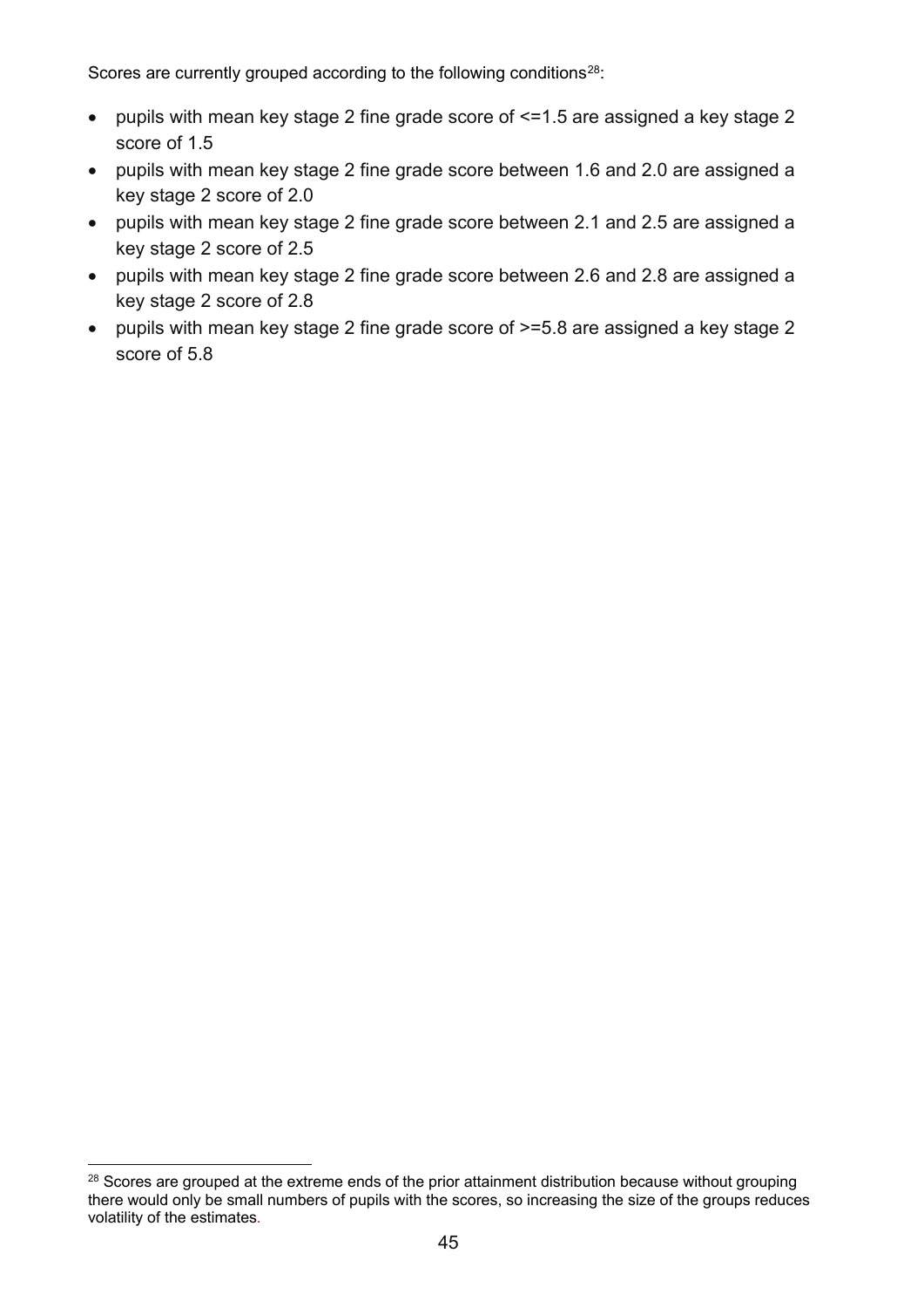Scores are currently grouped according to the following conditions[28]:

- pupils with mean key stage 2 fine grade score of <=1.5 are assigned a key stage 2 score of 1.5
- pupils with mean key stage 2 fine grade score between 1.6 and 2.0 are assigned a key stage 2 score of 2.0
- pupils with mean key stage 2 fine grade score between 2.1 and 2.5 are assigned a key stage 2 score of 2.5
- pupils with mean key stage 2 fine grade score between 2.6 and 2.8 are assigned a key stage 2 score of 2.8
- pupils with mean key stage 2 fine grade score of >=5.8 are assigned a key stage 2 score of 5.8

[28] Scores are grouped at the extreme ends of the prior attainment distribution because without grouping there would only be small numbers of pupils with the scores, so increasing the size of the groups reduces volatility of the estimates.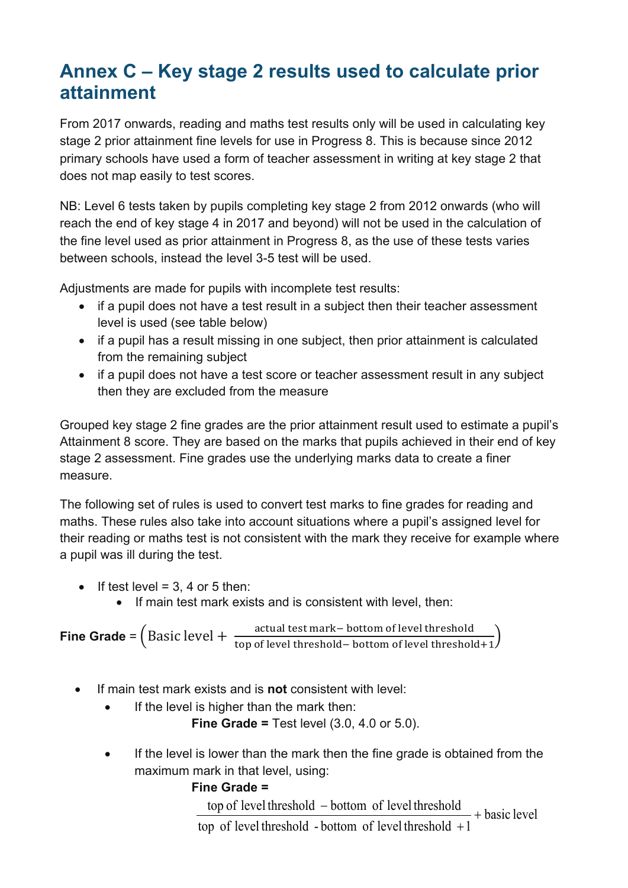## Annex C – Key stage 2 results used to calculate prior attainment

From 2017 onwards, reading and maths test results only will be used in calculating key stage 2 prior attainment fine levels for use in Progress 8. This is because since 2012 primary schools have used a form of teacher assessment in writing at key stage 2 that does not map easily to test scores.

NB: Level 6 tests taken by pupils completing key stage 2 from 2012 onwards (who will reach the end of key stage 4 in 2017 and beyond) will not be used in the calculation of the fine level used as prior attainment in Progress 8, as the use of these tests varies between schools, instead the level 3-5 test will be used.

Adjustments are made for pupils with incomplete test results:

- if a pupil does not have a test result in a subject then their teacher assessment level is used (see table below)
- if a pupil has a result missing in one subject, then prior attainment is calculated from the remaining subject
- if a pupil does not have a test score or teacher assessment result in any subject then they are excluded from the measure

Grouped key stage 2 fine grades are the prior attainment result used to estimate a pupil's Attainment 8 score. They are based on the marks that pupils achieved in their end of key stage 2 assessment. Fine grades use the underlying marks data to create a finer measure.

The following set of rules is used to convert test marks to fine grades for reading and maths. These rules also take into account situations where a pupil's assigned level for their reading or maths test is not consistent with the mark they receive for example where a pupil was ill during the test.

- If test level = 3, 4 or 5 then:
  - If main test mark exists and is consistent with level, then:

**Fine Grade** = $\left(\text{Basic level} + \frac{\text{actual test mark} - \text{bottom of level threshold}}{\text{top of level threshold} - \text{bottom of level threshold} + 1}\right)$

- If main test mark exists and is **not** consistent with level:
  - If the level is higher than the mark then:
    **Fine Grade =** Test level (3.0, 4.0 or 5.0).
  - If the level is lower than the mark then the fine grade is obtained from the maximum mark in that level, using:
    **Fine Grade =**

$$\frac{\text{top of level threshold} - \text{bottom of level threshold}}{\text{top of level threshold} - \text{bottom of level threshold} + 1} + \text{basic level}$$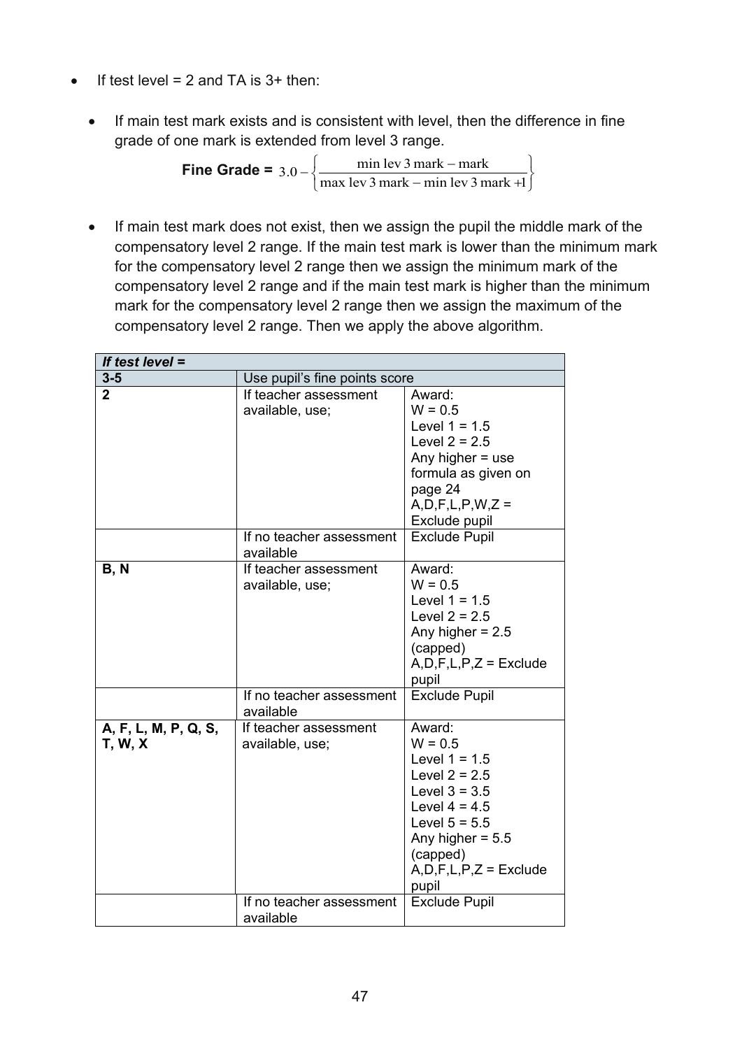- If test level = 2 and TA is 3+ then:

    - If main test mark exists and is consistent with level, then the difference in fine grade of one mark is extended from level 3 range.

$$\textbf{Fine Grade = } 3.0 - \left\{ \frac{\text{min lev 3 mark} - \text{mark}}{\text{max lev 3 mark} - \text{min lev 3 mark} + 1} \right\}$$

    - If main test mark does not exist, then we assign the pupil the middle mark of the compensatory level 2 range. If the main test mark is lower than the minimum mark for the compensatory level 2 range then we assign the minimum mark of the compensatory level 2 range and if the main test mark is higher than the minimum mark for the compensatory level 2 range then we assign the maximum of the compensatory level 2 range. Then we apply the above algorithm.

| *If test level =* | | |
|---|---|---|
| **3-5** | Use pupil's fine points score | |
| **2** | If teacher assessment available, use; | Award:<br>W = 0.5<br>Level 1 = 1.5<br>Level 2 = 2.5<br>Any higher = use formula as given on page 24<br>A,D,F,L,P,W,Z = Exclude pupil |
| | If no teacher assessment available | Exclude Pupil |
| **B, N** | If teacher assessment available, use; | Award:<br>W = 0.5<br>Level 1 = 1.5<br>Level 2 = 2.5<br>Any higher = 2.5 (capped)<br>A,D,F,L,P,Z = Exclude pupil |
| | If no teacher assessment available | Exclude Pupil |
| **A, F, L, M, P, Q, S, T, W, X** | If teacher assessment available, use; | Award:<br>W = 0.5<br>Level 1 = 1.5<br>Level 2 = 2.5<br>Level 3 = 3.5<br>Level 4 = 4.5<br>Level 5 = 5.5<br>Any higher = 5.5 (capped)<br>A,D,F,L,P,Z = Exclude pupil |
| | If no teacher assessment available | Exclude Pupil |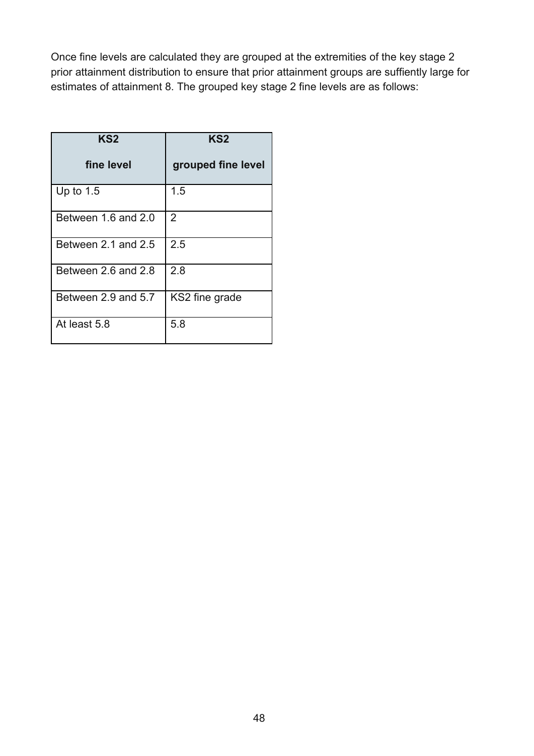Once fine levels are calculated they are grouped at the extremities of the key stage 2 prior attainment distribution to ensure that prior attainment groups are suffiently large for estimates of attainment 8. The grouped key stage 2 fine levels are as follows:

| KS2 fine level | KS2 grouped fine level |
|---|---|
| Up to 1.5 | 1.5 |
| Between 1.6 and 2.0 | 2 |
| Between 2.1 and 2.5 | 2.5 |
| Between 2.6 and 2.8 | 2.8 |
| Between 2.9 and 5.7 | KS2 fine grade |
| At least 5.8 | 5.8 |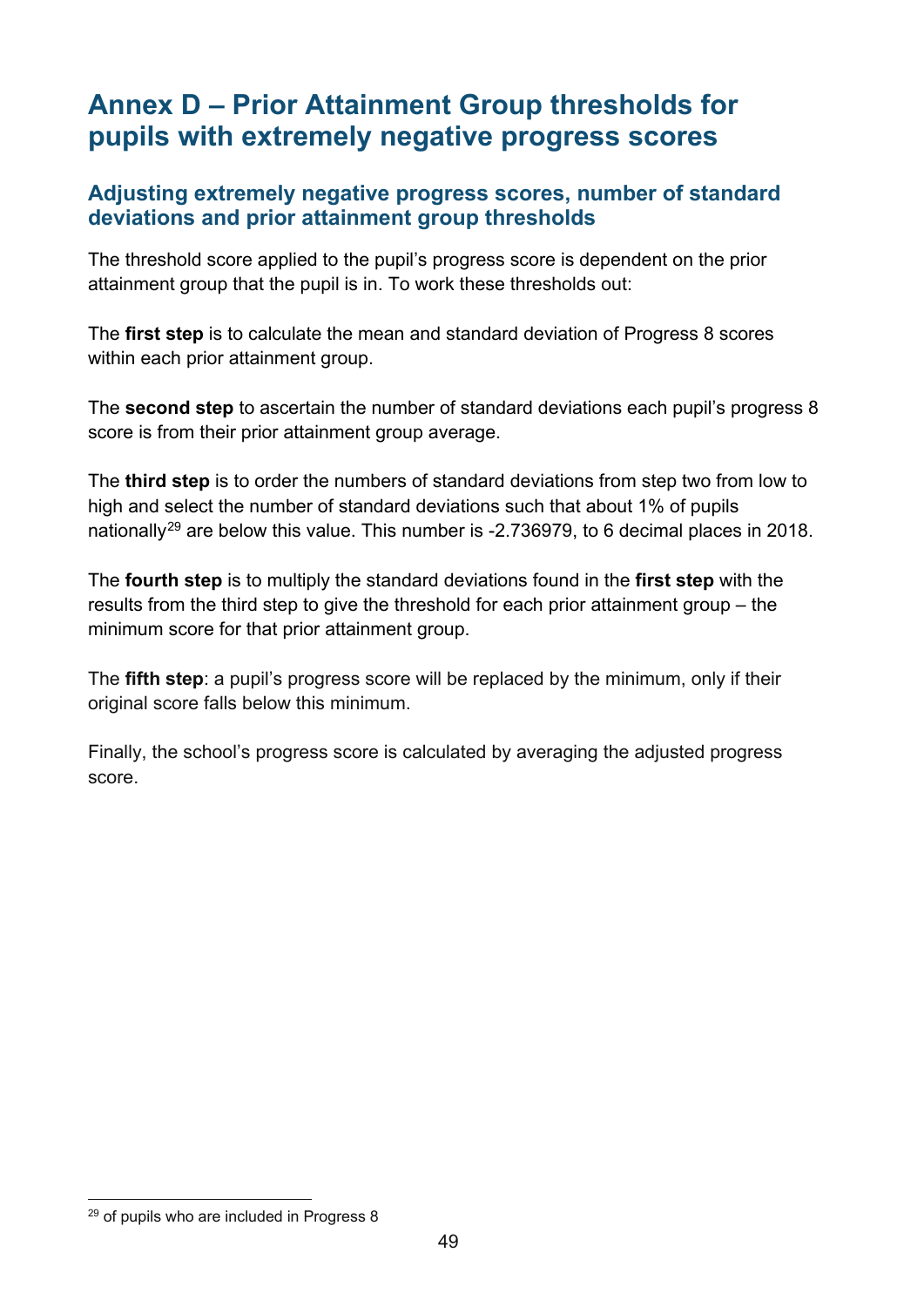# Annex D – Prior Attainment Group thresholds for pupils with extremely negative progress scores

## Adjusting extremely negative progress scores, number of standard deviations and prior attainment group thresholds

The threshold score applied to the pupil's progress score is dependent on the prior attainment group that the pupil is in. To work these thresholds out:

The **first step** is to calculate the mean and standard deviation of Progress 8 scores within each prior attainment group.

The **second step** to ascertain the number of standard deviations each pupil's progress 8 score is from their prior attainment group average.

The **third step** is to order the numbers of standard deviations from step two from low to high and select the number of standard deviations such that about 1% of pupils nationally[29] are below this value. This number is -2.736979, to 6 decimal places in 2018.

The **fourth step** is to multiply the standard deviations found in the **first step** with the results from the third step to give the threshold for each prior attainment group – the minimum score for that prior attainment group.

The **fifth step**: a pupil's progress score will be replaced by the minimum, only if their original score falls below this minimum.

Finally, the school's progress score is calculated by averaging the adjusted progress score.

[29] of pupils who are included in Progress 8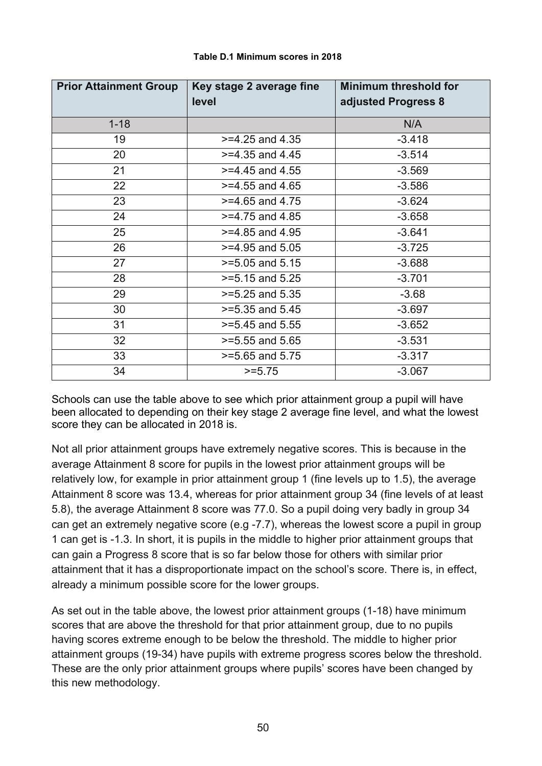**Table D.1 Minimum scores in 2018**

| Prior Attainment Group | Key stage 2 average fine level | Minimum threshold for adjusted Progress 8 |
|---|---|---|
| 1-18 | | N/A |
| 19 | >=4.25 and 4.35 | -3.418 |
| 20 | >=4.35 and 4.45 | -3.514 |
| 21 | >=4.45 and 4.55 | -3.569 |
| 22 | >=4.55 and 4.65 | -3.586 |
| 23 | >=4.65 and 4.75 | -3.624 |
| 24 | >=4.75 and 4.85 | -3.658 |
| 25 | >=4.85 and 4.95 | -3.641 |
| 26 | >=4.95 and 5.05 | -3.725 |
| 27 | >=5.05 and 5.15 | -3.688 |
| 28 | >=5.15 and 5.25 | -3.701 |
| 29 | >=5.25 and 5.35 | -3.68 |
| 30 | >=5.35 and 5.45 | -3.697 |
| 31 | >=5.45 and 5.55 | -3.652 |
| 32 | >=5.55 and 5.65 | -3.531 |
| 33 | >=5.65 and 5.75 | -3.317 |
| 34 | >=5.75 | -3.067 |

Schools can use the table above to see which prior attainment group a pupil will have been allocated to depending on their key stage 2 average fine level, and what the lowest score they can be allocated in 2018 is.

Not all prior attainment groups have extremely negative scores. This is because in the average Attainment 8 score for pupils in the lowest prior attainment groups will be relatively low, for example in prior attainment group 1 (fine levels up to 1.5), the average Attainment 8 score was 13.4, whereas for prior attainment group 34 (fine levels of at least 5.8), the average Attainment 8 score was 77.0. So a pupil doing very badly in group 34 can get an extremely negative score (e.g -7.7), whereas the lowest score a pupil in group 1 can get is -1.3. In short, it is pupils in the middle to higher prior attainment groups that can gain a Progress 8 score that is so far below those for others with similar prior attainment that it has a disproportionate impact on the school's score. There is, in effect, already a minimum possible score for the lower groups.

As set out in the table above, the lowest prior attainment groups (1-18) have minimum scores that are above the threshold for that prior attainment group, due to no pupils having scores extreme enough to be below the threshold. The middle to higher prior attainment groups (19-34) have pupils with extreme progress scores below the threshold. These are the only prior attainment groups where pupils' scores have been changed by this new methodology.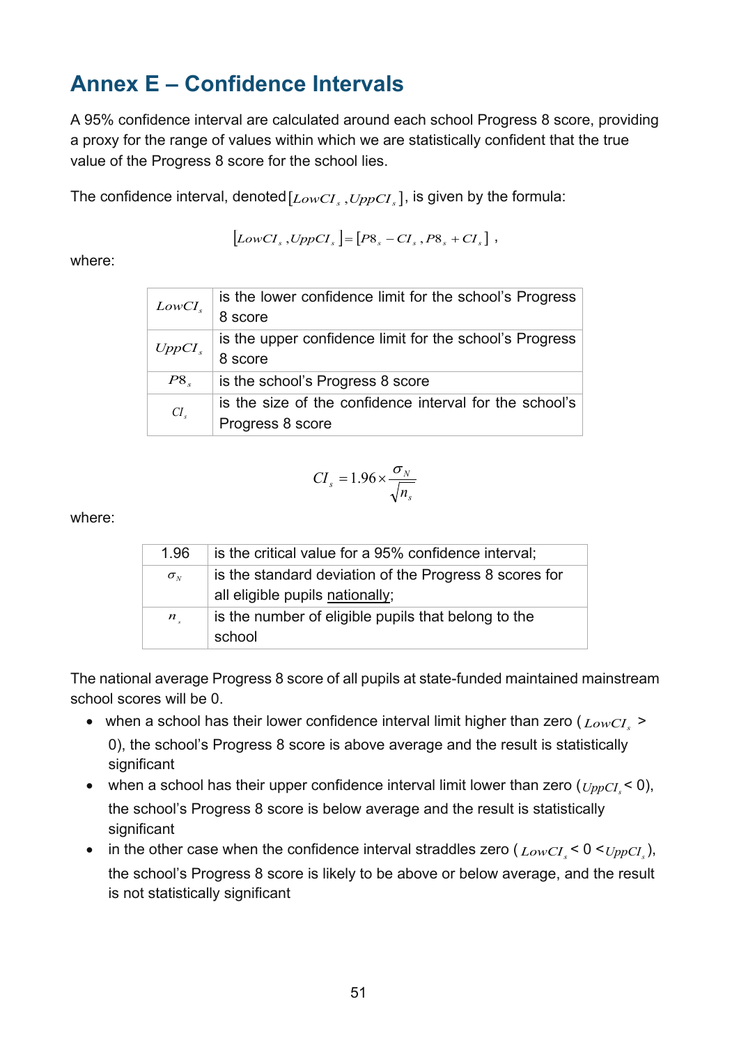# Annex E – Confidence Intervals

A 95% confidence interval are calculated around each school Progress 8 score, providing a proxy for the range of values within which we are statistically confident that the true value of the Progress 8 score for the school lies.

The confidence interval, denoted $[LowCI_s, UppCI_s]$, is given by the formula:

$$[LowCI_s, UppCI_s] = [P8_s - CI_s, P8_s + CI_s] ,$$

where:

| | |
|---|---|
| $LowCI_s$ | is the lower confidence limit for the school's Progress 8 score |
| $UppCI_s$ | is the upper confidence limit for the school's Progress 8 score |
| $P8_s$ | is the school's Progress 8 score |
| $CI_s$ | is the size of the confidence interval for the school's Progress 8 score |

$$CI_s = 1.96 \times \frac{\sigma_N}{\sqrt{n_s}}$$

where:

| | |
|---|---|
| 1.96 | is the critical value for a 95% confidence interval; |
| $\sigma_N$ | is the standard deviation of the Progress 8 scores for all eligible pupils nationally; |
| $n_s$ | is the number of eligible pupils that belong to the school |

The national average Progress 8 score of all pupils at state-funded maintained mainstream school scores will be 0.

- when a school has their lower confidence interval limit higher than zero ($LowCI_s > 0$), the school's Progress 8 score is above average and the result is statistically significant
- when a school has their upper confidence interval limit lower than zero ($UppCI_s < 0$), the school's Progress 8 score is below average and the result is statistically significant
- in the other case when the confidence interval straddles zero ($LowCI_s < 0 < UppCI_s$), the school's Progress 8 score is likely to be above or below average, and the result is not statistically significant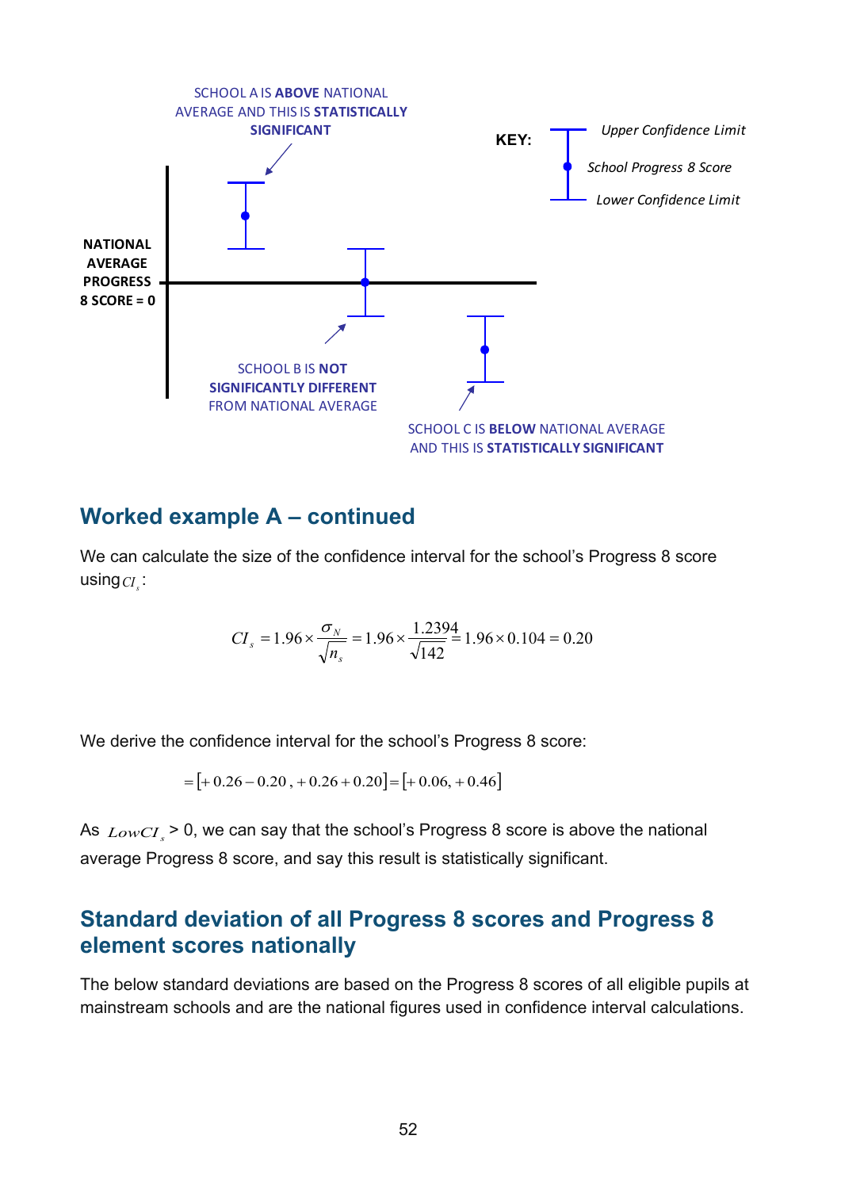SCHOOL A IS **ABOVE** NATIONAL AVERAGE AND THIS IS **STATISTICALLY SIGNIFICANT**

**KEY:**

*Upper Confidence Limit*

*School Progress 8 Score*

*Lower Confidence Limit*

**NATIONAL AVERAGE PROGRESS 8 SCORE = 0**

SCHOOL B IS **NOT SIGNIFICANTLY DIFFERENT** FROM NATIONAL AVERAGE

SCHOOL C IS **BELOW** NATIONAL AVERAGE AND THIS IS **STATISTICALLY SIGNIFICANT**

## Worked example A – continued

We can calculate the size of the confidence interval for the school's Progress 8 score using $CI_s$:

$$CI_s = 1.96 \times \frac{\sigma_N}{\sqrt{n_s}} = 1.96 \times \frac{1.2394}{\sqrt{142}} = 1.96 \times 0.104 = 0.20$$

We derive the confidence interval for the school's Progress 8 score:

$$= [+0.26 - 0.20\,,\, +0.26 + 0.20] = [+0.06, +0.46]$$

As $LowCI_s$ > 0, we can say that the school's Progress 8 score is above the national average Progress 8 score, and say this result is statistically significant.

## Standard deviation of all Progress 8 scores and Progress 8 element scores nationally

The below standard deviations are based on the Progress 8 scores of all eligible pupils at mainstream schools and are the national figures used in confidence interval calculations.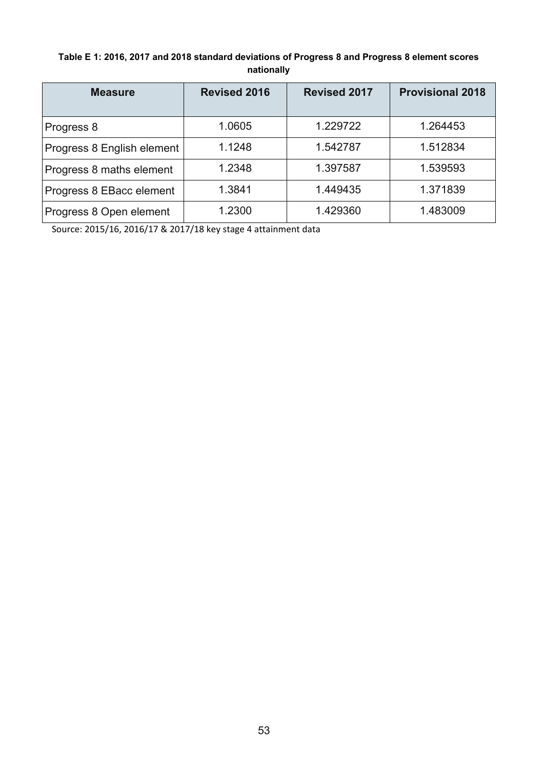**Table E 1: 2016, 2017 and 2018 standard deviations of Progress 8 and Progress 8 element scores nationally**

| Measure | Revised 2016 | Revised 2017 | Provisional 2018 |
|---|---|---|---|
| Progress 8 | 1.0605 | 1.229722 | 1.264453 |
| Progress 8 English element | 1.1248 | 1.542787 | 1.512834 |
| Progress 8 maths element | 1.2348 | 1.397587 | 1.539593 |
| Progress 8 EBacc element | 1.3841 | 1.449435 | 1.371839 |
| Progress 8 Open element | 1.2300 | 1.429360 | 1.483009 |

Source: 2015/16, 2016/17 & 2017/18 key stage 4 attainment data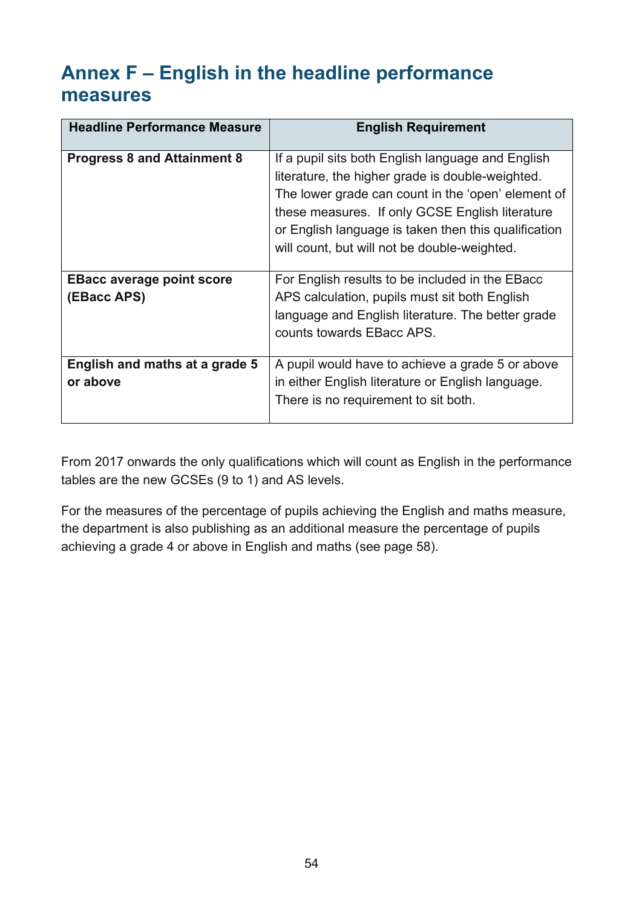# Annex F – English in the headline performance measures

| Headline Performance Measure | English Requirement |
|---|---|
| **Progress 8 and Attainment 8** | If a pupil sits both English language and English literature, the higher grade is double-weighted. The lower grade can count in the 'open' element of these measures. If only GCSE English literature or English language is taken then this qualification will count, but will not be double-weighted. |
| **EBacc average point score (EBacc APS)** | For English results to be included in the EBacc APS calculation, pupils must sit both English language and English literature. The better grade counts towards EBacc APS. |
| **English and maths at a grade 5 or above** | A pupil would have to achieve a grade 5 or above in either English literature or English language. There is no requirement to sit both. |

From 2017 onwards the only qualifications which will count as English in the performance tables are the new GCSEs (9 to 1) and AS levels.

For the measures of the percentage of pupils achieving the English and maths measure, the department is also publishing as an additional measure the percentage of pupils achieving a grade 4 or above in English and maths (see page 58).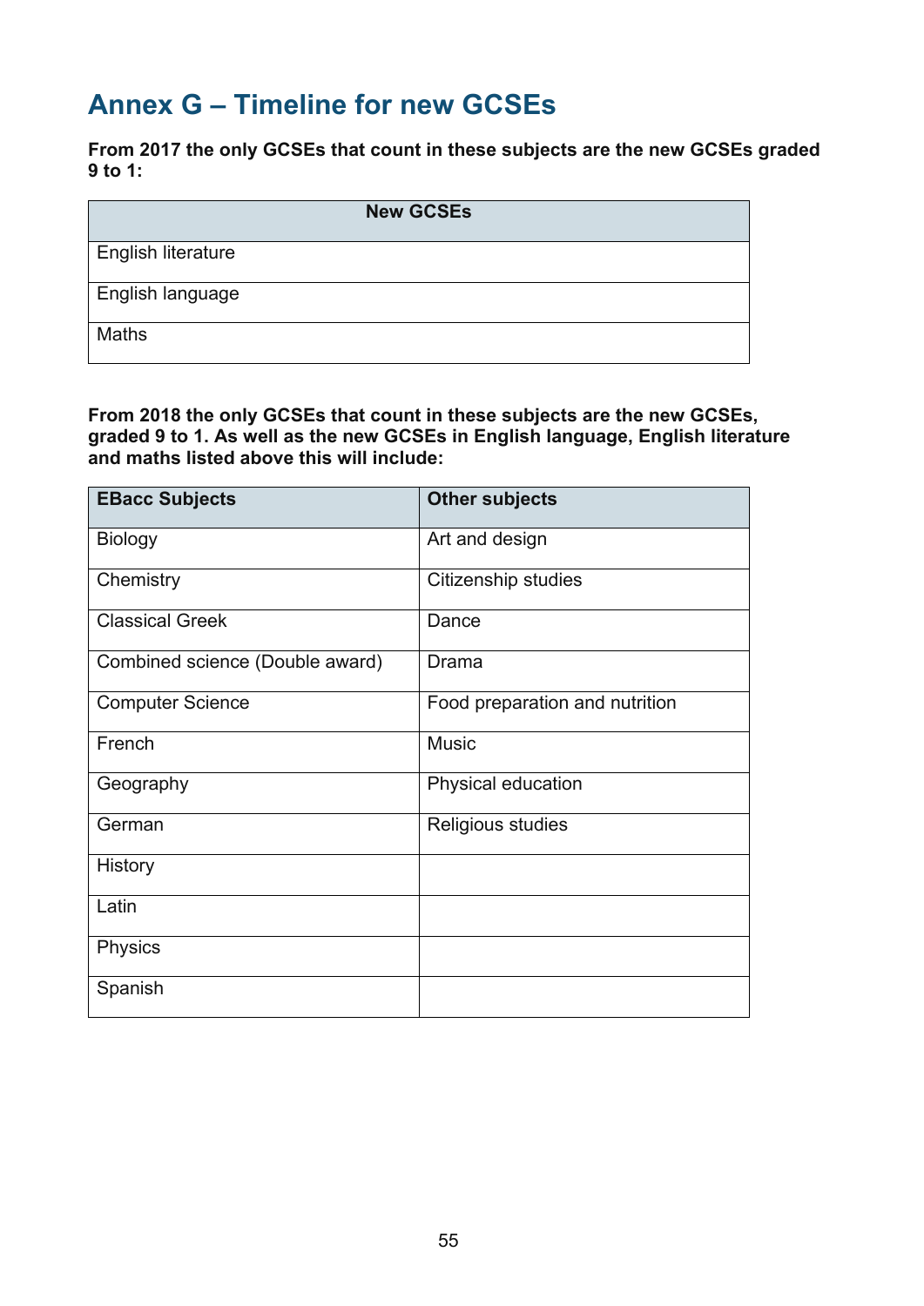# Annex G – Timeline for new GCSEs

**From 2017 the only GCSEs that count in these subjects are the new GCSEs graded 9 to 1:**

| New GCSEs |
|---|
| English literature |
| English language |
| Maths |

**From 2018 the only GCSEs that count in these subjects are the new GCSEs, graded 9 to 1. As well as the new GCSEs in English language, English literature and maths listed above this will include:**

| EBacc Subjects | Other subjects |
|---|---|
| Biology | Art and design |
| Chemistry | Citizenship studies |
| Classical Greek | Dance |
| Combined science (Double award) | Drama |
| Computer Science | Food preparation and nutrition |
| French | Music |
| Geography | Physical education |
| German | Religious studies |
| History | |
| Latin | |
| Physics | |
| Spanish | |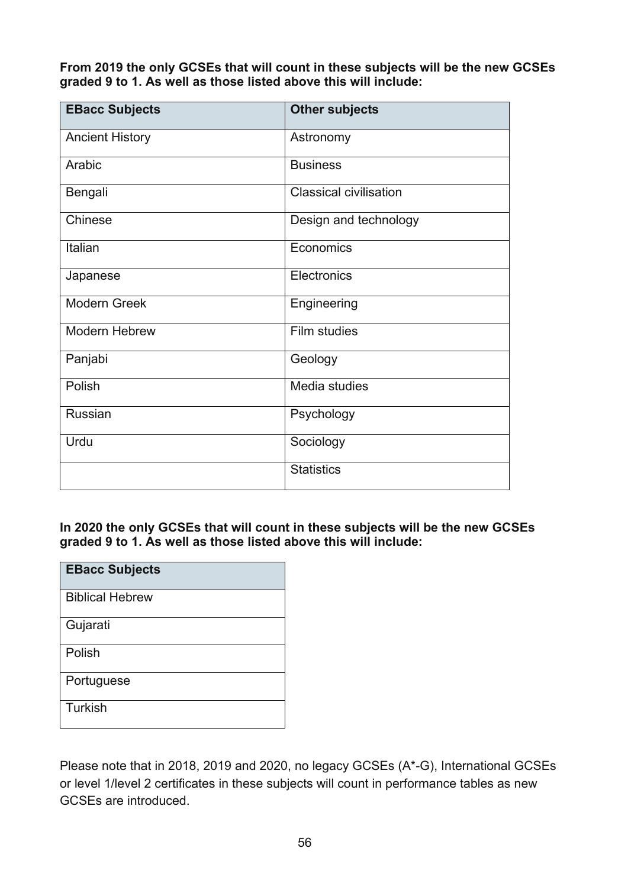**From 2019 the only GCSEs that will count in these subjects will be the new GCSEs graded 9 to 1. As well as those listed above this will include:**

| EBacc Subjects | Other subjects |
|---|---|
| Ancient History | Astronomy |
| Arabic | Business |
| Bengali | Classical civilisation |
| Chinese | Design and technology |
| Italian | Economics |
| Japanese | Electronics |
| Modern Greek | Engineering |
| Modern Hebrew | Film studies |
| Panjabi | Geology |
| Polish | Media studies |
| Russian | Psychology |
| Urdu | Sociology |
| | Statistics |

**In 2020 the only GCSEs that will count in these subjects will be the new GCSEs graded 9 to 1. As well as those listed above this will include:**

| EBacc Subjects |
|---|
| Biblical Hebrew |
| Gujarati |
| Polish |
| Portuguese |
| Turkish |

Please note that in 2018, 2019 and 2020, no legacy GCSEs (A*-G), International GCSEs or level 1/level 2 certificates in these subjects will count in performance tables as new GCSEs are introduced.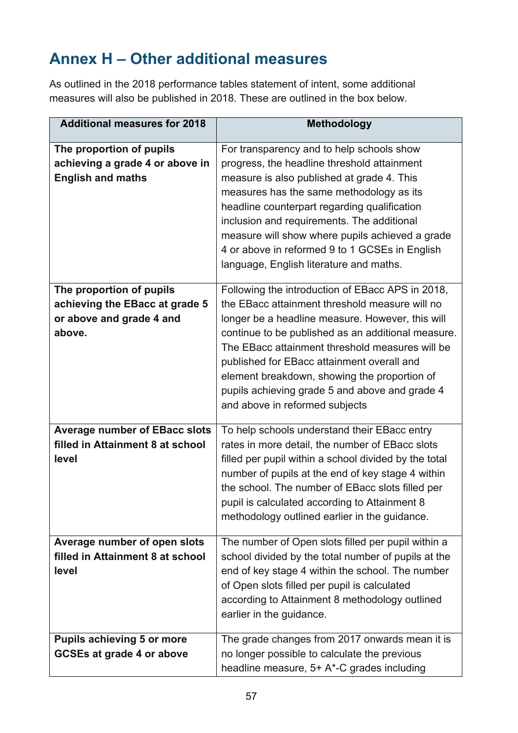## Annex H – Other additional measures

As outlined in the 2018 performance tables statement of intent, some additional measures will also be published in 2018. These are outlined in the box below.

| Additional measures for 2018 | Methodology |
|---|---|
| **The proportion of pupils achieving a grade 4 or above in English and maths** | For transparency and to help schools show progress, the headline threshold attainment measure is also published at grade 4. This measures has the same methodology as its headline counterpart regarding qualification inclusion and requirements. The additional measure will show where pupils achieved a grade 4 or above in reformed 9 to 1 GCSEs in English language, English literature and maths. |
| **The proportion of pupils achieving the EBacc at grade 5 or above and grade 4 and above.** | Following the introduction of EBacc APS in 2018, the EBacc attainment threshold measure will no longer be a headline measure. However, this will continue to be published as an additional measure. The EBacc attainment threshold measures will be published for EBacc attainment overall and element breakdown, showing the proportion of pupils achieving grade 5 and above and grade 4 and above in reformed subjects |
| **Average number of EBacc slots filled in Attainment 8 at school level** | To help schools understand their EBacc entry rates in more detail, the number of EBacc slots filled per pupil within a school divided by the total number of pupils at the end of key stage 4 within the school. The number of EBacc slots filled per pupil is calculated according to Attainment 8 methodology outlined earlier in the guidance. |
| **Average number of open slots filled in Attainment 8 at school level** | The number of Open slots filled per pupil within a school divided by the total number of pupils at the end of key stage 4 within the school. The number of Open slots filled per pupil is calculated according to Attainment 8 methodology outlined earlier in the guidance. |
| **Pupils achieving 5 or more GCSEs at grade 4 or above** | The grade changes from 2017 onwards mean it is no longer possible to calculate the previous headline measure, 5+ A*-C grades including |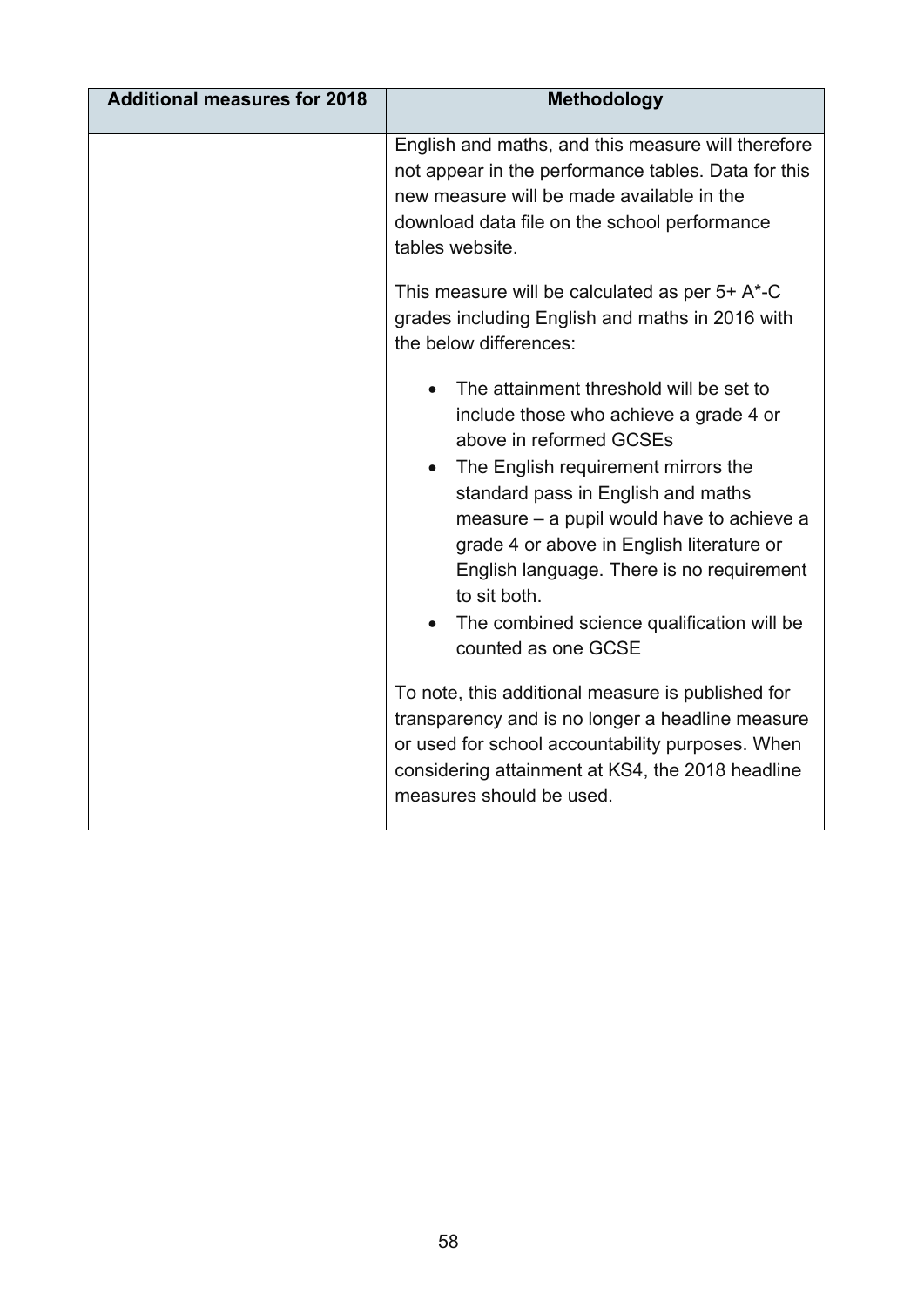| Additional measures for 2018 | Methodology |
|---|---|
| | English and maths, and this measure will therefore not appear in the performance tables. Data for this new measure will be made available in the download data file on the school performance tables website.<br><br>This measure will be calculated as per 5+ A*-C grades including English and maths in 2016 with the below differences:<br><br>• The attainment threshold will be set to include those who achieve a grade 4 or above in reformed GCSEs<br>• The English requirement mirrors the standard pass in English and maths measure – a pupil would have to achieve a grade 4 or above in English literature or English language. There is no requirement to sit both.<br>• The combined science qualification will be counted as one GCSE<br><br>To note, this additional measure is published for transparency and is no longer a headline measure or used for school accountability purposes. When considering attainment at KS4, the 2018 headline measures should be used. |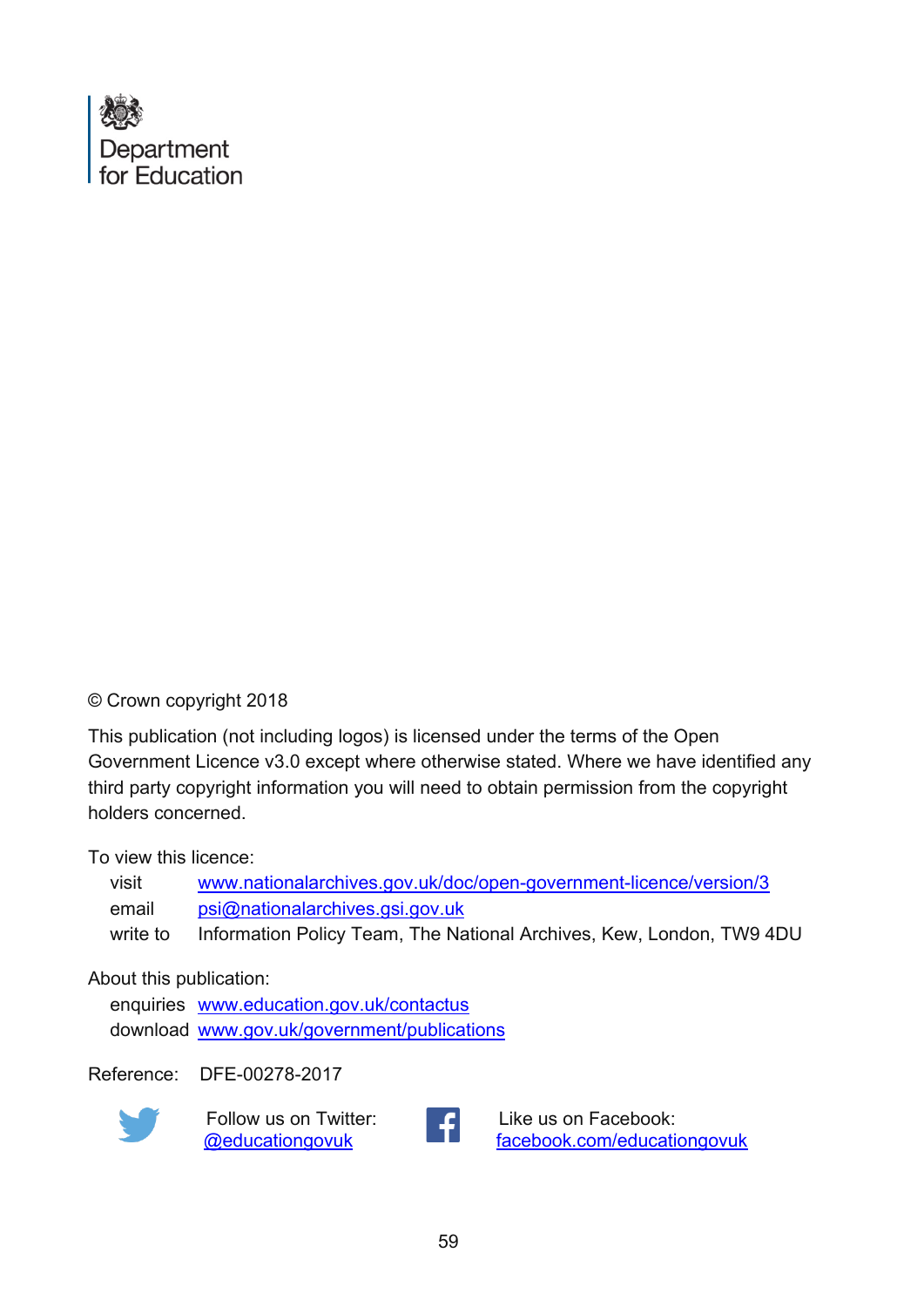Department for Education

© Crown copyright 2018

This publication (not including logos) is licensed under the terms of the Open Government Licence v3.0 except where otherwise stated. Where we have identified any third party copyright information you will need to obtain permission from the copyright holders concerned.

To view this licence:

visit www.nationalarchives.gov.uk/doc/open-government-licence/version/3
email psi@nationalarchives.gsi.gov.uk
write to Information Policy Team, The National Archives, Kew, London, TW9 4DU

About this publication:

enquiries www.education.gov.uk/contactus
download www.gov.uk/government/publications

Reference: DFE-00278-2017

Follow us on Twitter: @educationgovuk

Like us on Facebook: facebook.com/educationgovuk